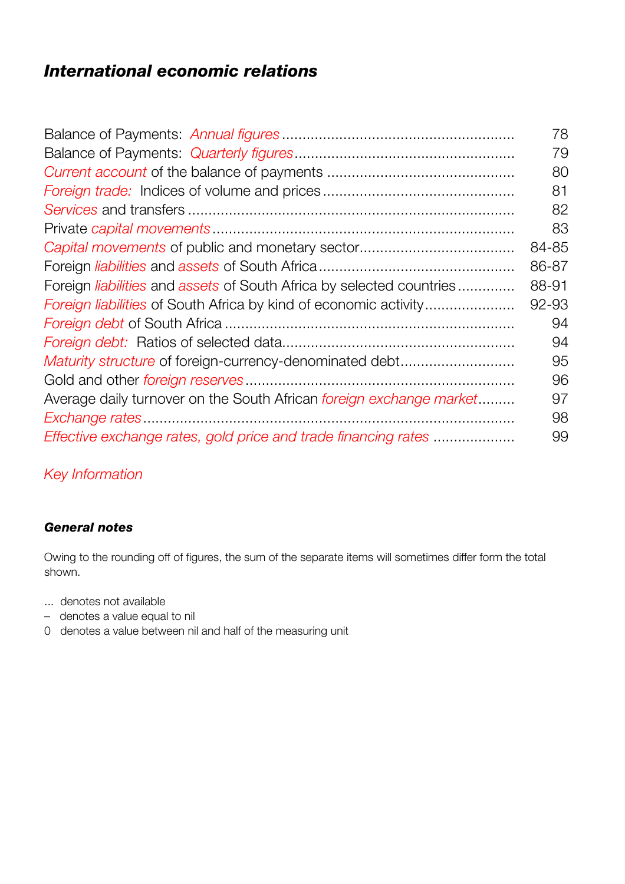## *International economic relations*

| | |
|---|---|
| Balance of Payments: *Annual figures* | 78 |
| Balance of Payments: *Quarterly figures* | 79 |
| *Current account* of the balance of payments | 80 |
| *Foreign trade:* Indices of volume and prices | 81 |
| *Services* and transfers | 82 |
| Private *capital movements* | 83 |
| *Capital movements* of public and monetary sector | 84-85 |
| Foreign *liabilities* and *assets* of South Africa | 86-87 |
| Foreign *liabilities* and *assets* of South Africa by selected countries | 88-91 |
| *Foreign liabilities* of South Africa by kind of economic activity | 92-93 |
| *Foreign debt* of South Africa | 94 |
| *Foreign debt:* Ratios of selected data | 94 |
| *Maturity structure* of foreign-currency-denominated debt | 95 |
| Gold and other *foreign reserves* | 96 |
| Average daily turnover on the South African *foreign exchange market* | 97 |
| *Exchange rates* | 98 |
| *Effective exchange rates, gold price and trade financing rates* | 99 |

*Key Information*

### *General notes*

Owing to the rounding off of figures, the sum of the separate items will sometimes differ form the total shown.

... denotes not available
– denotes a value equal to nil
0 denotes a value between nil and half of the measuring unit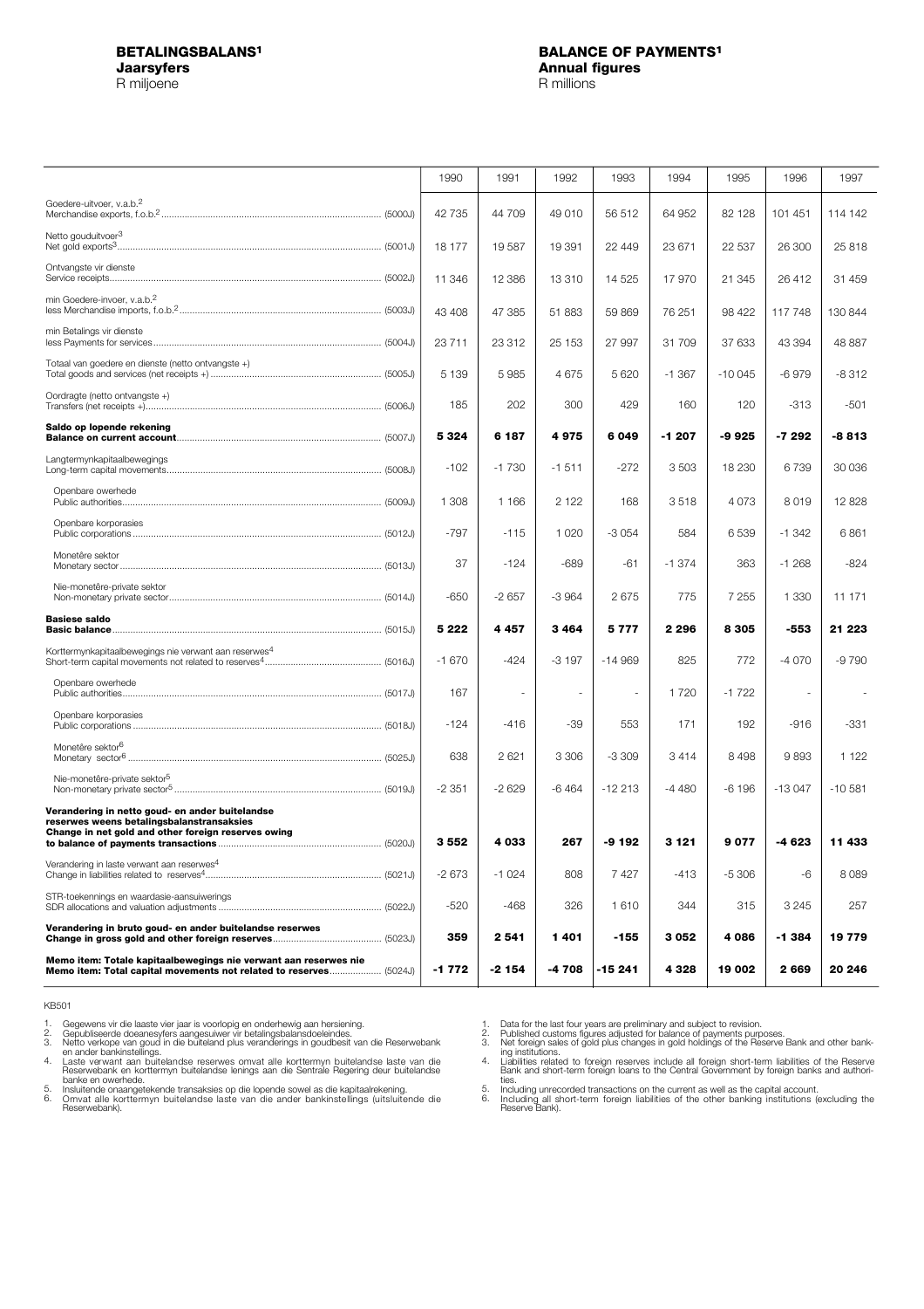**BETALINGSBALANS[1]**
**Jaarsyfers**
R miljoene

**BALANCE OF PAYMENTS[1]**
**Annual figures**
R millions

| | 1990 | 1991 | 1992 | 1993 | 1994 | 1995 | 1996 | 1997 |
|---|---|---|---|---|---|---|---|---|
| Goedere-uitvoer, v.a.b.[2] / Merchandise exports, f.o.b.[2] (5000J) | 42 735 | 44 709 | 49 010 | 56 512 | 64 952 | 82 128 | 101 451 | 114 142 |
| Netto gouduitvoer[3] / Net gold exports[3] (5001J) | 18 177 | 19 587 | 19 391 | 22 449 | 23 671 | 22 537 | 26 300 | 25 818 |
| Ontvangste vir dienste / Service receipts (5002J) | 11 346 | 12 386 | 13 310 | 14 525 | 17 970 | 21 345 | 26 412 | 31 459 |
| min Goedere-invoer, v.a.b.[2] / less Merchandise imports, f.o.b.[2] (5003J) | 43 408 | 47 385 | 51 883 | 59 869 | 76 251 | 98 422 | 117 748 | 130 844 |
| min Betalings vir dienste / less Payments for services (5004J) | 23 711 | 23 312 | 25 153 | 27 997 | 31 709 | 37 633 | 43 394 | 48 887 |
| Totaal van goedere en dienste (netto ontvangste +) / Total goods and services (net receipts +) (5005J) | 5 139 | 5 985 | 4 675 | 5 620 | -1 367 | -10 045 | -6 979 | -8 312 |
| Oordragte (netto ontvangste +) / Transfers (net receipts +) (5006J) | 185 | 202 | 300 | 429 | 160 | 120 | -313 | -501 |
| **Saldo op lopende rekening / Balance on current account (5007J)** | **5 324** | **6 187** | **4 975** | **6 049** | **-1 207** | **-9 925** | **-7 292** | **-8 813** |
| Langtermynkapitaalbewegings / Long-term capital movements (5008J) | -102 | -1 730 | -1 511 | -272 | 3 503 | 18 230 | 6 739 | 30 036 |
| Openbare owerhede / Public authorities (5009J) | 1 308 | 1 166 | 2 122 | 168 | 3 518 | 4 073 | 8 019 | 12 828 |
| Openbare korporasies / Public corporations (5012J) | -797 | -115 | 1 020 | -3 054 | 584 | 6 539 | -1 342 | 6 861 |
| Monetêre sektor / Monetary sector (5013J) | 37 | -124 | -689 | -61 | -1 374 | 363 | -1 268 | -824 |
| Nie-monetêre-private sektor / Non-monetary private sector (5014J) | -650 | -2 657 | -3 964 | 2 675 | 775 | 7 255 | 1 330 | 11 171 |
| **Basiese saldo / Basic balance (5015J)** | **5 222** | **4 457** | **3 464** | **5 777** | **2 296** | **8 305** | **-553** | **21 223** |
| Korttermynkapitaalbewegings nie verwant aan reserwes[4] / Short-term capital movements not related to reserves[4] (5016J) | -1 670 | -424 | -3 197 | -14 969 | 825 | 772 | -4 070 | -9 790 |
| Openbare owerhede / Public authorities (5017J) | 167 | - | - | - | 1 720 | -1 722 | - | - |
| Openbare korporasies / Public corporations (5018J) | -124 | -416 | -39 | 553 | 171 | 192 | -916 | -331 |
| Monetêre sektor[6] / Monetary sector[6] (5025J) | 638 | 2 621 | 3 306 | -3 309 | 3 414 | 8 498 | 9 893 | 1 122 |
| Nie-monetêre-private sektor[5] / Non-monetary private sector[5] (5019J) | -2 351 | -2 629 | -6 464 | -12 213 | -4 480 | -6 196 | -13 047 | -10 581 |
| **Verandering in netto goud- en ander buitelandse reserwes weens betalingsbalanstransaksies / Change in net gold and other foreign reserves owing to balance of payments transactions (5020J)** | **3 552** | **4 033** | **267** | **-9 192** | **3 121** | **9 077** | **-4 623** | **11 433** |
| Verandering in laste verwant aan reserwes[4] / Change in liabilities related to reserves[4] (5021J) | -2 673 | -1 024 | 808 | 7 427 | -413 | -5 306 | -6 | 8 089 |
| STR-toekennings en waardasie-aansuiwerings / SDR allocations and valuation adjustments (5022J) | -520 | -468 | 326 | 1 610 | 344 | 315 | 3 245 | 257 |
| **Verandering in bruto goud- en ander buitelandse reserwes / Change in gross gold and other foreign reserves (5023J)** | **359** | **2 541** | **1 401** | **-155** | **3 052** | **4 086** | **-1 384** | **19 779** |
| **Memo item: Totale kapitaalbewegings nie verwant aan reserwes nie / Memo item: Total capital movements not related to reserves (5024J)** | **-1 772** | **-2 154** | **-4 708** | **-15 241** | **4 328** | **19 002** | **2 669** | **20 246** |

KB501

1. Gegewens vir die laaste vier jaar is voorlopig en onderhewig aan hersiening.
2. Gepubliseerde doeanesyfers aangesuiwer vir betalingsbalansdoeleindes.
3. Netto verkope van goud in die buiteland plus veranderings in goudbesit van die Reserwebank en ander bankinstellings.
4. Laste verwant aan buitelandse reserwes omvat alle korttermyn buitelandse laste van die Reserwebank en korttermyn buitelandse lenings aan die Sentrale Regering deur buitelandse banke en owerhede.
5. Insluitende onaangetekende transaksies op die lopende sowel as die kapitaalrekening.
6. Omvat alle korttermyn buitelandse laste van die ander bankinstellings (uitsluitende die Reserwebank).

1. Data for the last four years are preliminary and subject to revision.
2. Published customs figures adjusted for balance of payments purposes.
3. Net foreign sales of gold plus changes in gold holdings of the Reserve Bank and other banking institutions.
4. Liabilities related to foreign reserves include all foreign short-term liabilities of the Reserve Bank and short-term foreign loans to the Central Government by foreign banks and authorities.
5. Including unrecorded transactions on the current as well as the capital account.
6. Including all short-term foreign liabilities of the other banking institutions (excluding the Reserve Bank).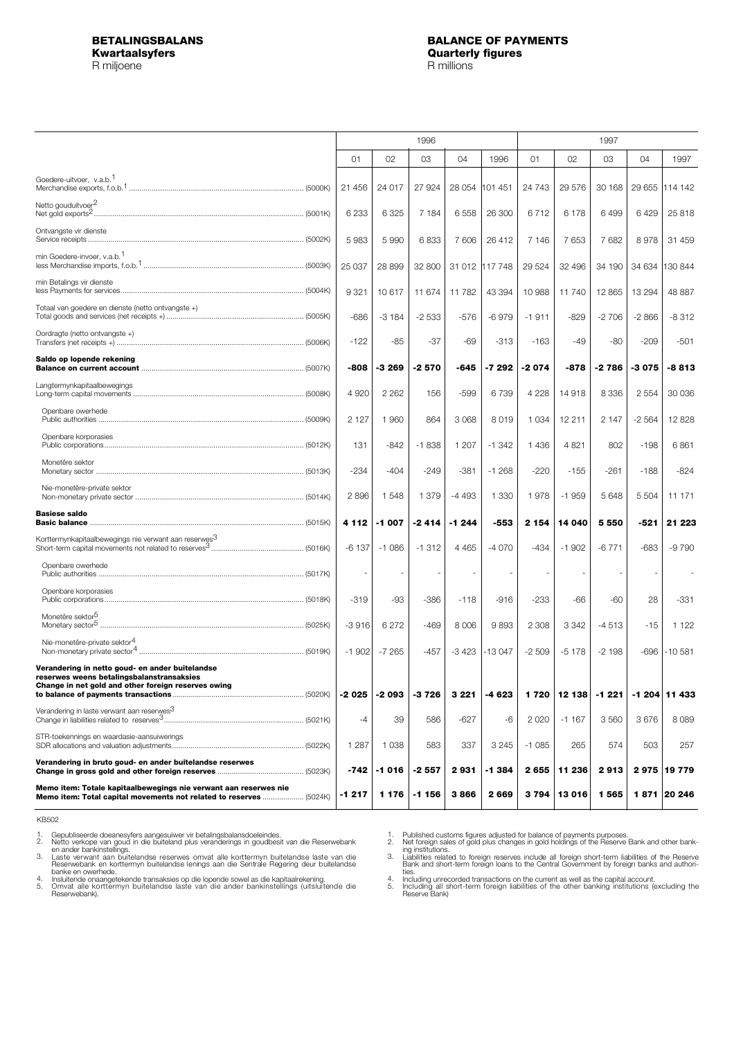**BETALINGSBALANS**
**Kwartaalsyfers**
R miljoene

**BALANCE OF PAYMENTS**
**Quarterly figures**
R millions

| | 1996 | | | | | 1997 | | | | |
|---|---|---|---|---|---|---|---|---|---|---|
| | 01 | 02 | 03 | 04 | 1996 | 01 | 02 | 03 | 04 | 1997 |
| Goedere-uitvoer, v.a.b.[1] / Merchandise exports, f.o.b.[1] (5000K) | 21 456 | 24 017 | 27 924 | 28 054 | 101 451 | 24 743 | 29 576 | 30 168 | 29 655 | 114 142 |
| Netto gouduitvoer[2] / Net gold exports[2] (5001K) | 6 233 | 6 325 | 7 184 | 6 558 | 26 300 | 6 712 | 6 178 | 6 499 | 6 429 | 25 818 |
| Ontvangste vir dienste / Service receipts (5002K) | 5 983 | 5 990 | 6 833 | 7 606 | 26 412 | 7 146 | 7 653 | 7 682 | 8 978 | 31 459 |
| min Goedere-invoer, v.a.b.[1] / less Merchandise imports, f.o.b.[1] (5003K) | 25 037 | 28 899 | 32 800 | 31 012 | 117 748 | 29 524 | 32 496 | 34 190 | 34 634 | 130 844 |
| min Betalings vir dienste / less Payments for services (5004K) | 9 321 | 10 617 | 11 674 | 11 782 | 43 394 | 10 988 | 11 740 | 12 865 | 13 294 | 48 887 |
| Totaal van goedere en dienste (netto ontvangste +) / Total goods and services (net receipts +) (5005K) | -686 | -3 184 | -2 533 | -576 | -6 979 | -1 911 | -829 | -2 706 | -2 866 | -8 312 |
| Oordragte (netto ontvangste +) / Transfers (net receipts +) (5006K) | -122 | -85 | -37 | -69 | -313 | -163 | -49 | -80 | -209 | -501 |
| **Saldo op lopende rekening / Balance on current account** (5007K) | **-808** | **-3 269** | **-2 570** | **-645** | **-7 292** | **-2 074** | **-878** | **-2 786** | **-3 075** | **-8 813** |
| Langtermynkapitaalbewegings / Long-term capital movements (5008K) | 4 920 | 2 262 | 156 | -599 | 6 739 | 4 228 | 14 918 | 8 336 | 2 554 | 30 036 |
| Openbare owerhede / Public authorities (5009K) | 2 127 | 1 960 | 864 | 3 068 | 8 019 | 1 034 | 12 211 | 2 147 | -2 564 | 12 828 |
| Openbare korporasies / Public corporations (5012K) | 131 | -842 | -1 838 | 1 207 | -1 342 | 1 436 | 4 821 | 802 | -198 | 6 861 |
| Monetêre sektor / Monetary sector (5013K) | -234 | -404 | -249 | -381 | -1 268 | -220 | -155 | -261 | -188 | -824 |
| Nie-monetêre-private sektor / Non-monetary private sector (5014K) | 2 896 | 1 548 | 1 379 | -4 493 | 1 330 | 1 978 | -1 959 | 5 648 | 5 504 | 11 171 |
| **Basiese saldo / Basic balance** (5015K) | **4 112** | **-1 007** | **-2 414** | **-1 244** | **-553** | **2 154** | **14 040** | **5 550** | **-521** | **21 223** |
| Korttermynkapitaalbewegings nie verwant aan reserwes[3] / Short-term capital movements not related to reserves[3] (5016K) | -6 137 | -1 086 | -1 312 | 4 465 | -4 070 | -434 | -1 902 | -6 771 | -683 | -9 790 |
| Openbare owerhede / Public authorities (5017K) | - | - | - | - | - | - | - | - | - | - |
| Openbare korporasies / Public corporations (5018K) | -319 | -93 | -386 | -118 | -916 | -233 | -66 | -60 | 28 | -331 |
| Monetêre sektor[5] / Monetary sector[5] (5025K) | -3 916 | 6 272 | -469 | 8 006 | 9 893 | 2 308 | 3 342 | -4 513 | -15 | 1 122 |
| Nie-monetêre-private sektor[4] / Non-monetary private sector[4] (5019K) | -1 902 | -7 265 | -457 | -3 423 | -13 047 | -2 509 | -5 178 | -2 198 | -696 | -10 581 |
| **Verandering in netto goud- en ander buitelandse reserwes weens betalingsbalanstransaksies / Change in net gold and other foreign reserves owing to balance of payments transactions** (5020K) | **-2 025** | **-2 093** | **-3 726** | **3 221** | **-4 623** | **1 720** | **12 138** | **-1 221** | **-1 204** | **11 433** |
| Verandering in laste verwant aan reserwes[3] / Change in liabilities related to reserves[3] (5021K) | -4 | 39 | 586 | -627 | -6 | 2 020 | -1 167 | 3 560 | 3 676 | 8 089 |
| STR-toekennings en waardasie-aansuiwerings / SDR allocations and valuation adjustments (5022K) | 1 287 | 1 038 | 583 | 337 | 3 245 | -1 085 | 265 | 574 | 503 | 257 |
| **Verandering in bruto goud- en ander buitelandse reserwes / Change in gross gold and other foreign reserves** (5023K) | **-742** | **-1 016** | **-2 557** | **2 931** | **-1 384** | **2 655** | **11 236** | **2 913** | **2 975** | **19 779** |
| **Memo item: Totale kapitaalbewegings nie verwant aan reserwes nie / Memo item: Total capital movements not related to reserves** (5024K) | **-1 217** | **1 176** | **-1 156** | **3 866** | **2 669** | **3 794** | **13 016** | **1 565** | **1 871** | **20 246** |

KB502

1. Gepubliseerde doeanesyfers aangesuiwer vir betalingsbalansdoeleindes.
2. Netto verkope van goud in die buiteland plus veranderings in goudbesit van die Reserwebank en ander bankinstellings.
3. Laste verwant aan buitelandse reserwes omvat alle korttermyn buitelandse laste van die Reserwebank en korttermyn buitelandse lenings aan die Sentrale Regering deur buitelandse banke en owerhede.
4. Insluitende onaangetekende transaksies op die lopende sowel as die kapitaalrekening.
5. Omvat alle korttermyn buitelandse laste van die ander bankinstellings (uitsluitende die Reserwebank).

1. Published customs figures adjusted for balance of payments purposes.
2. Net foreign sales of gold plus changes in gold holdings of the Reserve Bank and other banking institutions.
3. Liabilities related to foreign reserves include all foreign short-term liabilities of the Reserve Bank and short-term foreign loans to the Central Government by foreign banks and authorities.
4. Including unrecorded transactions on the current as well as the capital account.
5. Including all short-term foreign liabilities of the other banking institutions (excluding the Reserve Bank)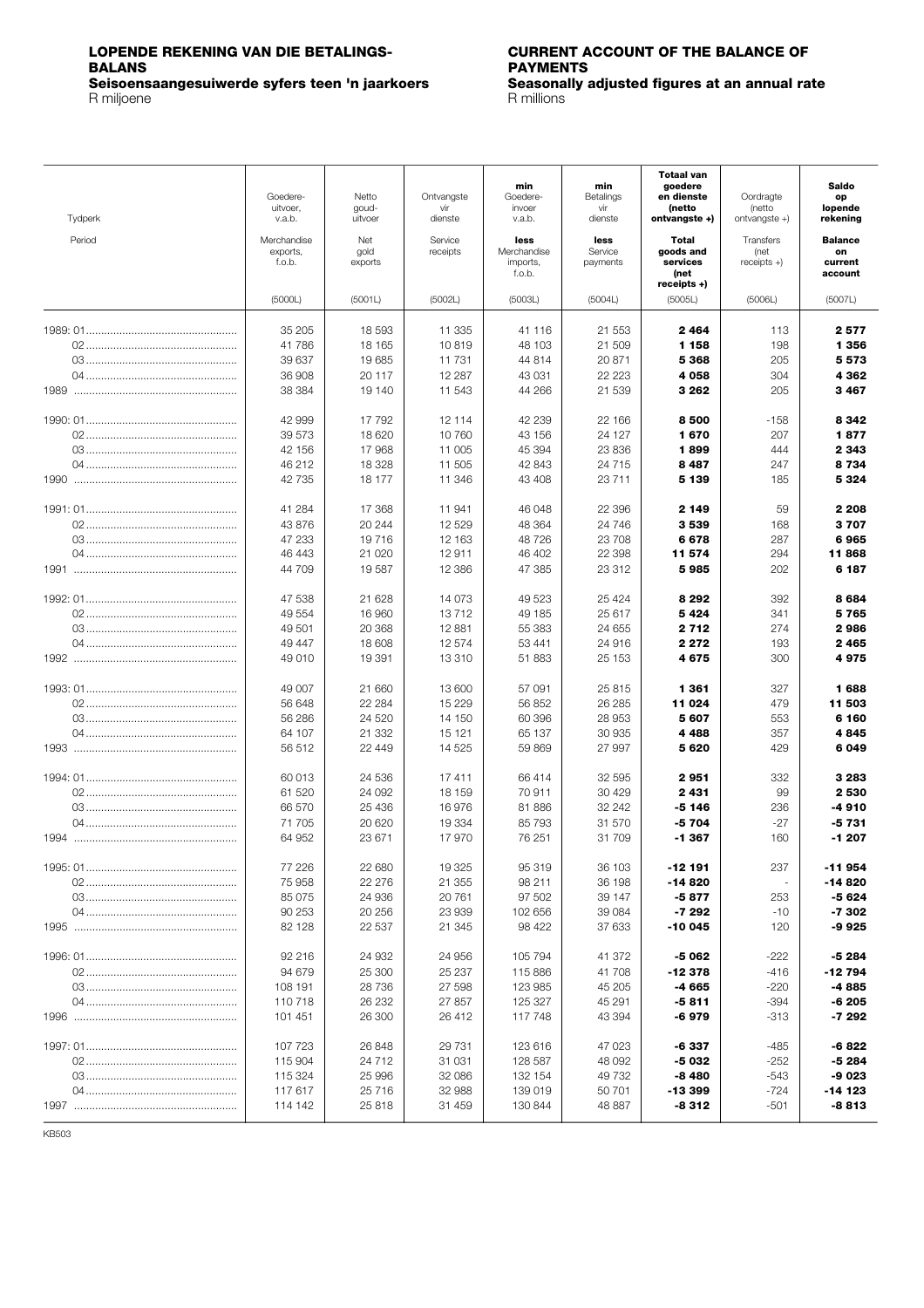**LOPENDE REKENING VAN DIE BETALINGSBALANS**
**Seisoensaangesuiwerde syfers teen 'n jaarkoers**
R miljoene

**CURRENT ACCOUNT OF THE BALANCE OF PAYMENTS**
**Seasonally adjusted figures at an annual rate**
R millions

| Tydperk / Period | Goedere-uitvoer, v.a.b. / Merchandise exports, f.o.b. (5000L) | Netto goud-uitvoer / Net gold exports (5001L) | Ontvangste vir dienste / Service receipts (5002L) | min Goedere-invoer v.a.b. / less Merchandise imports, f.o.b. (5003L) | min Betalings vir dienste / less Service payments (5004L) | **Totaal van goedere en dienste (netto ontvangste +) / Total goods and services (net receipts +)** (5005L) | Oordragte (netto ontvangste +) / Transfers (net receipts +) (5006L) | **Saldo op lopende rekening / Balance on current account** (5007L) |
|---|---|---|---|---|---|---|---|---|
| 1989: 01 | 35 205 | 18 593 | 11 335 | 41 116 | 21 553 | **2 464** | 113 | **2 577** |
| 02 | 41 786 | 18 165 | 10 819 | 48 103 | 21 509 | **1 158** | 198 | **1 356** |
| 03 | 39 637 | 19 685 | 11 731 | 44 814 | 20 871 | **5 368** | 205 | **5 573** |
| 04 | 36 908 | 20 117 | 12 287 | 43 031 | 22 223 | **4 058** | 304 | **4 362** |
| 1989 | 38 384 | 19 140 | 11 543 | 44 266 | 21 539 | **3 262** | 205 | **3 467** |
| 1990: 01 | 42 999 | 17 792 | 12 114 | 42 239 | 22 166 | **8 500** | -158 | **8 342** |
| 02 | 39 573 | 18 620 | 10 760 | 43 156 | 24 127 | **1 670** | 207 | **1 877** |
| 03 | 42 156 | 17 968 | 11 005 | 45 394 | 23 836 | **1 899** | 444 | **2 343** |
| 04 | 46 212 | 18 328 | 11 505 | 42 843 | 24 715 | **8 487** | 247 | **8 734** |
| 1990 | 42 735 | 18 177 | 11 346 | 43 408 | 23 711 | **5 139** | 185 | **5 324** |
| 1991: 01 | 41 284 | 17 368 | 11 941 | 46 048 | 22 396 | **2 149** | 59 | **2 208** |
| 02 | 43 876 | 20 244 | 12 529 | 48 364 | 24 746 | **3 539** | 168 | **3 707** |
| 03 | 47 233 | 19 716 | 12 163 | 48 726 | 23 708 | **6 678** | 287 | **6 965** |
| 04 | 46 443 | 21 020 | 12 911 | 46 402 | 22 398 | **11 574** | 294 | **11 868** |
| 1991 | 44 709 | 19 587 | 12 386 | 47 385 | 23 312 | **5 985** | 202 | **6 187** |
| 1992: 01 | 47 538 | 21 628 | 14 073 | 49 523 | 25 424 | **8 292** | 392 | **8 684** |
| 02 | 49 554 | 16 960 | 13 712 | 49 185 | 25 617 | **5 424** | 341 | **5 765** |
| 03 | 49 501 | 20 368 | 12 881 | 55 383 | 24 655 | **2 712** | 274 | **2 986** |
| 04 | 49 447 | 18 608 | 12 574 | 53 441 | 24 916 | **2 272** | 193 | **2 465** |
| 1992 | 49 010 | 19 391 | 13 310 | 51 883 | 25 153 | **4 675** | 300 | **4 975** |
| 1993: 01 | 49 007 | 21 660 | 13 600 | 57 091 | 25 815 | **1 361** | 327 | **1 688** |
| 02 | 56 648 | 22 284 | 15 229 | 56 852 | 26 285 | **11 024** | 479 | **11 503** |
| 03 | 56 286 | 24 520 | 14 150 | 60 396 | 28 953 | **5 607** | 553 | **6 160** |
| 04 | 64 107 | 21 332 | 15 121 | 65 137 | 30 935 | **4 488** | 357 | **4 845** |
| 1993 | 56 512 | 22 449 | 14 525 | 59 869 | 27 997 | **5 620** | 429 | **6 049** |
| 1994: 01 | 60 013 | 24 536 | 17 411 | 66 414 | 32 595 | **2 951** | 332 | **3 283** |
| 02 | 61 520 | 24 092 | 18 159 | 70 911 | 30 429 | **2 431** | 99 | **2 530** |
| 03 | 66 570 | 25 436 | 16 976 | 81 886 | 32 242 | **-5 146** | 236 | **-4 910** |
| 04 | 71 705 | 20 620 | 19 334 | 85 793 | 31 570 | **-5 704** | -27 | **-5 731** |
| 1994 | 64 952 | 23 671 | 17 970 | 76 251 | 31 709 | **-1 367** | 160 | **-1 207** |
| 1995: 01 | 77 226 | 22 680 | 19 325 | 95 319 | 36 103 | **-12 191** | 237 | **-11 954** |
| 02 | 75 958 | 22 276 | 21 355 | 98 211 | 36 198 | **-14 820** | - | **-14 820** |
| 03 | 85 075 | 24 936 | 20 761 | 97 502 | 39 147 | **-5 877** | 253 | **-5 624** |
| 04 | 90 253 | 20 256 | 23 939 | 102 656 | 39 084 | **-7 292** | -10 | **-7 302** |
| 1995 | 82 128 | 22 537 | 21 345 | 98 422 | 37 633 | **-10 045** | 120 | **-9 925** |
| 1996: 01 | 92 216 | 24 932 | 24 956 | 105 794 | 41 372 | **-5 062** | -222 | **-5 284** |
| 02 | 94 679 | 25 300 | 25 237 | 115 886 | 41 708 | **-12 378** | -416 | **-12 794** |
| 03 | 108 191 | 28 736 | 27 598 | 123 985 | 45 205 | **-4 665** | -220 | **-4 885** |
| 04 | 110 718 | 26 232 | 27 857 | 125 327 | 45 291 | **-5 811** | -394 | **-6 205** |
| 1996 | 101 451 | 26 300 | 26 412 | 117 748 | 43 394 | **-6 979** | -313 | **-7 292** |
| 1997: 01 | 107 723 | 26 848 | 29 731 | 123 616 | 47 023 | **-6 337** | -485 | **-6 822** |
| 02 | 115 904 | 24 712 | 31 031 | 128 587 | 48 092 | **-5 032** | -252 | **-5 284** |
| 03 | 115 324 | 25 996 | 32 086 | 132 154 | 49 732 | **-8 480** | -543 | **-9 023** |
| 04 | 117 617 | 25 716 | 32 988 | 139 019 | 50 701 | **-13 399** | -724 | **-14 123** |
| 1997 | 114 142 | 25 818 | 31 459 | 130 844 | 48 887 | **-8 312** | -501 | **-8 813** |

KB503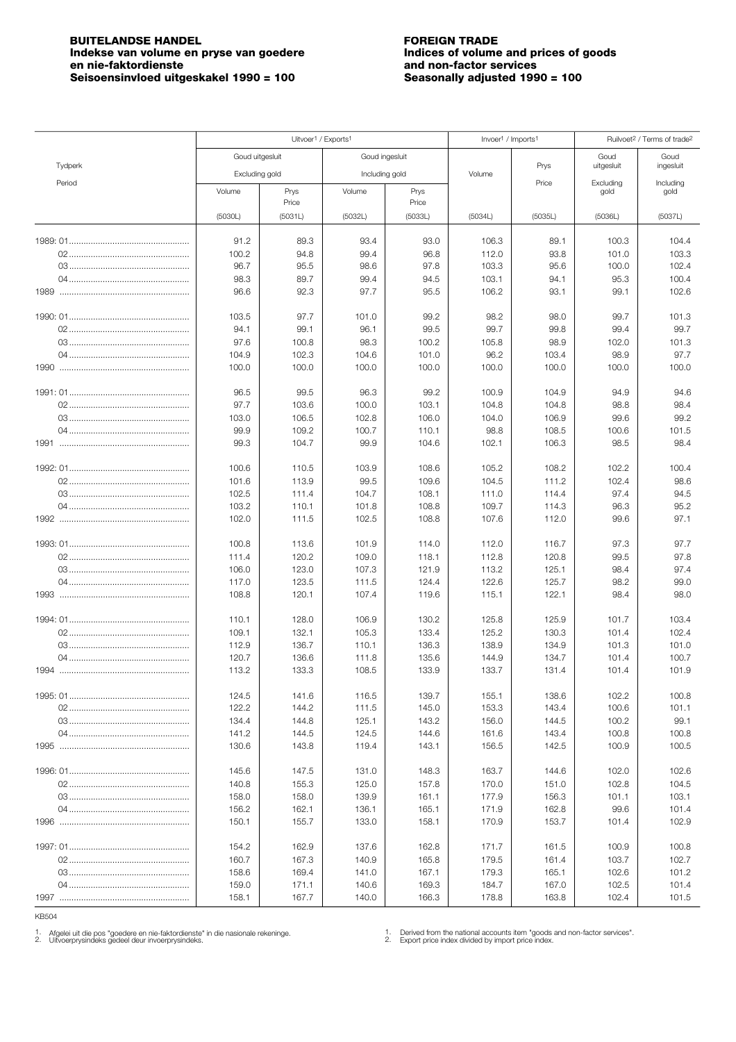**BUITELANDSE HANDEL**
**Indekse van volume en pryse van goedere en nie-faktordienste**
**Seisoensinvloed uitgeskakel 1990 = 100**

**FOREIGN TRADE**
**Indices of volume and prices of goods and non-factor services**
**Seasonally adjusted 1990 = 100**

| Tydperk / Period | Uitvoer[1] / Exports[1] | | | | Invoer[1] / Imports[1] | | Ruilvoet[2] / Terms of trade[2] | |
|---|---|---|---|---|---|---|---|---|
| | Goud uitgesluit / Excluding gold | | Goud ingesluit / Including gold | | Volume | Prys / Price | Goud uitgesluit / Excluding gold | Goud ingesluit / Including gold |
| | Volume | Prys / Price | Volume | Prys / Price | | | | |
| | (5030L) | (5031L) | (5032L) | (5033L) | (5034L) | (5035L) | (5036L) | (5037L) |
| 1989: 01 | 91.2 | 89.3 | 93.4 | 93.0 | 106.3 | 89.1 | 100.3 | 104.4 |
| 02 | 100.2 | 94.8 | 99.4 | 96.8 | 112.0 | 93.8 | 101.0 | 103.3 |
| 03 | 96.7 | 95.5 | 98.6 | 97.8 | 103.3 | 95.6 | 100.0 | 102.4 |
| 04 | 98.3 | 89.7 | 99.4 | 94.5 | 103.1 | 94.1 | 95.3 | 100.4 |
| 1989 | 96.6 | 92.3 | 97.7 | 95.5 | 106.2 | 93.1 | 99.1 | 102.6 |
| 1990: 01 | 103.5 | 97.7 | 101.0 | 99.2 | 98.2 | 98.0 | 99.7 | 101.3 |
| 02 | 94.1 | 99.1 | 96.1 | 99.5 | 99.7 | 99.8 | 99.4 | 99.7 |
| 03 | 97.6 | 100.8 | 98.3 | 100.2 | 105.8 | 98.9 | 102.0 | 101.3 |
| 04 | 104.9 | 102.3 | 104.6 | 101.0 | 96.2 | 103.4 | 98.9 | 97.7 |
| 1990 | 100.0 | 100.0 | 100.0 | 100.0 | 100.0 | 100.0 | 100.0 | 100.0 |
| 1991: 01 | 96.5 | 99.5 | 96.3 | 99.2 | 100.9 | 104.9 | 94.9 | 94.6 |
| 02 | 97.7 | 103.6 | 100.0 | 103.1 | 104.8 | 104.8 | 98.8 | 98.4 |
| 03 | 103.0 | 106.5 | 102.8 | 106.0 | 104.0 | 106.9 | 99.6 | 99.2 |
| 04 | 99.9 | 109.2 | 100.7 | 110.1 | 98.8 | 108.5 | 100.6 | 101.5 |
| 1991 | 99.3 | 104.7 | 99.9 | 104.6 | 102.1 | 106.3 | 98.5 | 98.4 |
| 1992: 01 | 100.6 | 110.5 | 103.9 | 108.6 | 105.2 | 108.2 | 102.2 | 100.4 |
| 02 | 101.6 | 113.9 | 99.5 | 109.6 | 104.5 | 111.2 | 102.4 | 98.6 |
| 03 | 102.5 | 111.4 | 104.7 | 108.1 | 111.0 | 114.4 | 97.4 | 94.5 |
| 04 | 103.2 | 110.1 | 101.8 | 108.8 | 109.7 | 114.3 | 96.3 | 95.2 |
| 1992 | 102.0 | 111.5 | 102.5 | 108.8 | 107.6 | 112.0 | 99.6 | 97.1 |
| 1993: 01 | 100.8 | 113.6 | 101.9 | 114.0 | 112.0 | 116.7 | 97.3 | 97.7 |
| 02 | 111.4 | 120.2 | 109.0 | 118.1 | 112.8 | 120.8 | 99.5 | 97.8 |
| 03 | 106.0 | 123.0 | 107.3 | 121.9 | 113.2 | 125.1 | 98.4 | 97.4 |
| 04 | 117.0 | 123.5 | 111.5 | 124.4 | 122.6 | 125.7 | 98.2 | 99.0 |
| 1993 | 108.8 | 120.1 | 107.4 | 119.6 | 115.1 | 122.1 | 98.4 | 98.0 |
| 1994: 01 | 110.1 | 128.0 | 106.9 | 130.2 | 125.8 | 125.9 | 101.7 | 103.4 |
| 02 | 109.1 | 132.1 | 105.3 | 133.4 | 125.2 | 130.3 | 101.4 | 102.4 |
| 03 | 112.9 | 136.7 | 110.1 | 136.3 | 138.9 | 134.9 | 101.3 | 101.0 |
| 04 | 120.7 | 136.6 | 111.8 | 135.6 | 144.9 | 134.7 | 101.4 | 100.7 |
| 1994 | 113.2 | 133.3 | 108.5 | 133.9 | 133.7 | 131.4 | 101.4 | 101.9 |
| 1995: 01 | 124.5 | 141.6 | 116.5 | 139.7 | 155.1 | 138.6 | 102.2 | 100.8 |
| 02 | 122.2 | 144.2 | 111.5 | 145.0 | 153.3 | 143.4 | 100.6 | 101.1 |
| 03 | 134.4 | 144.8 | 125.1 | 143.2 | 156.0 | 144.5 | 100.2 | 99.1 |
| 04 | 141.2 | 144.5 | 124.5 | 144.6 | 161.6 | 143.4 | 100.8 | 100.8 |
| 1995 | 130.6 | 143.8 | 119.4 | 143.1 | 156.5 | 142.5 | 100.9 | 100.5 |
| 1996: 01 | 145.6 | 147.5 | 131.0 | 148.3 | 163.7 | 144.6 | 102.0 | 102.6 |
| 02 | 140.8 | 155.3 | 125.0 | 157.8 | 170.0 | 151.0 | 102.8 | 104.5 |
| 03 | 158.0 | 158.0 | 139.9 | 161.1 | 177.9 | 156.3 | 101.1 | 103.1 |
| 04 | 156.2 | 162.1 | 136.1 | 165.1 | 171.9 | 162.8 | 99.6 | 101.4 |
| 1996 | 150.1 | 155.7 | 133.0 | 158.1 | 170.9 | 153.7 | 101.4 | 102.9 |
| 1997: 01 | 154.2 | 162.9 | 137.6 | 162.8 | 171.7 | 161.5 | 100.9 | 100.8 |
| 02 | 160.7 | 167.3 | 140.9 | 165.8 | 179.5 | 161.4 | 103.7 | 102.7 |
| 03 | 158.6 | 169.4 | 141.0 | 167.1 | 179.3 | 165.1 | 102.6 | 101.2 |
| 04 | 159.0 | 171.1 | 140.6 | 169.3 | 184.7 | 167.0 | 102.5 | 101.4 |
| 1997 | 158.1 | 167.7 | 140.0 | 166.3 | 178.8 | 163.8 | 102.4 | 101.5 |

KB504

1. Afgelei uit die pos "goedere en nie-faktordienste" in die nasionale rekeninge.
2. Uitvoerprysindeks gedeel deur invoerprysindeks.

1. Derived from the national accounts item "goods and non-factor services".
2. Export price index divided by import price index.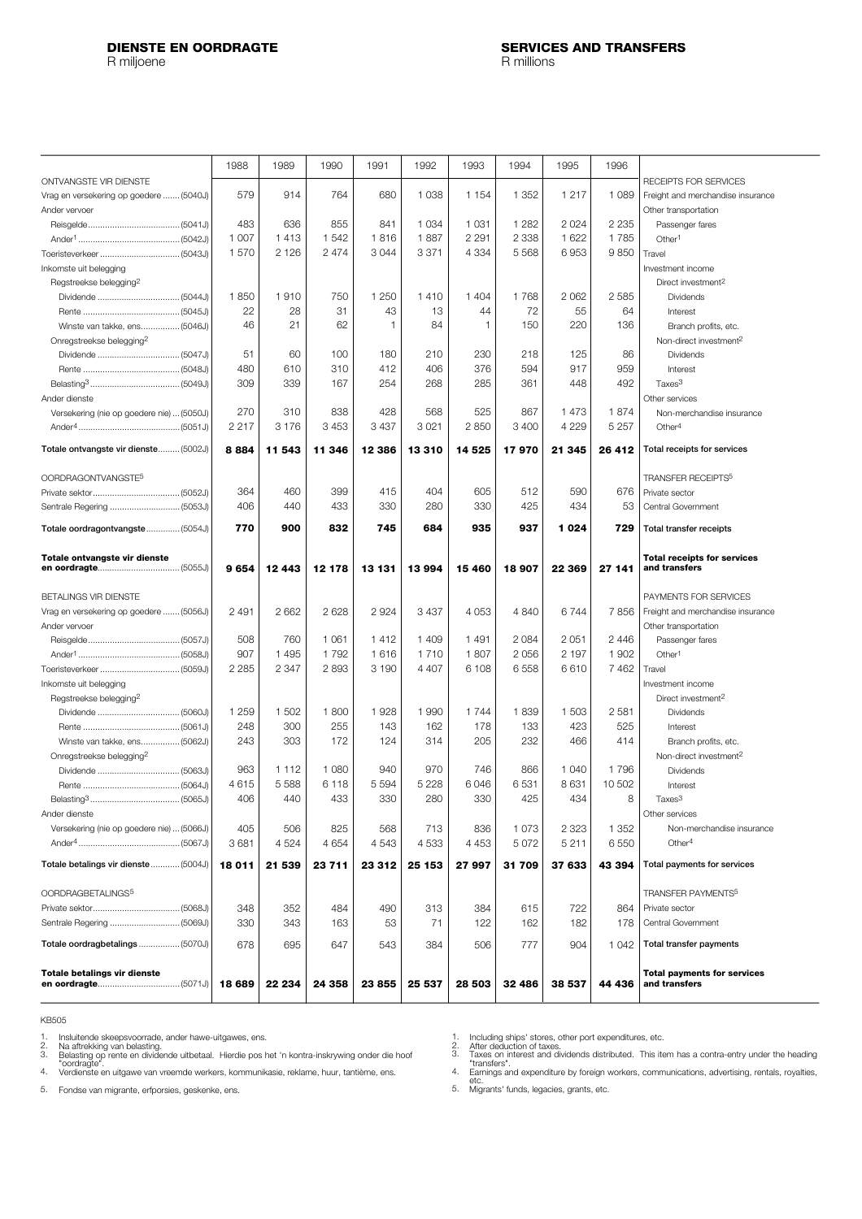**DIENSTE EN OORDRAGTE**
R miljoene

**SERVICES AND TRANSFERS**
R millions

| | 1988 | 1989 | 1990 | 1991 | 1992 | 1993 | 1994 | 1995 | 1996 | |
|---|---|---|---|---|---|---|---|---|---|---|
| ONTVANGSTE VIR DIENSTE | | | | | | | | | | RECEIPTS FOR SERVICES |
| Vrag en versekering op goedere ....... (5040J) | 579 | 914 | 764 | 680 | 1 038 | 1 154 | 1 352 | 1 217 | 1 089 | Freight and merchandise insurance |
| Ander vervoer | | | | | | | | | | Other transportation |
| Reisgelde ...................................... (5041J) | 483 | 636 | 855 | 841 | 1 034 | 1 031 | 1 282 | 2 024 | 2 235 | Passenger fares |
| Ander[1] .......................................... (5042J) | 1 007 | 1 413 | 1 542 | 1 816 | 1 887 | 2 291 | 2 338 | 1 622 | 1 785 | Other[1] |
| Toeristeverkeer ................................. (5043J) | 1 570 | 2 126 | 2 474 | 3 044 | 3 371 | 4 334 | 5 568 | 6 953 | 9 850 | Travel |
| Inkomste uit belegging | | | | | | | | | | Investment income |
| Regstreekse belegging[2] | | | | | | | | | | Direct investment[2] |
| Dividende .................................. (5044J) | 1 850 | 1 910 | 750 | 1 250 | 1 410 | 1 404 | 1 768 | 2 062 | 2 585 | Dividends |
| Rente ........................................ (5045J) | 22 | 28 | 31 | 43 | 13 | 44 | 72 | 55 | 64 | Interest |
| Winste van takke, ens................. (5046J) | 46 | 21 | 62 | 1 | 84 | 1 | 150 | 220 | 136 | Branch profits, etc. |
| Onregstreekse belegging[2] | | | | | | | | | | Non-direct investment[2] |
| Dividende .................................. (5047J) | 51 | 60 | 100 | 180 | 210 | 230 | 218 | 125 | 86 | Dividends |
| Rente ........................................ (5048J) | 480 | 610 | 310 | 412 | 406 | 376 | 594 | 917 | 959 | Interest |
| Belasting[3] ..................................... (5049J) | 309 | 339 | 167 | 254 | 268 | 285 | 361 | 448 | 492 | Taxes[3] |
| Ander dienste | | | | | | | | | | Other services |
| Versekering (nie op goedere nie) ... (5050J) | 270 | 310 | 838 | 428 | 568 | 525 | 867 | 1 473 | 1 874 | Non-merchandise insurance |
| Ander[4] .......................................... (5051J) | 2 217 | 3 176 | 3 453 | 3 437 | 3 021 | 2 850 | 3 400 | 4 229 | 5 257 | Other[4] |
| Totale ontvangste vir dienste......... (5002J) | **8 884** | **11 543** | **11 346** | **12 386** | **13 310** | **14 525** | **17 970** | **21 345** | **26 412** | Total receipts for services |
| OORDRAGONTVANGSTE[5] | | | | | | | | | | TRANSFER RECEIPTS[5] |
| Private sektor.................................... (5052J) | 364 | 460 | 399 | 415 | 404 | 605 | 512 | 590 | 676 | Private sector |
| Sentrale Regering ............................. (5053J) | 406 | 440 | 433 | 330 | 280 | 330 | 425 | 434 | 53 | Central Government |
| Totale oordragontvangste .............. (5054J) | **770** | **900** | **832** | **745** | **684** | **935** | **937** | **1 024** | **729** | Total transfer receipts |
| **Totale ontvangste vir dienste en oordragte**.................................. (5055J) | **9 654** | **12 443** | **12 178** | **13 131** | **13 994** | **15 460** | **18 907** | **22 369** | **27 141** | **Total receipts for services and transfers** |
| BETALINGS VIR DIENSTE | | | | | | | | | | PAYMENTS FOR SERVICES |
| Vrag en versekering op goedere ....... (5056J) | 2 491 | 2 662 | 2 628 | 2 924 | 3 437 | 4 053 | 4 840 | 6 744 | 7 856 | Freight and merchandise insurance |
| Ander vervoer | | | | | | | | | | Other transportation |
| Reisgelde ...................................... (5057J) | 508 | 760 | 1 061 | 1 412 | 1 409 | 1 491 | 2 084 | 2 051 | 2 446 | Passenger fares |
| Ander[1] .......................................... (5058J) | 907 | 1 495 | 1 792 | 1 616 | 1 710 | 1 807 | 2 056 | 2 197 | 1 902 | Other[1] |
| Toeristeverkeer ................................. (5059J) | 2 285 | 2 347 | 2 893 | 3 190 | 4 407 | 6 108 | 6 558 | 6 610 | 7 462 | Travel |
| Inkomste uit belegging | | | | | | | | | | Investment income |
| Regstreekse belegging[2] | | | | | | | | | | Direct investment[2] |
| Dividende .................................. (5060J) | 1 259 | 1 502 | 1 800 | 1 928 | 1 990 | 1 744 | 1 839 | 1 503 | 2 581 | Dividends |
| Rente ........................................ (5061J) | 248 | 300 | 255 | 143 | 162 | 178 | 133 | 423 | 525 | Interest |
| Winste van takke, ens................. (5062J) | 243 | 303 | 172 | 124 | 314 | 205 | 232 | 466 | 414 | Branch profits, etc. |
| Onregstreekse belegging[2] | | | | | | | | | | Non-direct investment[2] |
| Dividende .................................. (5063J) | 963 | 1 112 | 1 080 | 940 | 970 | 746 | 866 | 1 040 | 1 796 | Dividends |
| Rente ........................................ (5064J) | 4 615 | 5 588 | 6 118 | 5 594 | 5 228 | 6 046 | 6 531 | 8 631 | 10 502 | Interest |
| Belasting[3] ..................................... (5065J) | 406 | 440 | 433 | 330 | 280 | 330 | 425 | 434 | 8 | Taxes[3] |
| Ander dienste | | | | | | | | | | Other services |
| Versekering (nie op goedere nie) ... (5066J) | 405 | 506 | 825 | 568 | 713 | 836 | 1 073 | 2 323 | 1 352 | Non-merchandise insurance |
| Ander[4] .......................................... (5067J) | 3 681 | 4 524 | 4 654 | 4 543 | 4 533 | 4 453 | 5 072 | 5 211 | 6 550 | Other[4] |
| Totale betalings vir dienste ............ (5004J) | **18 011** | **21 539** | **23 711** | **23 312** | **25 153** | **27 997** | **31 709** | **37 633** | **43 394** | Total payments for services |
| OORDRAGBETALINGS[5] | | | | | | | | | | TRANSFER PAYMENTS[5] |
| Private sektor.................................... (5068J) | 348 | 352 | 484 | 490 | 313 | 384 | 615 | 722 | 864 | Private sector |
| Sentrale Regering ............................. (5069J) | 330 | 343 | 163 | 53 | 71 | 122 | 162 | 182 | 178 | Central Government |
| Totale oordragbetalings ................. (5070J) | 678 | 695 | 647 | 543 | 384 | 506 | 777 | 904 | 1 042 | Total transfer payments |
| **Totale betalings vir dienste en oordragte**.................................. (5071J) | **18 689** | **22 234** | **24 358** | **23 855** | **25 537** | **28 503** | **32 486** | **38 537** | **44 436** | **Total payments for services and transfers** |

KB505

1. Insluitende skeepsvoorrade, ander hawe-uitgawes, ens.
2. Na aftrekking van belasting.
3. Belasting op rente en dividende uitbetaal. Hierdie pos het 'n kontra-inskrywing onder die hoof "oordragte".
4. Verdienste en uitgawe van vreemde werkers, kommunikasie, reklame, huur, tantième, ens.
5. Fondse van migrante, erfporsies, geskenke, ens.

1. Including ships' stores, other port expenditures, etc.
2. After deduction of taxes.
3. Taxes on interest and dividends distributed. This item has a contra-entry under the heading "transfers".
4. Earnings and expenditure by foreign workers, communications, advertising, rentals, royalties, etc.
5. Migrants' funds, legacies, grants, etc.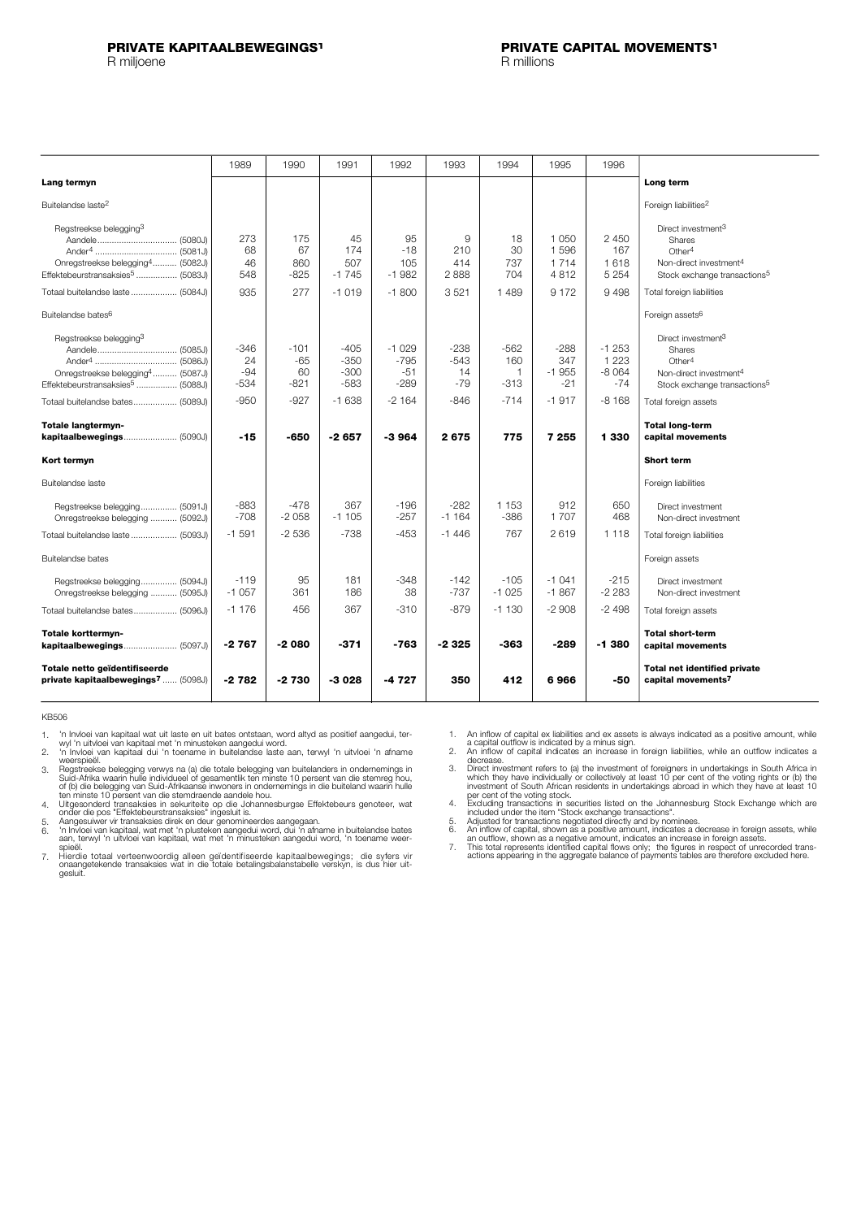# PRIVATE KAPITAALBEWEGINGS[1]

R miljoene

# PRIVATE CAPITAL MOVEMENTS[1]

R millions

| | 1989 | 1990 | 1991 | 1992 | 1993 | 1994 | 1995 | 1996 | |
|---|---|---|---|---|---|---|---|---|---|
| **Lang termyn** | | | | | | | | | **Long term** |
| Buitelandse laste[2] | | | | | | | | | Foreign liabilities[2] |
| Regstreekse belegging[3] | | | | | | | | | Direct investment[3] |
| Aandele ................................ (5080J) | 273 | 175 | 45 | 95 | 9 | 18 | 1 050 | 2 450 | Shares |
| Ander[4] ................................ (5081J) | 68 | 67 | 174 | -18 | 210 | 30 | 1 596 | 167 | Other[4] |
| Onregstreekse belegging[4] .......... (5082J) | 46 | 860 | 507 | 105 | 414 | 737 | 1 714 | 1 618 | Non-direct investment[4] |
| Effektebeurstransaksies[5] ................ (5083J) | 548 | -825 | -1 745 | -1 982 | 2 888 | 704 | 4 812 | 5 254 | Stock exchange transactions[5] |
| Totaal buitelandse laste .................. (5084J) | 935 | 277 | -1 019 | -1 800 | 3 521 | 1 489 | 9 172 | 9 498 | Total foreign liabilities |
| Buitelandse bates[6] | | | | | | | | | Foreign assets[6] |
| Regstreekse belegging[3] | | | | | | | | | Direct investment[3] |
| Aandele ................................ (5085J) | -346 | -101 | -405 | -1 029 | -238 | -562 | -288 | -1 253 | Shares |
| Ander[4] ................................ (5086J) | 24 | -65 | -350 | -795 | -543 | 160 | 347 | 1 223 | Other[4] |
| Onregstreekse belegging[4] .......... (5087J) | -94 | 60 | -300 | -51 | 14 | 1 | -1 955 | -8 064 | Non-direct investment[4] |
| Effektebeurstransaksies[5] ................ (5088J) | -534 | -821 | -583 | -289 | -79 | -313 | -21 | -74 | Stock exchange transactions[5] |
| Totaal buitelandse bates.................. (5089J) | -950 | -927 | -1 638 | -2 164 | -846 | -714 | -1 917 | -8 168 | Total foreign assets |
| **Totale langtermyn-kapitaalbewegings**...................... (5090J) | **-15** | **-650** | **-2 657** | **-3 964** | **2 675** | **775** | **7 255** | **1 330** | **Total long-term capital movements** |
| **Kort termyn** | | | | | | | | | **Short term** |
| Buitelandse laste | | | | | | | | | Foreign liabilities |
| Regstreekse belegging............... (5091J) | -883 | -478 | 367 | -196 | -282 | 1 153 | 912 | 650 | Direct investment |
| Onregstreekse belegging ........... (5092J) | -708 | -2 058 | -1 105 | -257 | -1 164 | -386 | 1 707 | 468 | Non-direct investment |
| Totaal buitelandse laste .................. (5093J) | -1 591 | -2 536 | -738 | -453 | -1 446 | 767 | 2 619 | 1 118 | Total foreign liabilities |
| Buitelandse bates | | | | | | | | | Foreign assets |
| Regstreekse belegging............... (5094J) | -119 | 95 | 181 | -348 | -142 | -105 | -1 041 | -215 | Direct investment |
| Onregstreekse belegging ........... (5095J) | -1 057 | 361 | 186 | 38 | -737 | -1 025 | -1 867 | -2 283 | Non-direct investment |
| Totaal buitelandse bates.................. (5096J) | -1 176 | 456 | 367 | -310 | -879 | -1 130 | -2 908 | -2 498 | Total foreign assets |
| **Totale korttermyn-kapitaalbewegings**...................... (5097J) | **-2 767** | **-2 080** | **-371** | **-763** | **-2 325** | **-363** | **-289** | **-1 380** | **Total short-term capital movements** |
| **Totale netto geïdentifiseerde private kapitaalbewegings[7]** ....... (5098J) | **-2 782** | **-2 730** | **-3 028** | **-4 727** | **350** | **412** | **6 966** | **-50** | **Total net identified private capital movements[7]** |

KB506

1. 'n Invloei van kapitaal wat uit laste en uit bates ontstaan, word altyd as positief aangedui, terwyl 'n uitvloei van kapitaal met 'n minusteken aangedui word.
2. 'n Invloei van kapitaal dui 'n toename in buitelandse laste aan, terwyl 'n uitvloei 'n afname weerspieël.
3. Regstreekse belegging verwys na (a) die totale belegging van buitelanders in ondernemings in Suid-Afrika waarin hulle individueel of gesamentlik ten minste 10 persent van die stemreg hou, of (b) die belegging van Suid-Afrikaanse inwoners in ondernemings in die buiteland waarin hulle ten minste 10 persent van die stemdraende aandele hou.
4. Uitgesonderd transaksies in sekuriteite op die Johannesburgse Effektebeurs genoteer, wat onder die pos "Effektebeurstransaksies" ingesluit is.
5. Aangesuiwer vir transaksies direk en deur genomineerdes aangegaan.
6. 'n Invloei van kapitaal, wat met 'n plusteken aangedui word, dui 'n afname in buitelandse bates aan, terwyl 'n uitvloei van kapitaal, wat met 'n minusteken aangedui word, 'n toename weerspieël.
7. Hierdie totaal verteenwoordig alleen geïdentifiseerde kapitaalbewegings; die syfers vir onaangetekende transaksies wat in die totale betalingsbalanstabelle verskyn, is dus hier uitgesluit.

1. An inflow of capital ex liabilities and ex assets is always indicated as a positive amount, while a capital outflow is indicated by a minus sign.
2. An inflow of capital indicates an increase in foreign liabilities, while an outflow indicates a decrease.
3. Direct investment refers to (a) the investment of foreigners in undertakings in South Africa in which they have individually or collectively at least 10 per cent of the voting rights or (b) the investment of South African residents in undertakings abroad in which they have at least 10 per cent of the voting stock.
4. Excluding transactions in securities listed on the Johannesburg Stock Exchange which are included under the item "Stock exchange transactions".
5. Adjusted for transactions negotiated directly and by nominees.
6. An inflow of capital, shown as a positive amount, indicates a decrease in foreign assets, while an outflow, shown as a negative amount, indicates an increase in foreign assets.
7. This total represents identified capital flows only; the figures in respect of unrecorded transactions appearing in the aggregate balance of payments tables are therefore excluded here.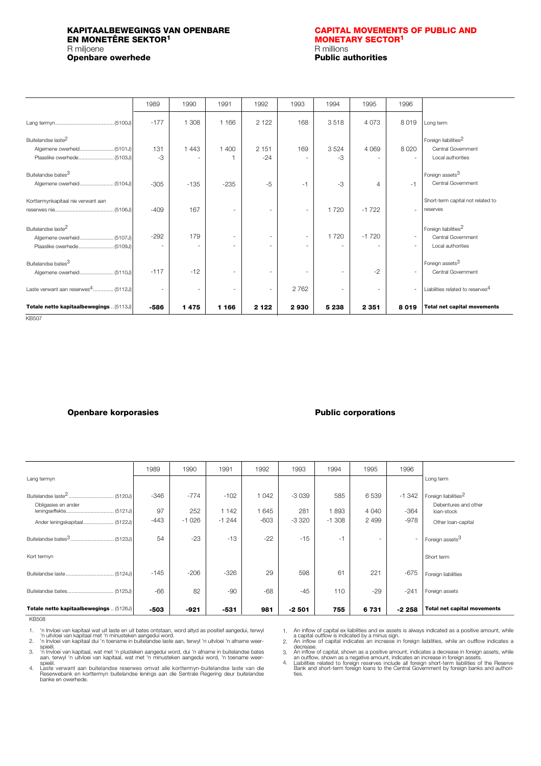## KAPITAALBEWEGINGS VAN OPENBARE EN MONETÊRE SEKTOR[1]

R miljoene

**Openbare owerhede**

## CAPITAL MOVEMENTS OF PUBLIC AND MONETARY SECTOR[1]

R millions

**Public authorities**

| | 1989 | 1990 | 1991 | 1992 | 1993 | 1994 | 1995 | 1996 | |
|---|---|---|---|---|---|---|---|---|---|
| Lang termyn (5100J) | -177 | 1 308 | 1 166 | 2 122 | 168 | 3 518 | 4 073 | 8 019 | Long term |
| Buitelandse laste[2] | | | | | | | | | Foreign liabilities[2] |
| Algemene owerheid (5101J) | 131 | 1 443 | 1 400 | 2 151 | 169 | 3 524 | 4 069 | 8 020 | Central Government |
| Plaaslike owerhede (5103J) | -3 | - | 1 | -24 | - | -3 | - | - | Local authorities |
| Buitelandse bates[3] | | | | | | | | | Foreign assets[3] |
| Algemene owerheid (5104J) | -305 | -135 | -235 | -5 | -1 | -3 | 4 | -1 | Central Government |
| Korttermynkapitaal nie verwant aan reserwes nie (5106J) | -409 | 167 | - | - | - | 1 720 | -1 722 | - | Short-term capital not related to reserves |
| Buitelandse laste[2] | | | | | | | | | Foreign liabilities[2] |
| Algemene owerheid (5107J) | -292 | 179 | - | - | - | 1 720 | -1 720 | - | Central Government |
| Plaaslike owerhede (5109J) | - | - | - | - | - | - | - | - | Local authorities |
| Buitelandse bates[3] | | | | | | | | | Foreign assets[3] |
| Algemene owerheid (5110J) | -117 | -12 | - | - | - | - | -2 | - | Central Government |
| Laste verwant aan reserwes[4] (5112J) | - | - | - | - | 2 762 | - | - | - | Liabilities related to reserves[4] |
| **Totale netto kapitaalbewegings (5113J)** | **-586** | **1 475** | **1 166** | **2 122** | **2 930** | **5 238** | **2 351** | **8 019** | **Total net capital movements** |

KB507

**Openbare korporasies**

**Public corporations**

| | 1989 | 1990 | 1991 | 1992 | 1993 | 1994 | 1995 | 1996 | |
|---|---|---|---|---|---|---|---|---|---|
| Lang termyn | | | | | | | | | Long term |
| Buitelandse laste[2] (5120J) | -346 | -774 | -102 | 1 042 | -3 039 | 585 | 6 539 | -1 342 | Foreign liabilities[2] |
| Obligasies en ander leningseffekte (5121J) | 97 | 252 | 1 142 | 1 645 | 281 | 1 893 | 4 040 | -364 | Debentures and other loan-stock |
| Ander leningskapitaal (5122J) | -443 | -1 026 | -1 244 | -603 | -3 320 | -1 308 | 2 499 | -978 | Other loan-capital |
| Buitelandse bates[3] (5123J) | 54 | -23 | -13 | -22 | -15 | -1 | - | - | Foreign assets[3] |
| Kort termyn | | | | | | | | | Short term |
| Buitelandse laste (5124J) | -145 | -206 | -326 | 29 | 598 | 61 | 221 | -675 | Foreign liabilities |
| Buitelandse bates (5125J) | -66 | 82 | -90 | -68 | -45 | 110 | -29 | -241 | Foreign assets |
| **Totale netto kapitaalbewegings (5126J)** | **-503** | **-921** | **-531** | **981** | **-2 501** | **755** | **6 731** | **-2 258** | **Total net capital movements** |

KB508

1. 'n Invloei van kapitaal wat uit laste en uit bates ontstaan, word altyd as positief aangedui, terwyl 'n uitvloei van kapitaal met 'n minusteken aangedui word.
2. 'n Invloei van kapitaal dui 'n toename in buitelandse laste aan, terwyl 'n uitvloei 'n afname weerspieël.
3. 'n Invloei van kapitaal, wat met 'n plusteken aangedui word, dui 'n afname in buitelandse bates aan, terwyl 'n uitvloei van kapitaal, wat met 'n minusteken aangedui word, 'n toename weerspieël.
4. Laste verwant aan buitelandse reserwes omvat alle korttermyn-buitelandse laste van die Reserwebank en korttermyn buitelandse lenings aan die Sentrale Regering deur buitelandse banke en owerhede.

1. An inflow of capital ex liabilities and ex assets is always indicated as a positive amount, while a capital outflow is indicated by a minus sign.
2. An inflow of capital indicates an increase in foreign liabilities, while an outflow indicates a decrease.
3. An inflow of capital, shown as a positive amount, indicates a decrease in foreign assets, while an outflow, shown as a negative amount, indicates an increase in foreign assets.
4. Liabilities related to foreign reserves include all foreign short-term liabilities of the Reserve Bank and short-term foreign loans to the Central Government by foreign banks and authorities.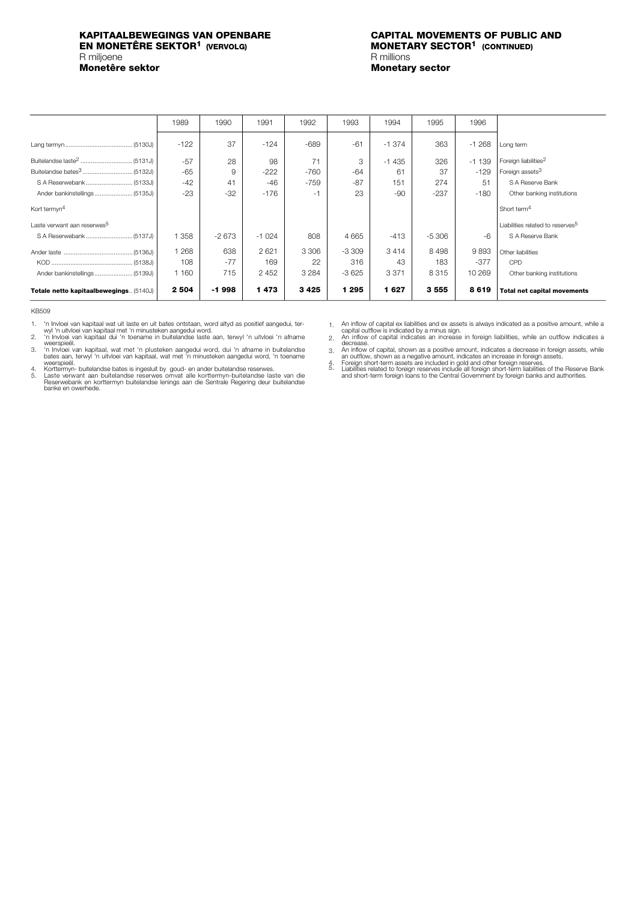# KAPITAALBEWEGINGS VAN OPENBARE EN MONETÊRE SEKTOR[1] (VERVOLG)

R miljoene

**Monetêre sektor**

# CAPITAL MOVEMENTS OF PUBLIC AND MONETARY SECTOR[1] (CONTINUED)

R millions

**Monetary sector**

| | 1989 | 1990 | 1991 | 1992 | 1993 | 1994 | 1995 | 1996 | |
|---|---|---|---|---|---|---|---|---|---|
| Lang termyn ........................................ (5130J) | -122 | 37 | -124 | -689 | -61 | -1 374 | 363 | -1 268 | Long term |
| Buitelandse laste[2] .............................. (5131J) | -57 | 28 | 98 | 71 | 3 | -1 435 | 326 | -1 139 | Foreign liabilities[2] |
| Buitelandse bates[3] .............................. (5132J) | -65 | 9 | -222 | -760 | -64 | 61 | 37 | -129 | Foreign assets[3] |
| S A Reserwebank ........................... (5133J) | -42 | 41 | -46 | -759 | -87 | 151 | 274 | 51 | S A Reserve Bank |
| Ander bankinstellings ...................... (5135J) | -23 | -32 | -176 | -1 | 23 | -90 | -237 | -180 | Other banking institutions |
| Kort termyn[4] | | | | | | | | | Short term[4] |
| Laste verwant aan reserwes[5] | | | | | | | | | Liabilities related to reserves[5] |
| S A Reserwebank ........................... (5137J) | 1 358 | -2 673 | -1 024 | 808 | 4 665 | -413 | -5 306 | -6 | S A Reserve Bank |
| Ander laste ......................................... (5136J) | 1 268 | 638 | 2 621 | 3 306 | -3 309 | 3 414 | 8 498 | 9 893 | Other liabilities |
| KOD ................................................ (5138J) | 108 | -77 | 169 | 22 | 316 | 43 | 183 | -377 | CPD |
| Ander bankinstellings ...................... (5139J) | 1 160 | 715 | 2 452 | 3 284 | -3 625 | 3 371 | 8 315 | 10 269 | Other banking institutions |
| **Totale netto kapitaalbewegings.. (5140J)** | **2 504** | **-1 998** | **1 473** | **3 425** | **1 295** | **1 627** | **3 555** | **8 619** | **Total net capital movements** |

KB509

1. 'n Invloei van kapitaal wat uit laste en uit bates ontstaan, word altyd as positief aangedui, terwyl 'n uitvloei van kapitaal met 'n minusteken aangedui word.
2. 'n Invloei van kapitaal dui 'n toename in buitelandse laste aan, terwyl 'n uitvloei 'n afname weerspieël.
3. 'n Invloei van kapitaal, wat met 'n plusteken aangedui word, dui 'n afname in buitelandse bates aan, terwyl 'n uitvloei van kapitaal, wat met 'n minusteken aangedui word, 'n toename weerspieël.
4. Korttermyn- buitelandse bates is ingesluit by goud- en ander buitelandse reserwes.
5. Laste verwant aan buitelandse reserwes omvat alle korttermyn-buitelandse laste van die Reserwebank en korttermyn buitelandse lenings aan die Sentrale Regering deur buitelandse banke en owerhede.

1. An inflow of capital ex liabilities and ex assets is always indicated as a positive amount, while a capital outflow is indicated by a minus sign.
2. An inflow of capital indicates an increase in foreign liabilities, while an outflow indicates a decrease.
3. An inflow of capital, shown as a positive amount, indicates a decrease in foreign assets, while an outflow, shown as a negative amount, indicates an increase in foreign assets.
4. Foreign short-term assets are included in gold and other foreign reserves.
5. Liabilities related to foreign reserves include all foreign short-term liabilities of the Reserve Bank and short-term foreign loans to the Central Government by foreign banks and authorities.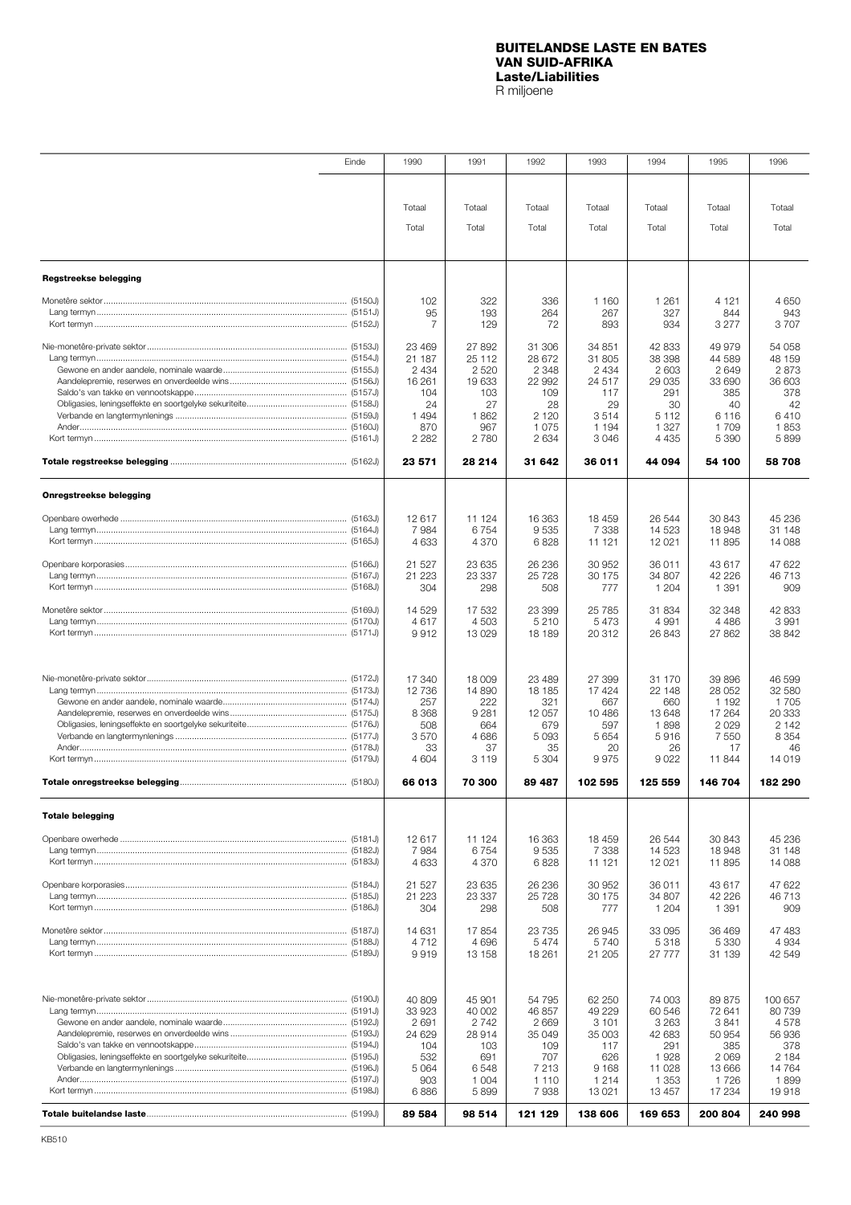# BUITELANDSE LASTE EN BATES VAN SUID-AFRIKA
## Laste/Liabilities
R miljoene

| Einde | | 1990 | 1991 | 1992 | 1993 | 1994 | 1995 | 1996 |
|---|---|---|---|---|---|---|---|---|
| | | Totaal<br>Total | Totaal<br>Total | Totaal<br>Total | Totaal<br>Total | Totaal<br>Total | Totaal<br>Total | Totaal<br>Total |
| **Regstreekse belegging** | | | | | | | | |
| Monetêre sektor | (5150J) | 102 | 322 | 336 | 1 160 | 1 261 | 4 121 | 4 650 |
| Lang termyn | (5151J) | 95 | 193 | 264 | 267 | 327 | 844 | 943 |
| Kort termyn | (5152J) | 7 | 129 | 72 | 893 | 934 | 3 277 | 3 707 |
| Nie-monetêre-private sektor | (5153J) | 23 469 | 27 892 | 31 306 | 34 851 | 42 833 | 49 979 | 54 058 |
| Lang termyn | (5154J) | 21 187 | 25 112 | 28 672 | 31 805 | 38 398 | 44 589 | 48 159 |
| Gewone en ander aandele, nominale waarde | (5155J) | 2 434 | 2 520 | 2 348 | 2 434 | 2 603 | 2 649 | 2 873 |
| Aandelepremie, reserwes en onverdeelde wins | (5156J) | 16 261 | 19 633 | 22 992 | 24 517 | 29 035 | 33 690 | 36 603 |
| Saldo's van takke en vennootskappe | (5157J) | 104 | 103 | 109 | 117 | 291 | 385 | 378 |
| Obligasies, leningseffekte en soortgelyke sekuriteite | (5158J) | 24 | 27 | 28 | 29 | 30 | 40 | 42 |
| Verbande en langtermynlenings | (5159J) | 1 494 | 1 862 | 2 120 | 3 514 | 5 112 | 6 116 | 6 410 |
| Ander | (5160J) | 870 | 967 | 1 075 | 1 194 | 1 327 | 1 709 | 1 853 |
| Kort termyn | (5161J) | 2 282 | 2 780 | 2 634 | 3 046 | 4 435 | 5 390 | 5 899 |
| **Totale regstreekse belegging** | (5162J) | **23 571** | **28 214** | **31 642** | **36 011** | **44 094** | **54 100** | **58 708** |
| **Onregstreekse belegging** | | | | | | | | |
| Openbare owerhede | (5163J) | 12 617 | 11 124 | 16 363 | 18 459 | 26 544 | 30 843 | 45 236 |
| Lang termyn | (5164J) | 7 984 | 6 754 | 9 535 | 7 338 | 14 523 | 18 948 | 31 148 |
| Kort termyn | (5165J) | 4 633 | 4 370 | 6 828 | 11 121 | 12 021 | 11 895 | 14 088 |
| Openbare korporasies | (5166J) | 21 527 | 23 635 | 26 236 | 30 952 | 36 011 | 43 617 | 47 622 |
| Lang termyn | (5167J) | 21 223 | 23 337 | 25 728 | 30 175 | 34 807 | 42 226 | 46 713 |
| Kort termyn | (5168J) | 304 | 298 | 508 | 777 | 1 204 | 1 391 | 909 |
| Monetêre sektor | (5169J) | 14 529 | 17 532 | 23 399 | 25 785 | 31 834 | 32 348 | 42 833 |
| Lang termyn | (5170J) | 4 617 | 4 503 | 5 210 | 5 473 | 4 991 | 4 486 | 3 991 |
| Kort termyn | (5171J) | 9 912 | 13 029 | 18 189 | 20 312 | 26 843 | 27 862 | 38 842 |
| Nie-monetêre-private sektor | (5172J) | 17 340 | 18 009 | 23 489 | 27 399 | 31 170 | 39 896 | 46 599 |
| Lang termyn | (5173J) | 12 736 | 14 890 | 18 185 | 17 424 | 22 148 | 28 052 | 32 580 |
| Gewone en ander aandele, nominale waarde | (5174J) | 257 | 222 | 321 | 667 | 660 | 1 192 | 1 705 |
| Aandelepremie, reserwes en onverdeelde wins | (5175J) | 8 368 | 9 281 | 12 057 | 10 486 | 13 648 | 17 264 | 20 333 |
| Obligasies, leningseffekte en soortgelyke sekuriteite | (5176J) | 508 | 664 | 679 | 597 | 1 898 | 2 029 | 2 142 |
| Verbande en langtermynlenings | (5177J) | 3 570 | 4 686 | 5 093 | 5 654 | 5 916 | 7 550 | 8 354 |
| Ander | (5178J) | 33 | 37 | 35 | 20 | 26 | 17 | 46 |
| Kort termyn | (5179J) | 4 604 | 3 119 | 5 304 | 9 975 | 9 022 | 11 844 | 14 019 |
| **Totale onregstreekse belegging** | (5180J) | **66 013** | **70 300** | **89 487** | **102 595** | **125 559** | **146 704** | **182 290** |
| **Totale belegging** | | | | | | | | |
| Openbare owerhede | (5181J) | 12 617 | 11 124 | 16 363 | 18 459 | 26 544 | 30 843 | 45 236 |
| Lang termyn | (5182J) | 7 984 | 6 754 | 9 535 | 7 338 | 14 523 | 18 948 | 31 148 |
| Kort termyn | (5183J) | 4 633 | 4 370 | 6 828 | 11 121 | 12 021 | 11 895 | 14 088 |
| Openbare korporasies | (5184J) | 21 527 | 23 635 | 26 236 | 30 952 | 36 011 | 43 617 | 47 622 |
| Lang termyn | (5185J) | 21 223 | 23 337 | 25 728 | 30 175 | 34 807 | 42 226 | 46 713 |
| Kort termyn | (5186J) | 304 | 298 | 508 | 777 | 1 204 | 1 391 | 909 |
| Monetêre sektor | (5187J) | 14 631 | 17 854 | 23 735 | 26 945 | 33 095 | 36 469 | 47 483 |
| Lang termyn | (5188J) | 4 712 | 4 696 | 5 474 | 5 740 | 5 318 | 5 330 | 4 934 |
| Kort termyn | (5189J) | 9 919 | 13 158 | 18 261 | 21 205 | 27 777 | 31 139 | 42 549 |
| Nie-monetêre-private sektor | (5190J) | 40 809 | 45 901 | 54 795 | 62 250 | 74 003 | 89 875 | 100 657 |
| Lang termyn | (5191J) | 33 923 | 40 002 | 46 857 | 49 229 | 60 546 | 72 641 | 80 739 |
| Gewone en ander aandele, nominale waarde | (5192J) | 2 691 | 2 742 | 2 669 | 3 101 | 3 263 | 3 841 | 4 578 |
| Aandelepremie, reserwes en onverdeelde wins | (5193J) | 24 629 | 28 914 | 35 049 | 35 003 | 42 683 | 50 954 | 56 936 |
| Saldo's van takke en vennootskappe | (5194J) | 104 | 103 | 109 | 117 | 291 | 385 | 378 |
| Obligasies, leningseffekte en soortgelyke sekuriteite | (5195J) | 532 | 691 | 707 | 626 | 1 928 | 2 069 | 2 184 |
| Verbande en langtermynlenings | (5196J) | 5 064 | 6 548 | 7 213 | 9 168 | 11 028 | 13 666 | 14 764 |
| Ander | (5197J) | 903 | 1 004 | 1 110 | 1 214 | 1 353 | 1 726 | 1 899 |
| Kort termyn | (5198J) | 6 886 | 5 899 | 7 938 | 13 021 | 13 457 | 17 234 | 19 918 |
| **Totale buitelandse laste** | (5199J) | **89 584** | **98 514** | **121 129** | **138 606** | **169 653** | **200 804** | **240 998** |

KB510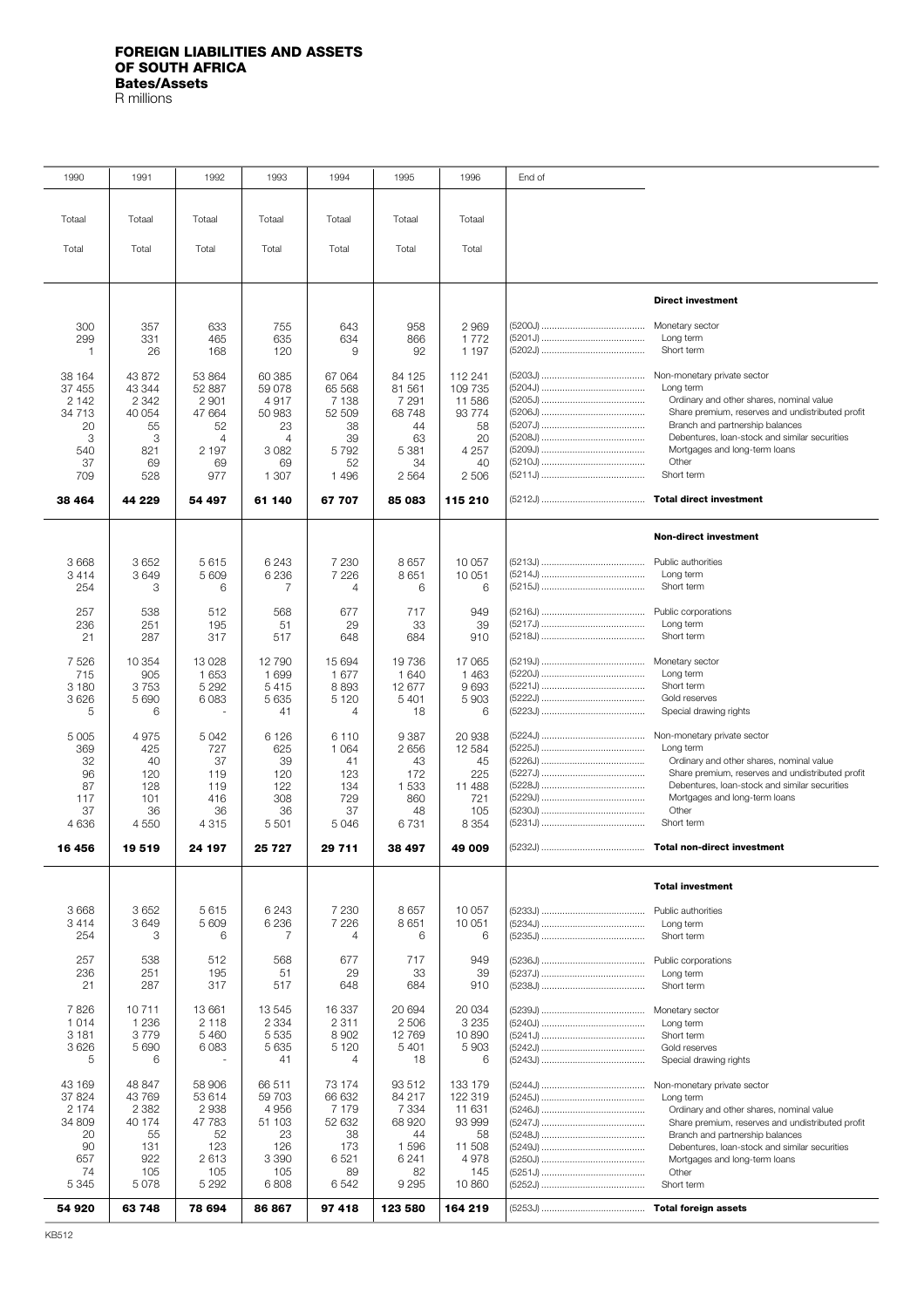# FOREIGN LIABILITIES AND ASSETS OF SOUTH AFRICA

**Bates/Assets**

R millions

| 1990 | 1991 | 1992 | 1993 | 1994 | 1995 | 1996 | End of | |
|---|---|---|---|---|---|---|---|---|
| Totaal | Totaal | Totaal | Totaal | Totaal | Totaal | Totaal | | |
| Total | Total | Total | Total | Total | Total | Total | | |
| | | | | | | | | **Direct investment** |
| 300 | 357 | 633 | 755 | 643 | 958 | 2 969 | (5200J) | Monetary sector |
| 299 | 331 | 465 | 635 | 634 | 866 | 1 772 | (5201J) | Long term |
| 1 | 26 | 168 | 120 | 9 | 92 | 1 197 | (5202J) | Short term |
| 38 164 | 43 872 | 53 864 | 60 385 | 67 064 | 84 125 | 112 241 | (5203J) | Non-monetary private sector |
| 37 455 | 43 344 | 52 887 | 59 078 | 65 568 | 81 561 | 109 735 | (5204J) | Long term |
| 2 142 | 2 342 | 2 901 | 4 917 | 7 138 | 7 291 | 11 586 | (5205J) | Ordinary and other shares, nominal value |
| 34 713 | 40 054 | 47 664 | 50 983 | 52 509 | 68 748 | 93 774 | (5206J) | Share premium, reserves and undistributed profit |
| 20 | 55 | 52 | 23 | 38 | 44 | 58 | (5207J) | Branch and partnership balances |
| 3 | 3 | 4 | 4 | 39 | 63 | 20 | (5208J) | Debentures, loan-stock and similar securities |
| 540 | 821 | 2 197 | 3 082 | 5 792 | 5 381 | 4 257 | (5209J) | Mortgages and long-term loans |
| 37 | 69 | 69 | 69 | 52 | 34 | 40 | (5210J) | Other |
| 709 | 528 | 977 | 1 307 | 1 496 | 2 564 | 2 506 | (5211J) | Short term |
| **38 464** | **44 229** | **54 497** | **61 140** | **67 707** | **85 083** | **115 210** | (5212J) | **Total direct investment** |
| | | | | | | | | **Non-direct investment** |
| 3 668 | 3 652 | 5 615 | 6 243 | 7 230 | 8 657 | 10 057 | (5213J) | Public authorities |
| 3 414 | 3 649 | 5 609 | 6 236 | 7 226 | 8 651 | 10 051 | (5214J) | Long term |
| 254 | 3 | 6 | 7 | 4 | 6 | 6 | (5215J) | Short term |
| 257 | 538 | 512 | 568 | 677 | 717 | 949 | (5216J) | Public corporations |
| 236 | 251 | 195 | 51 | 29 | 33 | 39 | (5217J) | Long term |
| 21 | 287 | 317 | 517 | 648 | 684 | 910 | (5218J) | Short term |
| 7 526 | 10 354 | 13 028 | 12 790 | 15 694 | 19 736 | 17 065 | (5219J) | Monetary sector |
| 715 | 905 | 1 653 | 1 699 | 1 677 | 1 640 | 1 463 | (5220J) | Long term |
| 3 180 | 3 753 | 5 292 | 5 415 | 8 893 | 12 677 | 9 693 | (5221J) | Short term |
| 3 626 | 5 690 | 6 083 | 5 635 | 5 120 | 5 401 | 5 903 | (5222J) | Gold reserves |
| 5 | 6 | - | 41 | 4 | 18 | 6 | (5223J) | Special drawing rights |
| 5 005 | 4 975 | 5 042 | 6 126 | 6 110 | 9 387 | 20 938 | (5224J) | Non-monetary private sector |
| 369 | 425 | 727 | 625 | 1 064 | 2 656 | 12 584 | (5225J) | Long term |
| 32 | 40 | 37 | 39 | 41 | 43 | 45 | (5226J) | Ordinary and other shares, nominal value |
| 96 | 120 | 119 | 120 | 123 | 172 | 225 | (5227J) | Share premium, reserves and undistributed profit |
| 87 | 128 | 119 | 122 | 134 | 1 533 | 11 488 | (5228J) | Debentures, loan-stock and similar securities |
| 117 | 101 | 416 | 308 | 729 | 860 | 721 | (5229J) | Mortgages and long-term loans |
| 37 | 36 | 36 | 36 | 37 | 48 | 105 | (5230J) | Other |
| 4 636 | 4 550 | 4 315 | 5 501 | 5 046 | 6 731 | 8 354 | (5231J) | Short term |
| **16 456** | **19 519** | **24 197** | **25 727** | **29 711** | **38 497** | **49 009** | (5232J) | **Total non-direct investment** |
| | | | | | | | | **Total investment** |
| 3 668 | 3 652 | 5 615 | 6 243 | 7 230 | 8 657 | 10 057 | (5233J) | Public authorities |
| 3 414 | 3 649 | 5 609 | 6 236 | 7 226 | 8 651 | 10 051 | (5234J) | Long term |
| 254 | 3 | 6 | 7 | 4 | 6 | 6 | (5235J) | Short term |
| 257 | 538 | 512 | 568 | 677 | 717 | 949 | (5236J) | Public corporations |
| 236 | 251 | 195 | 51 | 29 | 33 | 39 | (5237J) | Long term |
| 21 | 287 | 317 | 517 | 648 | 684 | 910 | (5238J) | Short term |
| 7 826 | 10 711 | 13 661 | 13 545 | 16 337 | 20 694 | 20 034 | (5239J) | Monetary sector |
| 1 014 | 1 236 | 2 118 | 2 334 | 2 311 | 2 506 | 3 235 | (5240J) | Long term |
| 3 181 | 3 779 | 5 460 | 5 535 | 8 902 | 12 769 | 10 890 | (5241J) | Short term |
| 3 626 | 5 690 | 6 083 | 5 635 | 5 120 | 5 401 | 5 903 | (5242J) | Gold reserves |
| 5 | 6 | - | 41 | 4 | 18 | 6 | (5243J) | Special drawing rights |
| 43 169 | 48 847 | 58 906 | 66 511 | 73 174 | 93 512 | 133 179 | (5244J) | Non-monetary private sector |
| 37 824 | 43 769 | 53 614 | 59 703 | 66 632 | 84 217 | 122 319 | (5245J) | Long term |
| 2 174 | 2 382 | 2 938 | 4 956 | 7 179 | 7 334 | 11 631 | (5246J) | Ordinary and other shares, nominal value |
| 34 809 | 40 174 | 47 783 | 51 103 | 52 632 | 68 920 | 93 999 | (5247J) | Share premium, reserves and undistributed profit |
| 20 | 55 | 52 | 23 | 38 | 44 | 58 | (5248J) | Branch and partnership balances |
| 90 | 131 | 123 | 126 | 173 | 1 596 | 11 508 | (5249J) | Debentures, loan-stock and similar securities |
| 657 | 922 | 2 613 | 3 390 | 6 521 | 6 241 | 4 978 | (5250J) | Mortgages and long-term loans |
| 74 | 105 | 105 | 105 | 89 | 82 | 145 | (5251J) | Other |
| 5 345 | 5 078 | 5 292 | 6 808 | 6 542 | 9 295 | 10 860 | (5252J) | Short term |
| **54 920** | **63 748** | **78 694** | **86 867** | **97 418** | **123 580** | **164 219** | (5253J) | **Total foreign assets** |

KB512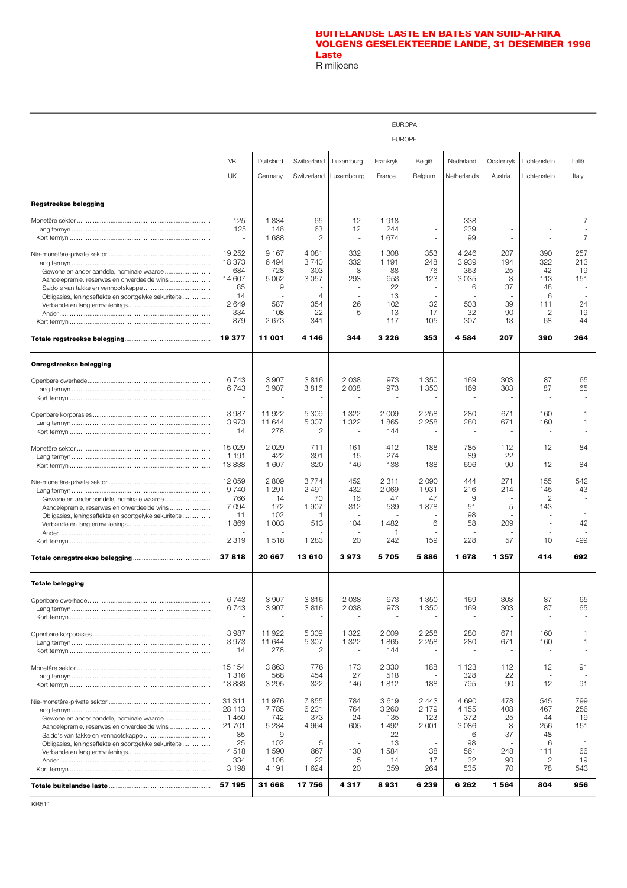# BUITELANDSE LASTE EN BATES VAN SUID-AFRIKA VOLGENS GESELEKTEERDE LANDE, 31 DESEMBER 1996

## Laste

R miljoene

| | EUROPA / EUROPE | | | | | | | | | |
|---|---|---|---|---|---|---|---|---|---|---|
| | VK / UK | Duitsland / Germany | Switserland / Switzerland | Luxemburg / Luxembourg | Frankryk / France | België / Belgium | Nederland / Netherlands | Oostenryk / Austria | Lichtenstein / Lichtenstein | Italië / Italy |
| **Regstreekse belegging** | | | | | | | | | | |
| Monetêre sektor | 125 | 1 834 | 65 | 12 | 1 918 | - | 338 | - | - | 7 |
| Lang termyn | 125 | 146 | 63 | 12 | 244 | - | 239 | - | - | - |
| Kort termyn | - | 1 688 | 2 | - | 1 674 | - | 99 | - | - | 7 |
| Nie-monetêre-private sektor | 19 252 | 9 167 | 4 081 | 332 | 1 308 | 353 | 4 246 | 207 | 390 | 257 |
| Lang termyn | 18 373 | 6 494 | 3 740 | 332 | 1 191 | 248 | 3 939 | 194 | 322 | 213 |
| Gewone en ander aandele, nominale waarde | 684 | 728 | 303 | 8 | 88 | 76 | 363 | 25 | 42 | 19 |
| Aandelepremie, reserwes en onverdeelde wins | 14 607 | 5 062 | 3 057 | 293 | 953 | 123 | 3 035 | 3 | 113 | 151 |
| Saldo's van takke en vennootskappe | 85 | 9 | - | - | 22 | - | 6 | 37 | 48 | - |
| Obligasies, leningseffekte en soortgelyke sekuriteite | 14 | - | 4 | - | 13 | - | - | - | 6 | - |
| Verbande en langtermynlenings | 2 649 | 587 | 354 | 26 | 102 | 32 | 503 | 39 | 111 | 24 |
| Ander | 334 | 108 | 22 | 5 | 13 | 17 | 32 | 90 | 2 | 19 |
| Kort termyn | 879 | 2 673 | 341 | - | 117 | 105 | 307 | 13 | 68 | 44 |
| **Totale regstreekse belegging** | **19 377** | **11 001** | **4 146** | **344** | **3 226** | **353** | **4 584** | **207** | **390** | **264** |
| **Onregstreekse belegging** | | | | | | | | | | |
| Openbare owerhede | 6 743 | 3 907 | 3 816 | 2 038 | 973 | 1 350 | 169 | 303 | 87 | 65 |
| Lang termyn | 6 743 | 3 907 | 3 816 | 2 038 | 973 | 1 350 | 169 | 303 | 87 | 65 |
| Kort termyn | - | - | - | - | - | - | - | - | - | - |
| Openbare korporasies | 3 987 | 11 922 | 5 309 | 1 322 | 2 009 | 2 258 | 280 | 671 | 160 | 1 |
| Lang termyn | 3 973 | 11 644 | 5 307 | 1 322 | 1 865 | 2 258 | 280 | 671 | 160 | 1 |
| Kort termyn | 14 | 278 | 2 | - | 144 | - | - | - | - | - |
| Monetêre sektor | 15 029 | 2 029 | 711 | 161 | 412 | 188 | 785 | 112 | 12 | 84 |
| Lang termyn | 1 191 | 422 | 391 | 15 | 274 | - | 89 | 22 | - | - |
| Kort termyn | 13 838 | 1 607 | 320 | 146 | 138 | 188 | 696 | 90 | 12 | 84 |
| Nie-monetêre-private sektor | 12 059 | 2 809 | 3 774 | 452 | 2 311 | 2 090 | 444 | 271 | 155 | 542 |
| Lang termyn | 9 740 | 1 291 | 2 491 | 432 | 2 069 | 1 931 | 216 | 214 | 145 | 43 |
| Gewone en ander aandele, nominale waarde | 766 | 14 | 70 | 16 | 47 | 47 | 9 | - | 2 | - |
| Aandelepremie, reserwes en onverdeelde wins | 7 094 | 172 | 1 907 | 312 | 539 | 1 878 | 51 | 5 | 143 | - |
| Obligasies, leningseffekte en soortgelyke sekuriteite | 11 | 102 | 1 | - | - | - | 98 | - | - | 1 |
| Verbande en langtermynlenings | 1 869 | 1 003 | 513 | 104 | 1 482 | 6 | 58 | 209 | - | 42 |
| Ander | - | - | - | - | 1 | - | - | - | - | - |
| Kort termyn | 2 319 | 1 518 | 1 283 | 20 | 242 | 159 | 228 | 57 | 10 | 499 |
| **Totale onregstreekse belegging** | **37 818** | **20 667** | **13 610** | **3 973** | **5 705** | **5 886** | **1 678** | **1 357** | **414** | **692** |
| **Totale belegging** | | | | | | | | | | |
| Openbare owerhede | 6 743 | 3 907 | 3 816 | 2 038 | 973 | 1 350 | 169 | 303 | 87 | 65 |
| Lang termyn | 6 743 | 3 907 | 3 816 | 2 038 | 973 | 1 350 | 169 | 303 | 87 | 65 |
| Kort termyn | - | - | - | - | - | - | - | - | - | - |
| Openbare korporasies | 3 987 | 11 922 | 5 309 | 1 322 | 2 009 | 2 258 | 280 | 671 | 160 | 1 |
| Lang termyn | 3 973 | 11 644 | 5 307 | 1 322 | 1 865 | 2 258 | 280 | 671 | 160 | 1 |
| Kort termyn | 14 | 278 | 2 | - | 144 | - | - | - | - | - |
| Monetêre sektor | 15 154 | 3 863 | 776 | 173 | 2 330 | 188 | 1 123 | 112 | 12 | 91 |
| Lang termyn | 1 316 | 568 | 454 | 27 | 518 | - | 328 | 22 | - | - |
| Kort termyn | 13 838 | 3 295 | 322 | 146 | 1 812 | 188 | 795 | 90 | 12 | 91 |
| Nie-monetêre-private sektor | 31 311 | 11 976 | 7 855 | 784 | 3 619 | 2 443 | 4 690 | 478 | 545 | 799 |
| Lang termyn | 28 113 | 7 785 | 6 231 | 764 | 3 260 | 2 179 | 4 155 | 408 | 467 | 256 |
| Gewone en ander aandele, nominale waarde | 1 450 | 742 | 373 | 24 | 135 | 123 | 372 | 25 | 44 | 19 |
| Aandelepremie, reserwes en onverdeelde wins | 21 701 | 5 234 | 4 964 | 605 | 1 492 | 2 001 | 3 086 | 8 | 256 | 151 |
| Saldo's van takke en vennootskappe | 85 | 9 | - | - | 22 | - | 6 | 37 | 48 | - |
| Obligasies, leningseffekte en soortgelyke sekuriteite | 25 | 102 | 5 | - | 13 | - | 98 | - | 6 | 1 |
| Verbande en langtermynlenings | 4 518 | 1 590 | 867 | 130 | 1 584 | 38 | 561 | 248 | 111 | 66 |
| Ander | 334 | 108 | 22 | 5 | 14 | 17 | 32 | 90 | 2 | 19 |
| Kort termyn | 3 198 | 4 191 | 1 624 | 20 | 359 | 264 | 535 | 70 | 78 | 543 |
| **Totale buitelandse laste** | **57 195** | **31 668** | **17 756** | **4 317** | **8 931** | **6 239** | **6 262** | **1 564** | **804** | **956** |

KB511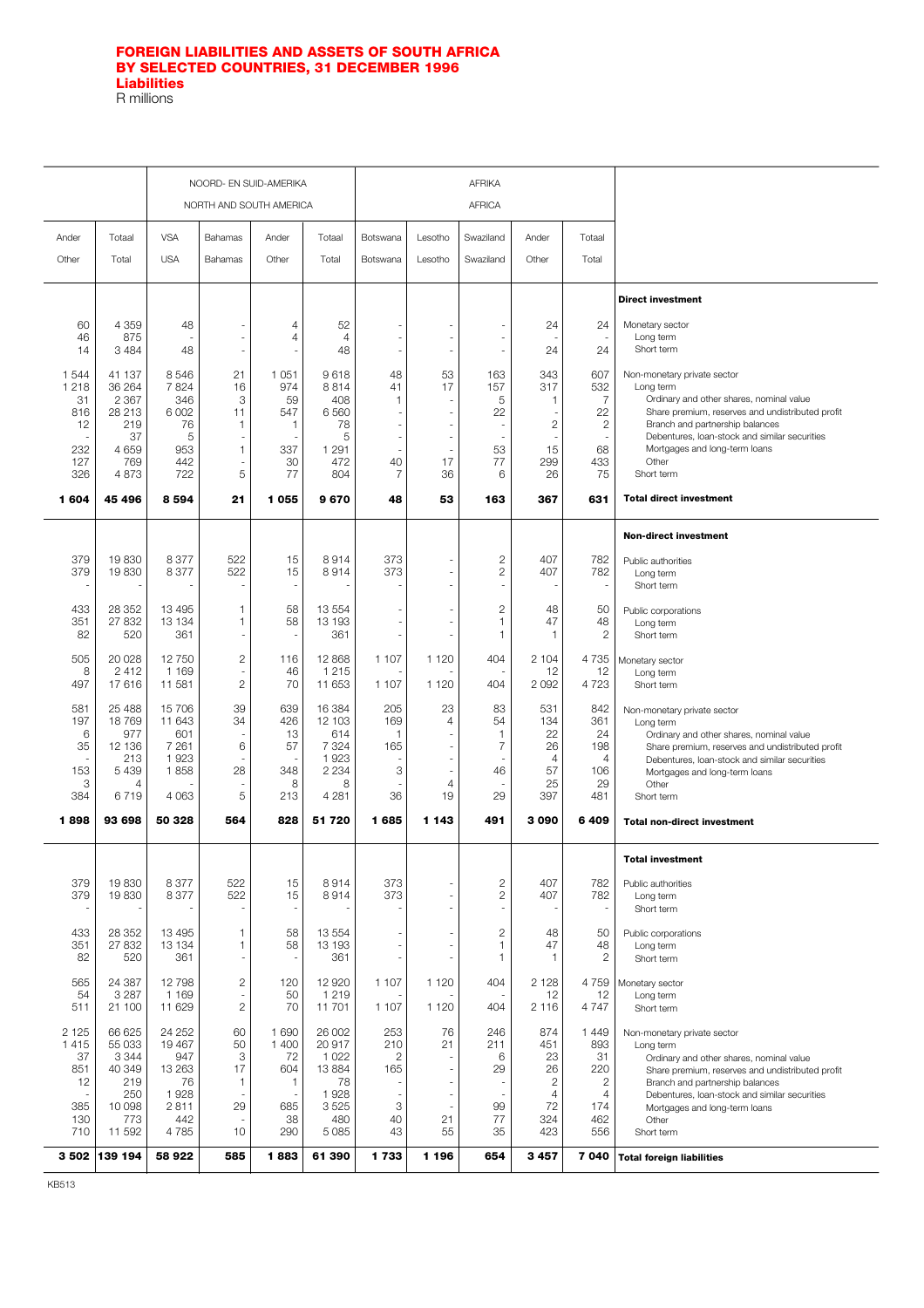# FOREIGN LIABILITIES AND ASSETS OF SOUTH AFRICA BY SELECTED COUNTRIES, 31 DECEMBER 1996

**Liabilities**

R millions

| | | NOORD- EN SUID-AMERIKA NORTH AND SOUTH AMERICA | | | | AFRIKA AFRICA | | | | | |
|---|---|---|---|---|---|---|---|---|---|---|---|
| Ander Other | Totaal Total | VSA USA | Bahamas Bahamas | Ander Other | Totaal Total | Botswana Botswana | Lesotho Lesotho | Swaziland Swaziland | Ander Other | Totaal Total | |
| | | | | | | | | | | | **Direct investment** |
| 60 | 4 359 | 48 | - | 4 | 52 | - | - | - | 24 | 24 | Monetary sector |
| 46 | 875 | - | - | 4 | 4 | - | - | - | - | - | Long term |
| 14 | 3 484 | 48 | - | - | 48 | - | - | - | 24 | 24 | Short term |
| 1 544 | 41 137 | 8 546 | 21 | 1 051 | 9 618 | 48 | 53 | 163 | 343 | 607 | Non-monetary private sector |
| 1 218 | 36 264 | 7 824 | 16 | 974 | 8 814 | 41 | 17 | 157 | 317 | 532 | Long term |
| 31 | 2 367 | 346 | 3 | 59 | 408 | 1 | - | 5 | 1 | 7 | Ordinary and other shares, nominal value |
| 816 | 28 213 | 6 002 | 11 | 547 | 6 560 | - | - | 22 | - | 22 | Share premium, reserves and undistributed profit |
| 12 | 219 | 76 | 1 | 1 | 78 | - | - | - | 2 | 2 | Branch and partnership balances |
| - | 37 | 5 | - | - | 5 | - | - | - | - | - | Debentures, loan-stock and similar securities |
| 232 | 4 659 | 953 | 1 | 337 | 1 291 | - | - | 53 | 15 | 68 | Mortgages and long-term loans |
| 127 | 769 | 442 | - | 30 | 472 | 40 | 17 | 77 | 299 | 433 | Other |
| 326 | 4 873 | 722 | 5 | 77 | 804 | 7 | 36 | 6 | 26 | 75 | Short term |
| **1 604** | **45 496** | **8 594** | **21** | **1 055** | **9 670** | **48** | **53** | **163** | **367** | **631** | **Total direct investment** |
| | | | | | | | | | | | **Non-direct investment** |
| 379 | 19 830 | 8 377 | 522 | 15 | 8 914 | 373 | - | 2 | 407 | 782 | Public authorities |
| 379 | 19 830 | 8 377 | 522 | 15 | 8 914 | 373 | - | 2 | 407 | 782 | Long term |
| - | - | - | - | - | - | - | - | - | - | - | Short term |
| 433 | 28 352 | 13 495 | 1 | 58 | 13 554 | - | - | 2 | 48 | 50 | Public corporations |
| 351 | 27 832 | 13 134 | 1 | 58 | 13 193 | - | - | 1 | 47 | 48 | Long term |
| 82 | 520 | 361 | - | - | 361 | - | - | 1 | 1 | 2 | Short term |
| 505 | 20 028 | 12 750 | 2 | 116 | 12 868 | 1 107 | 1 120 | 404 | 2 104 | 4 735 | Monetary sector |
| 8 | 2 412 | 1 169 | - | 46 | 1 215 | - | - | - | 12 | 12 | Long term |
| 497 | 17 616 | 11 581 | 2 | 70 | 11 653 | 1 107 | 1 120 | 404 | 2 092 | 4 723 | Short term |
| 581 | 25 488 | 15 706 | 39 | 639 | 16 384 | 205 | 23 | 83 | 531 | 842 | Non-monetary private sector |
| 197 | 18 769 | 11 643 | 34 | 426 | 12 103 | 169 | 4 | 54 | 134 | 361 | Long term |
| 6 | 977 | 601 | - | 13 | 614 | 1 | - | 1 | 22 | 24 | Ordinary and other shares, nominal value |
| 35 | 12 136 | 7 261 | 6 | 57 | 7 324 | 165 | - | 7 | 26 | 198 | Share premium, reserves and undistributed profit |
| - | 213 | 1 923 | - | - | 1 923 | - | - | - | 4 | 4 | Debentures, loan-stock and similar securities |
| 153 | 5 439 | 1 858 | 28 | 348 | 2 234 | 3 | - | 46 | 57 | 106 | Mortgages and long-term loans |
| 3 | 4 | - | - | 8 | 8 | - | 4 | - | 25 | 29 | Other |
| 384 | 6 719 | 4 063 | 5 | 213 | 4 281 | 36 | 19 | 29 | 397 | 481 | Short term |
| **1 898** | **93 698** | **50 328** | **564** | **828** | **51 720** | **1 685** | **1 143** | **491** | **3 090** | **6 409** | **Total non-direct investment** |
| | | | | | | | | | | | **Total investment** |
| 379 | 19 830 | 8 377 | 522 | 15 | 8 914 | 373 | - | 2 | 407 | 782 | Public authorities |
| 379 | 19 830 | 8 377 | 522 | 15 | 8 914 | 373 | - | 2 | 407 | 782 | Long term |
| - | - | - | - | - | - | - | - | - | - | - | Short term |
| 433 | 28 352 | 13 495 | 1 | 58 | 13 554 | - | - | 2 | 48 | 50 | Public corporations |
| 351 | 27 832 | 13 134 | 1 | 58 | 13 193 | - | - | 1 | 47 | 48 | Long term |
| 82 | 520 | 361 | - | - | 361 | - | - | 1 | 1 | 2 | Short term |
| 565 | 24 387 | 12 798 | 2 | 120 | 12 920 | 1 107 | 1 120 | 404 | 2 128 | 4 759 | Monetary sector |
| 54 | 3 287 | 1 169 | - | 50 | 1 219 | - | - | - | 12 | 12 | Long term |
| 511 | 21 100 | 11 629 | 2 | 70 | 11 701 | 1 107 | 1 120 | 404 | 2 116 | 4 747 | Short term |
| 2 125 | 66 625 | 24 252 | 60 | 1 690 | 26 002 | 253 | 76 | 246 | 874 | 1 449 | Non-monetary private sector |
| 1 415 | 55 033 | 19 467 | 50 | 1 400 | 20 917 | 210 | 21 | 211 | 451 | 893 | Long term |
| 37 | 3 344 | 947 | 3 | 72 | 1 022 | 2 | - | 6 | 23 | 31 | Ordinary and other shares, nominal value |
| 851 | 40 349 | 13 263 | 17 | 604 | 13 884 | 165 | - | 29 | 26 | 220 | Share premium, reserves and undistributed profit |
| 12 | 219 | 76 | 1 | 1 | 78 | - | - | - | 2 | 2 | Branch and partnership balances |
| - | 250 | 1 928 | - | - | 1 928 | - | - | - | 4 | 4 | Debentures, loan-stock and similar securities |
| 385 | 10 098 | 2 811 | 29 | 685 | 3 525 | 3 | - | 99 | 72 | 174 | Mortgages and long-term loans |
| 130 | 773 | 442 | - | 38 | 480 | 40 | 21 | 77 | 324 | 462 | Other |
| 710 | 11 592 | 4 785 | 10 | 290 | 5 085 | 43 | 55 | 35 | 423 | 556 | Short term |
| **3 502** | **139 194** | **58 922** | **585** | **1 883** | **61 390** | **1 733** | **1 196** | **654** | **3 457** | **7 040** | **Total foreign liabilities** |

KB513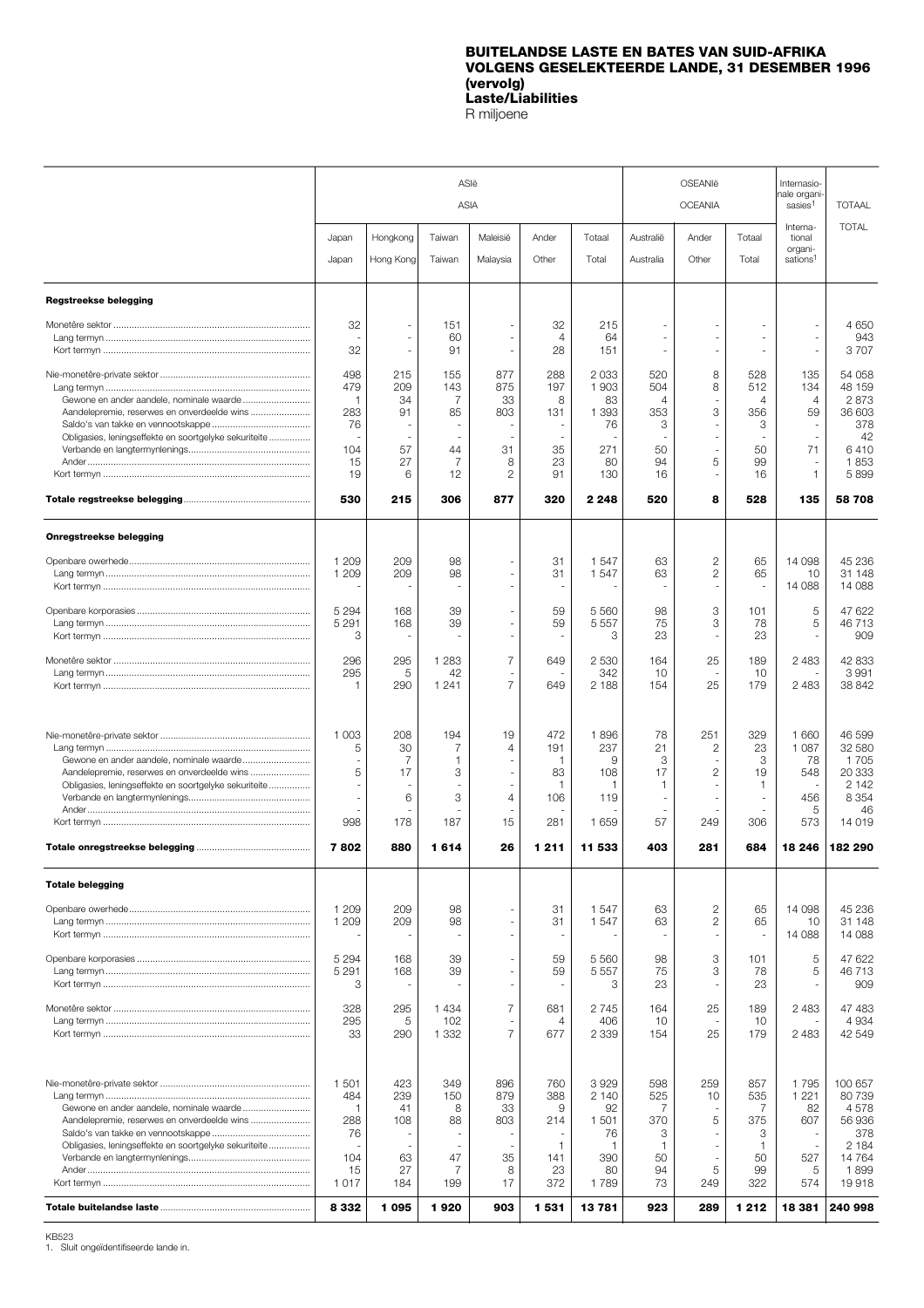# BUITELANDSE LASTE EN BATES VAN SUID-AFRIKA VOLGENS GESELEKTEERDE LANDE, 31 DESEMBER 1996 (vervolg)

## Laste/Liabilities

R miljoene

| | ASIë ASIA | | | | | | OSEANIë OCEANIA | | | Internasionale organisasies[1] | TOTAAL |
|---|---|---|---|---|---|---|---|---|---|---|---|
| | Japan Japan | Hongkong Hong Kong | Taiwan Taiwan | Maleisië Malaysia | Ander Other | Totaal Total | Australië Australia | Ander Other | Totaal Total | International organisations[1] | TOTAL |
| **Regstreekse belegging** | | | | | | | | | | | |
| Monetêre sektor | 32 | - | 151 | - | 32 | 215 | - | - | - | - | 4 650 |
| Lang termyn | - | - | 60 | - | 4 | 64 | - | - | - | - | 943 |
| Kort termyn | 32 | - | 91 | - | 28 | 151 | - | - | - | - | 3 707 |
| Nie-monetêre-private sektor | 498 | 215 | 155 | 877 | 288 | 2 033 | 520 | 8 | 528 | 135 | 54 058 |
| Lang termyn | 479 | 209 | 143 | 875 | 197 | 1 903 | 504 | 8 | 512 | 134 | 48 159 |
| Gewone en ander aandele, nominale waarde | 1 | 34 | 7 | 33 | 8 | 83 | 4 | - | 4 | 4 | 2 873 |
| Aandelepremie, reserwes en onverdeelde wins | 283 | 91 | 85 | 803 | 131 | 1 393 | 353 | 3 | 356 | 59 | 36 603 |
| Saldo's van takke en vennootskappe | 76 | - | - | - | - | 76 | 3 | - | 3 | - | 378 |
| Obligasies, leningseffekte en soortgelyke sekuriteite | - | - | - | - | - | - | - | - | - | - | 42 |
| Verbande en langtermynlenings | 104 | 57 | 44 | 31 | 35 | 271 | 50 | - | 50 | 71 | 6 410 |
| Ander | 15 | 27 | 7 | 8 | 23 | 80 | 94 | 5 | 99 | - | 1 853 |
| Kort termyn | 19 | 6 | 12 | 2 | 91 | 130 | 16 | - | 16 | 1 | 5 899 |
| **Totale regstreekse belegging** | **530** | **215** | **306** | **877** | **320** | **2 248** | **520** | **8** | **528** | **135** | **58 708** |
| **Onregstreekse belegging** | | | | | | | | | | | |
| Openbare owerhede | 1 209 | 209 | 98 | - | 31 | 1 547 | 63 | 2 | 65 | 14 098 | 45 236 |
| Lang termyn | 1 209 | 209 | 98 | - | 31 | 1 547 | 63 | 2 | 65 | 10 | 31 148 |
| Kort termyn | - | - | - | - | - | - | - | - | - | 14 088 | 14 088 |
| Openbare korporasies | 5 294 | 168 | 39 | - | 59 | 5 560 | 98 | 3 | 101 | 5 | 47 622 |
| Lang termyn | 5 291 | 168 | 39 | - | 59 | 5 557 | 75 | 3 | 78 | 5 | 46 713 |
| Kort termyn | 3 | - | - | - | - | 3 | 23 | - | 23 | - | 909 |
| Monetêre sektor | 296 | 295 | 1 283 | 7 | 649 | 2 530 | 164 | 25 | 189 | 2 483 | 42 833 |
| Lang termyn | 295 | 5 | 42 | - | - | 342 | 10 | - | 10 | - | 3 991 |
| Kort termyn | 1 | 290 | 1 241 | 7 | 649 | 2 188 | 154 | 25 | 179 | 2 483 | 38 842 |
| Nie-monetêre-private sektor | 1 003 | 208 | 194 | 19 | 472 | 1 896 | 78 | 251 | 329 | 1 660 | 46 599 |
| Lang termyn | 5 | 30 | 7 | 4 | 191 | 237 | 21 | 2 | 23 | 1 087 | 32 580 |
| Gewone en ander aandele, nominale waarde | - | 7 | 1 | - | 1 | 9 | 3 | - | 3 | 78 | 1 705 |
| Aandelepremie, reserwes en onverdeelde wins | 5 | 17 | 3 | - | 83 | 108 | 17 | 2 | 19 | 548 | 20 333 |
| Obligasies, leningseffekte en soortgelyke sekuriteite | - | - | - | - | 1 | 1 | 1 | - | 1 | - | 2 142 |
| Verbande en langtermynlenings | - | 6 | 3 | 4 | 106 | 119 | - | - | - | 456 | 8 354 |
| Ander | - | - | - | - | - | - | - | - | - | 5 | 46 |
| Kort termyn | 998 | 178 | 187 | 15 | 281 | 1 659 | 57 | 249 | 306 | 573 | 14 019 |
| **Totale onregstreekse belegging** | **7 802** | **880** | **1 614** | **26** | **1 211** | **11 533** | **403** | **281** | **684** | **18 246** | **182 290** |
| **Totale belegging** | | | | | | | | | | | |
| Openbare owerhede | 1 209 | 209 | 98 | - | 31 | 1 547 | 63 | 2 | 65 | 14 098 | 45 236 |
| Lang termyn | 1 209 | 209 | 98 | - | 31 | 1 547 | 63 | 2 | 65 | 10 | 31 148 |
| Kort termyn | - | - | - | - | - | - | - | - | - | 14 088 | 14 088 |
| Openbare korporasies | 5 294 | 168 | 39 | - | 59 | 5 560 | 98 | 3 | 101 | 5 | 47 622 |
| Lang termyn | 5 291 | 168 | 39 | - | 59 | 5 557 | 75 | 3 | 78 | 5 | 46 713 |
| Kort termyn | 3 | - | - | - | - | 3 | 23 | - | 23 | - | 909 |
| Monetêre sektor | 328 | 295 | 1 434 | 7 | 681 | 2 745 | 164 | 25 | 189 | 2 483 | 47 483 |
| Lang termyn | 295 | 5 | 102 | - | 4 | 406 | 10 | - | 10 | - | 4 934 |
| Kort termyn | 33 | 290 | 1 332 | 7 | 677 | 2 339 | 154 | 25 | 179 | 2 483 | 42 549 |
| Nie-monetêre-private sektor | 1 501 | 423 | 349 | 896 | 760 | 3 929 | 598 | 259 | 857 | 1 795 | 100 657 |
| Lang termyn | 484 | 239 | 150 | 879 | 388 | 2 140 | 525 | 10 | 535 | 1 221 | 80 739 |
| Gewone en ander aandele, nominale waarde | 1 | 41 | 8 | 33 | 9 | 92 | 7 | - | 7 | 82 | 4 578 |
| Aandelepremie, reserwes en onverdeelde wins | 288 | 108 | 88 | 803 | 214 | 1 501 | 370 | 5 | 375 | 607 | 56 936 |
| Saldo's van takke en vennootskappe | 76 | - | - | - | - | 76 | 3 | - | 3 | - | 378 |
| Obligasies, leningseffekte en soortgelyke sekuriteite | - | - | - | - | 1 | 1 | 1 | - | 1 | - | 2 184 |
| Verbande en langtermynlenings | 104 | 63 | 47 | 35 | 141 | 390 | 50 | - | 50 | 527 | 14 764 |
| Ander | 15 | 27 | 7 | 8 | 23 | 80 | 94 | 5 | 99 | 5 | 1 899 |
| Kort termyn | 1 017 | 184 | 199 | 17 | 372 | 1 789 | 73 | 249 | 322 | 574 | 19 918 |
| **Totale buitelandse laste** | **8 332** | **1 095** | **1 920** | **903** | **1 531** | **13 781** | **923** | **289** | **1 212** | **18 381** | **240 998** |

KB523

1. Sluit ongeïdentifiseerde lande in.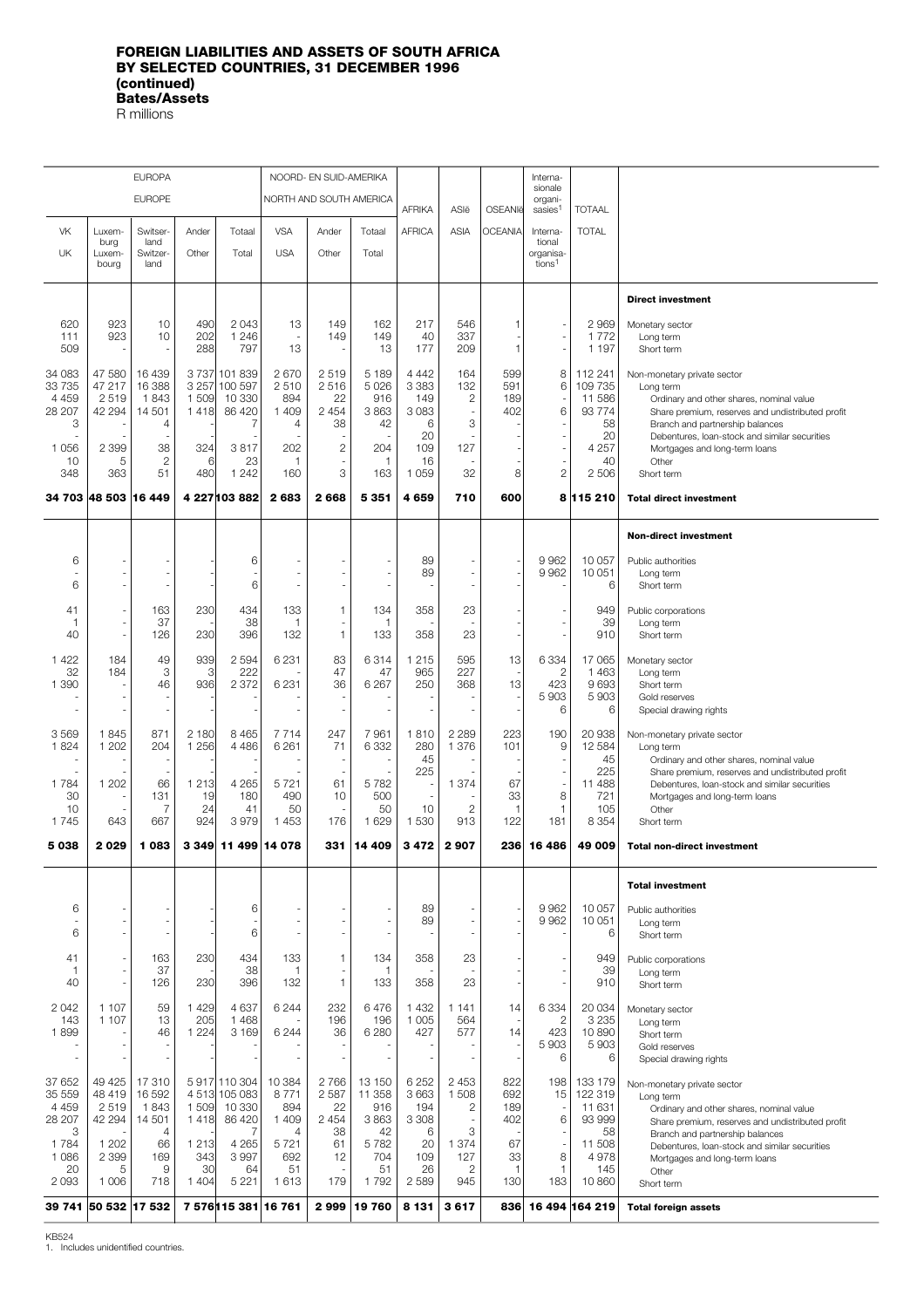# FOREIGN LIABILITIES AND ASSETS OF SOUTH AFRICA BY SELECTED COUNTRIES, 31 DECEMBER 1996 (continued)

**Bates/Assets**

R millions

| EUROPA / EUROPE | | | | | NOORD- EN SUID-AMERIKA / NORTH AND SOUTH AMERICA | | | AFRIKA | ASIë | OSEANIë | Internasionale organisasies[1] | TOTAAL | |
|---|---|---|---|---|---|---|---|---|---|---|---|---|---|
| VK / UK | Luxemburg / Luxembourg | Switserland / Switzerland | Ander / Other | Totaal / Total | VSA / USA | Ander / Other | Totaal / Total | AFRICA | ASIA | OCEANIA | International organisations[1] | TOTAL | |
| | | | | | | | | | | | | | **Direct investment** |
| 620 | 923 | 10 | 490 | 2 043 | 13 | 149 | 162 | 217 | 546 | 1 | - | 2 969 | Monetary sector |
| 111 | 923 | 10 | 202 | 1 246 | - | 149 | 149 | 40 | 337 | - | - | 1 772 | Long term |
| 509 | - | - | 288 | 797 | 13 | - | 13 | 177 | 209 | 1 | - | 1 197 | Short term |
| 34 083 | 47 580 | 16 439 | 3 737 | 101 839 | 2 670 | 2 519 | 5 189 | 4 442 | 164 | 599 | 8 | 112 241 | Non-monetary private sector |
| 33 735 | 47 217 | 16 388 | 3 257 | 100 597 | 2 510 | 2 516 | 5 026 | 3 383 | 132 | 591 | 6 | 109 735 | Long term |
| 4 459 | 2 519 | 1 843 | 1 509 | 10 330 | 894 | 22 | 916 | 149 | 2 | 189 | - | 11 586 | Ordinary and other shares, nominal value |
| 28 207 | 42 294 | 14 501 | 1 418 | 86 420 | 1 409 | 2 454 | 3 863 | 3 083 | - | 402 | 6 | 93 774 | Share premium, reserves and undistributed profit |
| 3 | - | 4 | - | 7 | 4 | 38 | 42 | 6 | 3 | - | - | 58 | Branch and partnership balances |
| - | - | - | - | - | - | - | - | 20 | - | - | - | 20 | Debentures, loan-stock and similar securities |
| 1 056 | 2 399 | 38 | 324 | 3 817 | 202 | 2 | 204 | 109 | 127 | - | - | 4 257 | Mortgages and long-term loans |
| 10 | 5 | 2 | 6 | 23 | 1 | - | 1 | 16 | - | - | - | 40 | Other |
| 348 | 363 | 51 | 480 | 1 242 | 160 | 3 | 163 | 1 059 | 32 | 8 | 2 | 2 506 | Short term |
| **34 703** | **48 503** | **16 449** | **4 227** | **103 882** | **2 683** | **2 668** | **5 351** | **4 659** | **710** | **600** | **8** | **115 210** | **Total direct investment** |
| | | | | | | | | | | | | | **Non-direct investment** |
| 6 | - | - | - | 6 | - | - | - | 89 | - | - | 9 962 | 10 057 | Public authorities |
| - | - | - | - | - | - | - | - | 89 | - | - | 9 962 | 10 051 | Long term |
| 6 | - | - | - | 6 | - | - | - | - | - | - | - | 6 | Short term |
| 41 | - | 163 | 230 | 434 | 133 | 1 | 134 | 358 | 23 | - | - | 949 | Public corporations |
| 1 | - | 37 | - | 38 | 1 | - | 1 | - | - | - | - | 39 | Long term |
| 40 | - | 126 | 230 | 396 | 132 | 1 | 133 | 358 | 23 | - | - | 910 | Short term |
| 1 422 | 184 | 49 | 939 | 2 594 | 6 231 | 83 | 6 314 | 1 215 | 595 | 13 | 6 334 | 17 065 | Monetary sector |
| 32 | 184 | 3 | 3 | 222 | - | 47 | 47 | 965 | 227 | - | 2 | 1 463 | Long term |
| 1 390 | - | 46 | 936 | 2 372 | 6 231 | 36 | 6 267 | 250 | 368 | 13 | 423 | 9 693 | Short term |
| - | - | - | - | - | - | - | - | - | - | - | 5 903 | 5 903 | Gold reserves |
| - | - | - | - | - | - | - | - | - | - | - | 6 | 6 | Special drawing rights |
| 3 569 | 1 845 | 871 | 2 180 | 8 465 | 7 714 | 247 | 7 961 | 1 810 | 2 289 | 223 | 190 | 20 938 | Non-monetary private sector |
| 1 824 | 1 202 | 204 | 1 256 | 4 486 | 6 261 | 71 | 6 332 | 280 | 1 376 | 101 | 9 | 12 584 | Long term |
| - | - | - | - | - | - | - | - | 45 | - | - | - | 45 | Ordinary and other shares, nominal value |
| - | - | - | - | - | - | - | - | 225 | - | - | - | 225 | Share premium, reserves and undistributed profit |
| 1 784 | 1 202 | 66 | 1 213 | 4 265 | 5 721 | 61 | 5 782 | - | 1 374 | 67 | - | 11 488 | Debentures, loan-stock and similar securities |
| 30 | - | 131 | 19 | 180 | 490 | 10 | 500 | - | - | 33 | 8 | 721 | Mortgages and long-term loans |
| 10 | - | 7 | 24 | 41 | 50 | - | 50 | 10 | 2 | 1 | 1 | 105 | Other |
| 1 745 | 643 | 667 | 924 | 3 979 | 1 453 | 176 | 1 629 | 1 530 | 913 | 122 | 181 | 8 354 | Short term |
| **5 038** | **2 029** | **1 083** | **3 349** | **11 499** | **14 078** | **331** | **14 409** | **3 472** | **2 907** | **236** | **16 486** | **49 009** | **Total non-direct investment** |
| | | | | | | | | | | | | | **Total investment** |
| 6 | - | - | - | 6 | - | - | - | 89 | - | - | 9 962 | 10 057 | Public authorities |
| - | - | - | - | - | - | - | - | 89 | - | - | 9 962 | 10 051 | Long term |
| 6 | - | - | - | 6 | - | - | - | - | - | - | - | 6 | Short term |
| 41 | - | 163 | 230 | 434 | 133 | 1 | 134 | 358 | 23 | - | - | 949 | Public corporations |
| 1 | - | 37 | - | 38 | 1 | - | 1 | - | - | - | - | 39 | Long term |
| 40 | - | 126 | 230 | 396 | 132 | 1 | 133 | 358 | 23 | - | - | 910 | Short term |
| 2 042 | 1 107 | 59 | 1 429 | 4 637 | 6 244 | 232 | 6 476 | 1 432 | 1 141 | 14 | 6 334 | 20 034 | Monetary sector |
| 143 | 1 107 | 13 | 205 | 1 468 | - | 196 | 196 | 1 005 | 564 | - | 2 | 3 235 | Long term |
| 1 899 | - | 46 | 1 224 | 3 169 | 6 244 | 36 | 6 280 | 427 | 577 | 14 | 423 | 10 890 | Short term |
| - | - | - | - | - | - | - | - | - | - | - | 5 903 | 5 903 | Gold reserves |
| - | - | - | - | - | - | - | - | - | - | - | 6 | 6 | Special drawing rights |
| 37 652 | 49 425 | 17 310 | 5 917 | 110 304 | 10 384 | 2 766 | 13 150 | 6 252 | 2 453 | 822 | 198 | 133 179 | Non-monetary private sector |
| 35 559 | 48 419 | 16 592 | 4 513 | 105 083 | 8 771 | 2 587 | 11 358 | 3 663 | 1 508 | 692 | 15 | 122 319 | Long term |
| 4 459 | 2 519 | 1 843 | 1 509 | 10 330 | 894 | 22 | 916 | 194 | 2 | 189 | - | 11 631 | Ordinary and other shares, nominal value |
| 28 207 | 42 294 | 14 501 | 1 418 | 86 420 | 1 409 | 2 454 | 3 863 | 3 308 | - | 402 | 6 | 93 999 | Share premium, reserves and undistributed profit |
| 3 | - | 4 | - | 7 | 4 | 38 | 42 | 6 | 3 | - | - | 58 | Branch and partnership balances |
| 1 784 | 1 202 | 66 | 1 213 | 4 265 | 5 721 | 61 | 5 782 | 20 | 1 374 | 67 | - | 11 508 | Debentures, loan-stock and similar securities |
| 1 086 | 2 399 | 169 | 343 | 3 997 | 692 | 12 | 704 | 109 | 127 | 33 | 8 | 4 978 | Mortgages and long-term loans |
| 20 | 5 | 9 | 30 | 64 | 51 | - | 51 | 26 | 2 | 1 | 1 | 145 | Other |
| 2 093 | 1 006 | 718 | 1 404 | 5 221 | 1 613 | 179 | 1 792 | 2 589 | 945 | 130 | 183 | 10 860 | Short term |
| **39 741** | **50 532** | **17 532** | **7 576** | **115 381** | **16 761** | **2 999** | **19 760** | **8 131** | **3 617** | **836** | **16 494** | **164 219** | **Total foreign assets** |

KB524

1. Includes unidentified countries.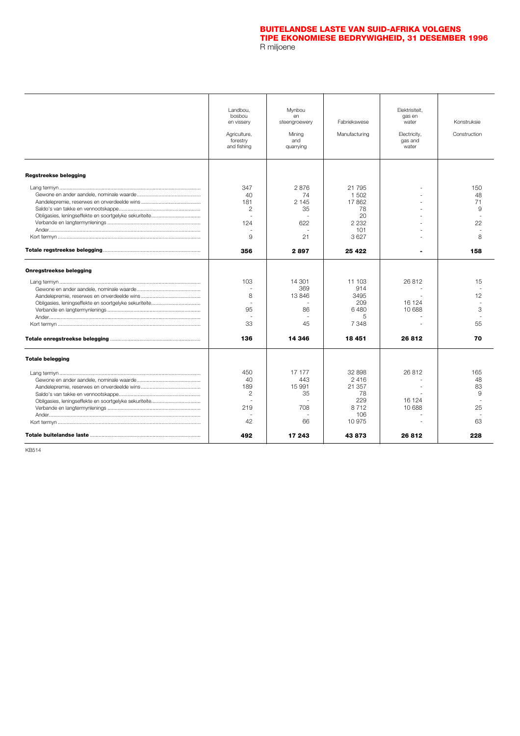# BUITELANDSE LASTE VAN SUID-AFRIKA VOLGENS TIPE EKONOMIESE BEDRYWIGHEID, 31 DESEMBER 1996

R miljoene

| | Landbou, bosbou en vissery<br>Agriculture, forestry and fishing | Mynbou en steengroewery<br>Mining and quarrying | Fabriekswese<br>Manufacturing | Elektrisiteit, gas en water<br>Electricity, gas and water | Konstruksie<br>Construction |
|---|---|---|---|---|---|
| **Regstreekse belegging** | | | | | |
| Lang termyn | 347 | 2 876 | 21 795 | - | 150 |
| Gewone en ander aandele, nominale waarde | 40 | 74 | 1 502 | - | 48 |
| Aandelepremie, reserwes en onverdeelde wins | 181 | 2 145 | 17 862 | - | 71 |
| Saldo's van takke en vennootskappe | 2 | 35 | 78 | - | 9 |
| Obligasies, leningseffekte en soortgelyke sekuriteite | - | - | 20 | - | - |
| Verbande en langtermynlenings | 124 | 622 | 2 232 | - | 22 |
| Ander | - | - | 101 | - | - |
| Kort termyn | 9 | 21 | 3 627 | - | 8 |
| **Totale regstreekse belegging** | **356** | **2 897** | **25 422** | **-** | **158** |
| **Onregstreekse belegging** | | | | | |
| Lang termyn | 103 | 14 301 | 11 103 | 26 812 | 15 |
| Gewone en ander aandele, nominale waarde | - | 369 | 914 | - | - |
| Aandelepremie, reserwes en onverdeelde wins | 8 | 13 846 | 3495 | - | 12 |
| Obligasies, leningseffekte en soortgelyke sekuriteite | - | - | 209 | 16 124 | - |
| Verbande en langtermynlenings | 95 | 86 | 6 480 | 10 688 | 3 |
| Ander | - | - | 5 | - | - |
| Kort termyn | 33 | 45 | 7 348 | - | 55 |
| **Totale onregstreekse belegging** | **136** | **14 346** | **18 451** | **26 812** | **70** |
| **Totale belegging** | | | | | |
| Lang termyn | 450 | 17 177 | 32 898 | 26 812 | 165 |
| Gewone en ander aandele, nominale waarde | 40 | 443 | 2 416 | - | 48 |
| Aandelepremie, reserwes en onverdeelde wins | 189 | 15 991 | 21 357 | - | 83 |
| Saldo's van takke en vennootskappe | 2 | 35 | 78 | - | 9 |
| Obligasies, leningseffekte en soortgelyke sekuriteite | - | - | 229 | 16 124 | - |
| Verbande en langtermynlenings | 219 | 708 | 8 712 | 10 688 | 25 |
| Ander | - | - | 106 | - | - |
| Kort termyn | 42 | 66 | 10 975 | - | 63 |
| **Totale buitelandse laste** | **492** | **17 243** | **43 873** | **26 812** | **228** |

KB514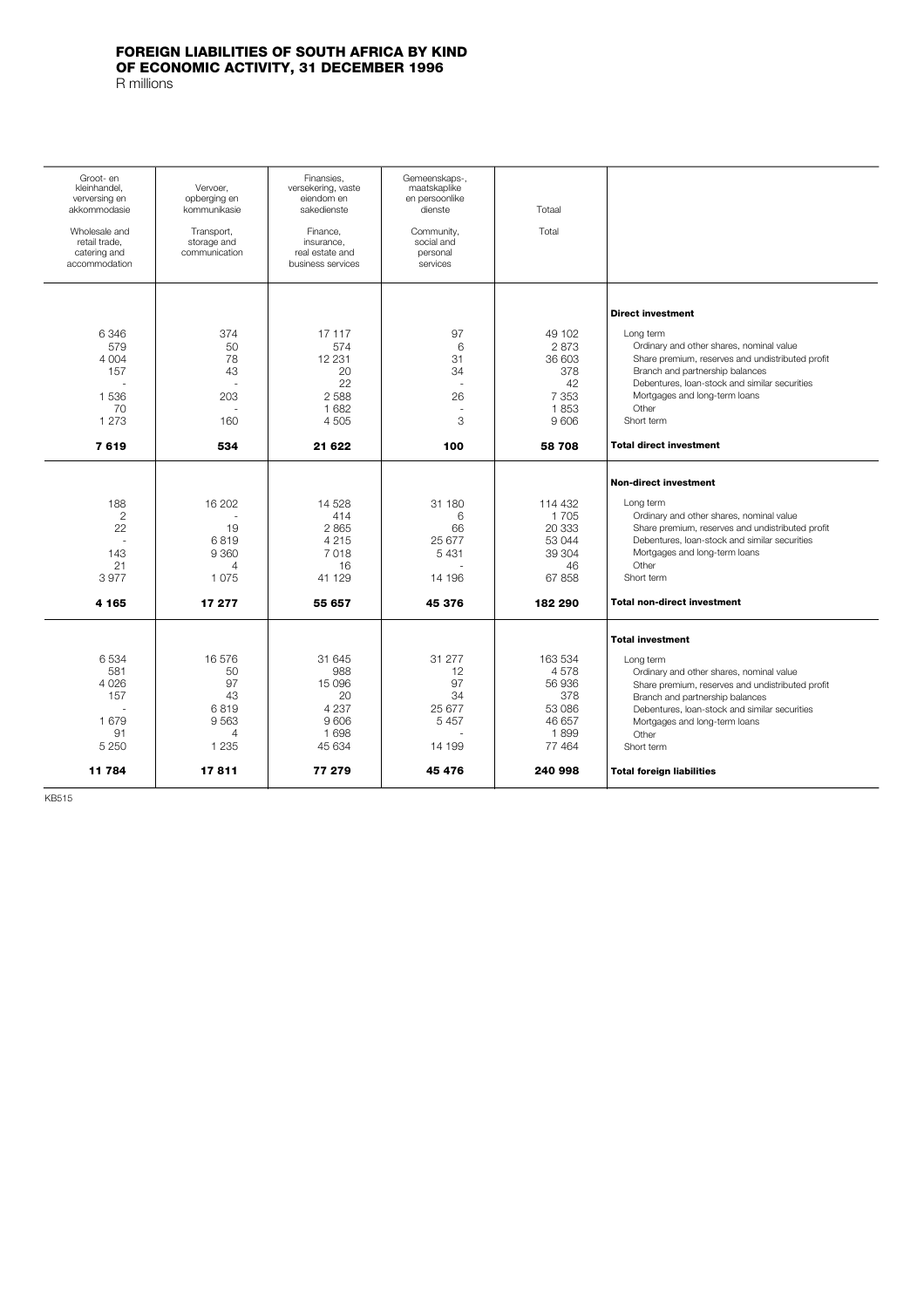# FOREIGN LIABILITIES OF SOUTH AFRICA BY KIND OF ECONOMIC ACTIVITY, 31 DECEMBER 1996

R millions

| Groot- en kleinhandel, verversing en akkommodasie<br>Wholesale and retail trade, catering and accommodation | Vervoer, opberging en kommunikasie<br>Transport, storage and communication | Finansies, versekering, vaste eiendom en sakedienste<br>Finance, insurance, real estate and business services | Gemeenskaps-, maatskaplike en persoonlike dienste<br>Community, social and personal services | Totaal<br>Total | |
|---|---|---|---|---|---|
| | | | | | **Direct investment** |
| 6 346 | 374 | 17 117 | 97 | 49 102 | Long term |
| 579 | 50 | 574 | 6 | 2 873 | Ordinary and other shares, nominal value |
| 4 004 | 78 | 12 231 | 31 | 36 603 | Share premium, reserves and undistributed profit |
| 157 | 43 | 20 | 34 | 378 | Branch and partnership balances |
| - | - | 22 | - | 42 | Debentures, loan-stock and similar securities |
| 1 536 | 203 | 2 588 | 26 | 7 353 | Mortgages and long-term loans |
| 70 | - | 1 682 | - | 1 853 | Other |
| 1 273 | 160 | 4 505 | 3 | 9 606 | Short term |
| **7 619** | **534** | **21 622** | **100** | **58 708** | **Total direct investment** |
| | | | | | **Non-direct investment** |
| 188 | 16 202 | 14 528 | 31 180 | 114 432 | Long term |
| 2 | - | 414 | 6 | 1 705 | Ordinary and other shares, nominal value |
| 22 | 19 | 2 865 | 66 | 20 333 | Share premium, reserves and undistributed profit |
| - | 6 819 | 4 215 | 25 677 | 53 044 | Debentures, loan-stock and similar securities |
| 143 | 9 360 | 7 018 | 5 431 | 39 304 | Mortgages and long-term loans |
| 21 | 4 | 16 | - | 46 | Other |
| 3 977 | 1 075 | 41 129 | 14 196 | 67 858 | Short term |
| **4 165** | **17 277** | **55 657** | **45 376** | **182 290** | **Total non-direct investment** |
| | | | | | **Total investment** |
| 6 534 | 16 576 | 31 645 | 31 277 | 163 534 | Long term |
| 581 | 50 | 988 | 12 | 4 578 | Ordinary and other shares, nominal value |
| 4 026 | 97 | 15 096 | 97 | 56 936 | Share premium, reserves and undistributed profit |
| 157 | 43 | 20 | 34 | 378 | Branch and partnership balances |
| - | 6 819 | 4 237 | 25 677 | 53 086 | Debentures, loan-stock and similar securities |
| 1 679 | 9 563 | 9 606 | 5 457 | 46 657 | Mortgages and long-term loans |
| 91 | 4 | 1 698 | - | 1 899 | Other |
| 5 250 | 1 235 | 45 634 | 14 199 | 77 464 | Short term |
| **11 784** | **17 811** | **77 279** | **45 476** | **240 998** | **Total foreign liabilities** |

KB515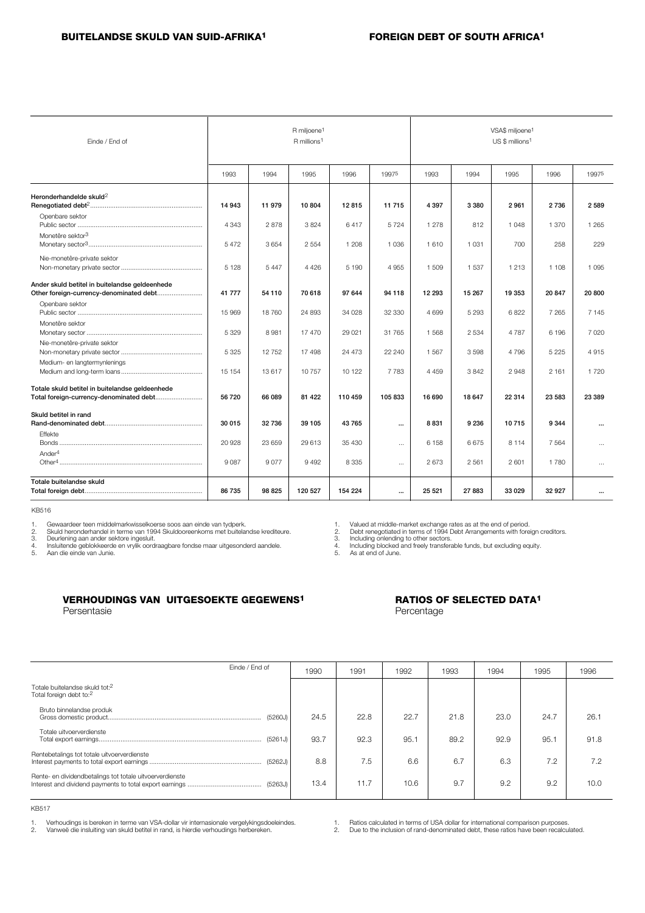## BUITELANDSE SKULD VAN SUID-AFRIKA[1]

## FOREIGN DEBT OF SOUTH AFRICA[1]

| Einde / End of | R miljoene[1] R millions[1] | | | | | VSA$ miljoene[1] US $ millions[1] | | | | |
|---|---|---|---|---|---|---|---|---|---|---|
| | 1993 | 1994 | 1995 | 1996 | 1997[5] | 1993 | 1994 | 1995 | 1996 | 1997[5] |
| **Heronderhandelde skuld[2] Renegotiated debt[2]** | **14 943** | **11 979** | **10 804** | **12 815** | **11 715** | **4 397** | **3 380** | **2 961** | **2 736** | **2 589** |
| Openbare sektor Public sector | 4 343 | 2 878 | 3 824 | 6 417 | 5 724 | 1 278 | 812 | 1 048 | 1 370 | 1 265 |
| Monetêre sektor[3] Monetary sector[3] | 5 472 | 3 654 | 2 554 | 1 208 | 1 036 | 1 610 | 1 031 | 700 | 258 | 229 |
| Nie-monetêre-private sektor Non-monetary private sector | 5 128 | 5 447 | 4 426 | 5 190 | 4 955 | 1 509 | 1 537 | 1 213 | 1 108 | 1 095 |
| **Ander skuld betitel in buitelandse geldeenhede Other foreign-currency-denominated debt** | **41 777** | **54 110** | **70 618** | **97 644** | **94 118** | **12 293** | **15 267** | **19 353** | **20 847** | **20 800** |
| Openbare sektor Public sector | 15 969 | 18 760 | 24 893 | 34 028 | 32 330 | 4 699 | 5 293 | 6 822 | 7 265 | 7 145 |
| Monetêre sektor Monetary sector | 5 329 | 8 981 | 17 470 | 29 021 | 31 765 | 1 568 | 2 534 | 4 787 | 6 196 | 7 020 |
| Nie-monetêre-private sektor Non-monetary private sector | 5 325 | 12 752 | 17 498 | 24 473 | 22 240 | 1 567 | 3 598 | 4 796 | 5 225 | 4 915 |
| Medium- en langtermynlenings Medium and long-term loans | 15 154 | 13 617 | 10 757 | 10 122 | 7 783 | 4 459 | 3 842 | 2 948 | 2 161 | 1 720 |
| **Totale skuld betitel in buitelandse geldeenhede Total foreign-currency-denominated debt** | **56 720** | **66 089** | **81 422** | **110 459** | **105 833** | **16 690** | **18 647** | **22 314** | **23 583** | **23 389** |
| **Skuld betitel in rand Rand-denominated debt** | **30 015** | **32 736** | **39 105** | **43 765** | **...** | **8 831** | **9 236** | **10 715** | **9 344** | **...** |
| Effekte Bonds | 20 928 | 23 659 | 29 613 | 35 430 | ... | 6 158 | 6 675 | 8 114 | 7 564 | ... |
| Ander[4] Other[4] | 9 087 | 9 077 | 9 492 | 8 335 | ... | 2 673 | 2 561 | 2 601 | 1 780 | ... |
| **Totale buitelandse skuld Total foreign debt** | **86 735** | **98 825** | **120 527** | **154 224** | **...** | **25 521** | **27 883** | **33 029** | **32 927** | **...** |

KB516

1. Gewaardeer teen middelmarkwisselkoerse soos aan einde van tydperk.
2. Skuld heronderhandel in terme van 1994 Skuldooreenkoms met buitelandse krediteure.
3. Deurlening aan ander sektore ingesluit.
4. Insluitende geblokkeerde en vrylik oordraagbare fondse maar uitgesonderd aandele.
5. Aan die einde van Junie.

1. Valued at middle-market exchange rates as at the end of period.
2. Debt renegotiated in terms of 1994 Debt Arrangements with foreign creditors.
3. Including onlending to other sectors.
4. Including blocked and freely transferable funds, but excluding equity.
5. As at end of June.

## VERHOUDINGS VAN UITGESOEKTE GEGEWENS[1]

Persentasie

## RATIOS OF SELECTED DATA[1]

Percentage

| Einde / End of | | 1990 | 1991 | 1992 | 1993 | 1994 | 1995 | 1996 |
|---|---|---|---|---|---|---|---|---|
| Totale buitelandse skuld tot:[2] Total foreign debt to:[2] | | | | | | | | |
| Bruto binnelandse produk Gross domestic product | (5260J) | 24.5 | 22.8 | 22.7 | 21.8 | 23.0 | 24.7 | 26.1 |
| Totale uitvoerverdienste Total export earnings | (5261J) | 93.7 | 92.3 | 95.1 | 89.2 | 92.9 | 95.1 | 91.8 |
| Rentebetalings tot totale uitvoerverdienste Interest payments to total export earnings | (5262J) | 8.8 | 7.5 | 6.6 | 6.7 | 6.3 | 7.2 | 7.2 |
| Rente- en dividendbetalings tot totale uitvoerverdienste Interest and dividend payments to total export earnings | (5263J) | 13.4 | 11.7 | 10.6 | 9.7 | 9.2 | 9.2 | 10.0 |

KB517

1. Verhoudings is bereken in terme van VSA-dollar vir internasionale vergelykingsdoeleindes.
2. Vanweë die insluiting van skuld betitel in rand, is hierdie verhoudings herbereken.

1. Ratios calculated in terms of USA dollar for international comparison purposes.
2. Due to the inclusion of rand-denominated debt, these ratios have been recalculated.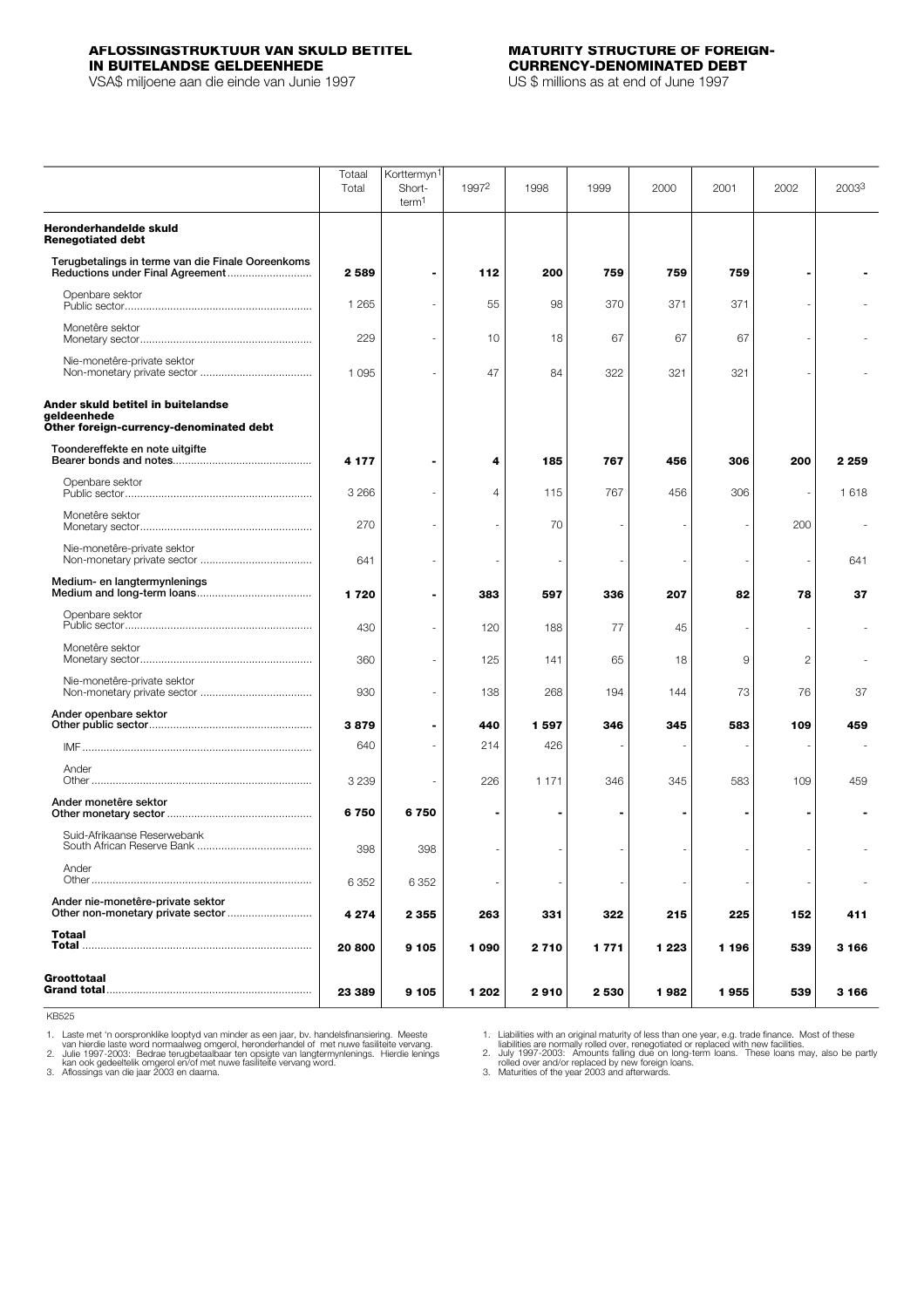## AFLOSSINGSTRUKTUUR VAN SKULD BETITEL IN BUITELANDSE GELDEENHEDE

VSA$ miljoene aan die einde van Junie 1997

## MATURITY STRUCTURE OF FOREIGN-CURRENCY-DENOMINATED DEBT

US $ millions as at end of June 1997

| | Totaal Total | Korttermyn[1] Short-term[1] | 1997[2] | 1998 | 1999 | 2000 | 2001 | 2002 | 2003[3] |
|---|---|---|---|---|---|---|---|---|---|
| **Heronderhandelde skuld Renegotiated debt** | | | | | | | | | |
| Terugbetalings in terme van die Finale Ooreenkoms Reductions under Final Agreement | **2 589** | **-** | **112** | **200** | **759** | **759** | **759** | **-** | **-** |
| Openbare sektor Public sector | 1 265 | - | 55 | 98 | 370 | 371 | 371 | - | - |
| Monetêre sektor Monetary sector | 229 | - | 10 | 18 | 67 | 67 | 67 | - | - |
| Nie-monetêre-private sektor Non-monetary private sector | 1 095 | - | 47 | 84 | 322 | 321 | 321 | - | - |
| **Ander skuld betitel in buitelandse geldeenhede Other foreign-currency-denominated debt** | | | | | | | | | |
| Toondereffekte en note uitgifte Bearer bonds and notes | **4 177** | **-** | **4** | **185** | **767** | **456** | **306** | **200** | **2 259** |
| Openbare sektor Public sector | 3 266 | - | 4 | 115 | 767 | 456 | 306 | - | 1 618 |
| Monetêre sektor Monetary sector | 270 | - | - | 70 | - | - | - | 200 | - |
| Nie-monetêre-private sektor Non-monetary private sector | 641 | - | - | - | - | - | - | - | 641 |
| Medium- en langtermynlenings Medium and long-term loans | **1 720** | **-** | **383** | **597** | **336** | **207** | **82** | **78** | **37** |
| Openbare sektor Public sector | 430 | - | 120 | 188 | 77 | 45 | - | - | - |
| Monetêre sektor Monetary sector | 360 | - | 125 | 141 | 65 | 18 | 9 | 2 | - |
| Nie-monetêre-private sektor Non-monetary private sector | 930 | - | 138 | 268 | 194 | 144 | 73 | 76 | 37 |
| Ander openbare sektor Other public sector | **3 879** | **-** | **440** | **1 597** | **346** | **345** | **583** | **109** | **459** |
| IMF | 640 | - | 214 | 426 | - | - | - | - | - |
| Ander Other | 3 239 | - | 226 | 1 171 | 346 | 345 | 583 | 109 | 459 |
| Ander monetêre sektor Other monetary sector | **6 750** | **6 750** | **-** | **-** | **-** | **-** | **-** | **-** | **-** |
| Suid-Afrikaanse Reserwebank South African Reserve Bank | 398 | 398 | - | - | - | - | - | - | - |
| Ander Other | 6 352 | 6 352 | - | - | - | - | - | - | - |
| Ander nie-monetêre-private sektor Other non-monetary private sector | **4 274** | **2 355** | **263** | **331** | **322** | **215** | **225** | **152** | **411** |
| **Totaal Total** | **20 800** | **9 105** | **1 090** | **2 710** | **1 771** | **1 223** | **1 196** | **539** | **3 166** |
| **Groottotaal Grand total** | **23 389** | **9 105** | **1 202** | **2 910** | **2 530** | **1 982** | **1 955** | **539** | **3 166** |

KB525

1. Laste met 'n oorspronklike looptyd van minder as een jaar, bv. handelsfinansiering. Meeste van hierdie laste word normaalweg omgerol, heronderhandel of met nuwe fasiliteite vervang.
2. Julie 1997-2003: Bedrae terugbetaalbaar ten opsigte van langtermynlenings. Hierdie lenings kan ook gedeeltelik omgerol en/of met nuwe fasiliteite vervang word.
3. Aflossings van die jaar 2003 en daarna.

1. Liabilities with an original maturity of less than one year, e.g. trade finance. Most of these liabilities are normally rolled over, renegotiated or replaced with new facilities.
2. July 1997-2003: Amounts falling due on long-term loans. These loans may, also be partly rolled over and/or replaced by new foreign loans.
3. Maturities of the year 2003 and afterwards.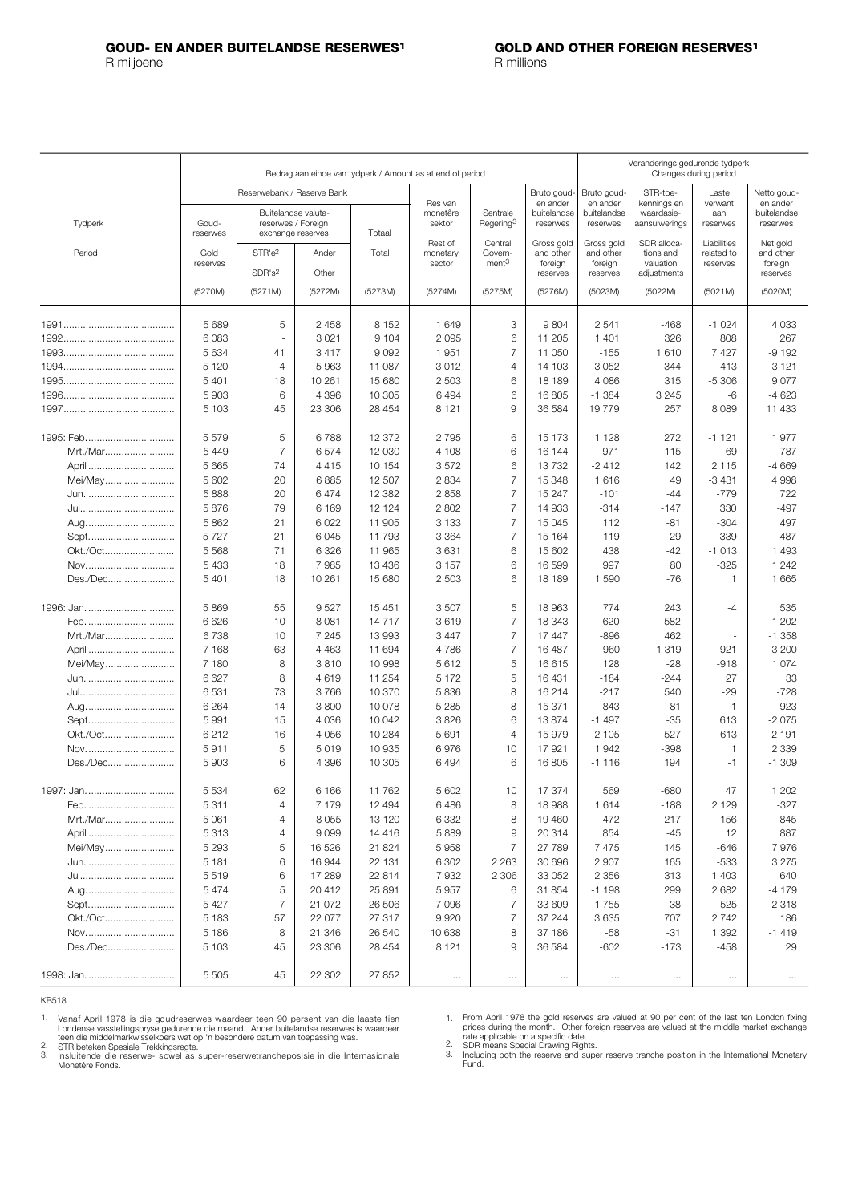# GOUD- EN ANDER BUITELANDSE RESERWES[1]

R miljoene

# GOLD AND OTHER FOREIGN RESERVES[1]

R millions

| Tydperk / Period | Bedrag aan einde van tydperk / Amount as at end of period | | | | | | | Veranderings gedurende tydperk / Changes during period | | | |
|---|---|---|---|---|---|---|---|---|---|---|---|
| | Reserwebank / Reserve Bank | | | | Res van monetêre sektor / Rest of monetary sector | Sentrale Regering[3] / Central Government[3] | Bruto goud- en ander buitelandse reserwes / Gross gold and other foreign reserves | Bruto goud- en ander buitelandse reserwes / Gross gold and other foreign reserves | STR-toekennings en waardasie-aansuiwerings / SDR allocations and valuation adjustments | Laste verwant aan reserwes / Liabilities related to reserves | Netto goud- en ander buitelandse reserwes / Net gold and other foreign reserves |
| | Goudreserwes / Gold reserves | Buitelandse valutareserwes / Foreign exchange reserves | | Totaal / Total | | | | | | | |
| | | STR'e[2] / SDR's[2] | Ander / Other | | | | | | | | |
| | (5270M) | (5271M) | (5272M) | (5273M) | (5274M) | (5275M) | (5276M) | (5023M) | (5022M) | (5021M) | (5020M) |
| 1991 | 5 689 | 5 | 2 458 | 8 152 | 1 649 | 3 | 9 804 | 2 541 | -468 | -1 024 | 4 033 |
| 1992 | 6 083 | - | 3 021 | 9 104 | 2 095 | 6 | 11 205 | 1 401 | 326 | 808 | 267 |
| 1993 | 5 634 | 41 | 3 417 | 9 092 | 1 951 | 7 | 11 050 | -155 | 1 610 | 7 427 | -9 192 |
| 1994 | 5 120 | 4 | 5 963 | 11 087 | 3 012 | 4 | 14 103 | 3 052 | 344 | -413 | 3 121 |
| 1995 | 5 401 | 18 | 10 261 | 15 680 | 2 503 | 6 | 18 189 | 4 086 | 315 | -5 306 | 9 077 |
| 1996 | 5 903 | 6 | 4 396 | 10 305 | 6 494 | 6 | 16 805 | -1 384 | 3 245 | -6 | -4 623 |
| 1997 | 5 103 | 45 | 23 306 | 28 454 | 8 121 | 9 | 36 584 | 19 779 | 257 | 8 089 | 11 433 |
| 1995: Feb. | 5 579 | 5 | 6 788 | 12 372 | 2 795 | 6 | 15 173 | 1 128 | 272 | -1 121 | 1 977 |
| Mrt./Mar. | 5 449 | 7 | 6 574 | 12 030 | 4 108 | 6 | 16 144 | 971 | 115 | 69 | 787 |
| April | 5 665 | 74 | 4 415 | 10 154 | 3 572 | 6 | 13 732 | -2 412 | 142 | 2 115 | -4 669 |
| Mei/May | 5 602 | 20 | 6 885 | 12 507 | 2 834 | 7 | 15 348 | 1 616 | 49 | -3 431 | 4 998 |
| Jun. | 5 888 | 20 | 6 474 | 12 382 | 2 858 | 7 | 15 247 | -101 | -44 | -779 | 722 |
| Jul. | 5 876 | 79 | 6 169 | 12 124 | 2 802 | 7 | 14 933 | -314 | -147 | 330 | -497 |
| Aug. | 5 862 | 21 | 6 022 | 11 905 | 3 133 | 7 | 15 045 | 112 | -81 | -304 | 497 |
| Sept. | 5 727 | 21 | 6 045 | 11 793 | 3 364 | 7 | 15 164 | 119 | -29 | -339 | 487 |
| Okt./Oct. | 5 568 | 71 | 6 326 | 11 965 | 3 631 | 6 | 15 602 | 438 | -42 | -1 013 | 1 493 |
| Nov. | 5 433 | 18 | 7 985 | 13 436 | 3 157 | 6 | 16 599 | 997 | 80 | -325 | 1 242 |
| Des./Dec. | 5 401 | 18 | 10 261 | 15 680 | 2 503 | 6 | 18 189 | 1 590 | -76 | 1 | 1 665 |
| 1996: Jan. | 5 869 | 55 | 9 527 | 15 451 | 3 507 | 5 | 18 963 | 774 | 243 | -4 | 535 |
| Feb. | 6 626 | 10 | 8 081 | 14 717 | 3 619 | 7 | 18 343 | -620 | 582 | - | -1 202 |
| Mrt./Mar. | 6 738 | 10 | 7 245 | 13 993 | 3 447 | 7 | 17 447 | -896 | 462 | - | -1 358 |
| April | 7 168 | 63 | 4 463 | 11 694 | 4 786 | 7 | 16 487 | -960 | 1 319 | 921 | -3 200 |
| Mei/May | 7 180 | 8 | 3 810 | 10 998 | 5 612 | 5 | 16 615 | 128 | -28 | -918 | 1 074 |
| Jun. | 6 627 | 8 | 4 619 | 11 254 | 5 172 | 5 | 16 431 | -184 | -244 | 27 | 33 |
| Jul. | 6 531 | 73 | 3 766 | 10 370 | 5 836 | 8 | 16 214 | -217 | 540 | -29 | -728 |
| Aug. | 6 264 | 14 | 3 800 | 10 078 | 5 285 | 8 | 15 371 | -843 | 81 | -1 | -923 |
| Sept. | 5 991 | 15 | 4 036 | 10 042 | 3 826 | 6 | 13 874 | -1 497 | -35 | 613 | -2 075 |
| Okt./Oct. | 6 212 | 16 | 4 056 | 10 284 | 5 691 | 4 | 15 979 | 2 105 | 527 | -613 | 2 191 |
| Nov. | 5 911 | 5 | 5 019 | 10 935 | 6 976 | 10 | 17 921 | 1 942 | -398 | 1 | 2 339 |
| Des./Dec. | 5 903 | 6 | 4 396 | 10 305 | 6 494 | 6 | 16 805 | -1 116 | 194 | -1 | -1 309 |
| 1997: Jan. | 5 534 | 62 | 6 166 | 11 762 | 5 602 | 10 | 17 374 | 569 | -680 | 47 | 1 202 |
| Feb. | 5 311 | 4 | 7 179 | 12 494 | 6 486 | 8 | 18 988 | 1 614 | -188 | 2 129 | -327 |
| Mrt./Mar. | 5 061 | 4 | 8 055 | 13 120 | 6 332 | 8 | 19 460 | 472 | -217 | -156 | 845 |
| April | 5 313 | 4 | 9 099 | 14 416 | 5 889 | 9 | 20 314 | 854 | -45 | 12 | 887 |
| Mei/May | 5 293 | 5 | 16 526 | 21 824 | 5 958 | 7 | 27 789 | 7 475 | 145 | -646 | 7 976 |
| Jun. | 5 181 | 6 | 16 944 | 22 131 | 6 302 | 2 263 | 30 696 | 2 907 | 165 | -533 | 3 275 |
| Jul. | 5 519 | 6 | 17 289 | 22 814 | 7 932 | 2 306 | 33 052 | 2 356 | 313 | 1 403 | 640 |
| Aug. | 5 474 | 5 | 20 412 | 25 891 | 5 957 | 6 | 31 854 | -1 198 | 299 | 2 682 | -4 179 |
| Sept. | 5 427 | 7 | 21 072 | 26 506 | 7 096 | 7 | 33 609 | 1 755 | -38 | -525 | 2 318 |
| Okt./Oct. | 5 183 | 57 | 22 077 | 27 317 | 9 920 | 7 | 37 244 | 3 635 | 707 | 2 742 | 186 |
| Nov. | 5 186 | 8 | 21 346 | 26 540 | 10 638 | 8 | 37 186 | -58 | -31 | 1 392 | -1 419 |
| Des./Dec. | 5 103 | 45 | 23 306 | 28 454 | 8 121 | 9 | 36 584 | -602 | -173 | -458 | 29 |
| 1998: Jan. | 5 505 | 45 | 22 302 | 27 852 | ... | ... | ... | ... | ... | ... | ... |

KB518

1. Vanaf April 1978 is die goudreserwes waardeer teen 90 persent van die laaste tien Londense vasstellingspryse gedurende die maand. Ander buitelandse reserwes is waardeer teen die middelmarkwisselkoers wat op 'n besondere datum van toepassing was.
2. STR beteken Spesiale Trekkingsregte.
3. Insluitende die reserwe- sowel as super-reserwetrancheposisie in die Internasionale Monetêre Fonds.

1. From April 1978 the gold reserves are valued at 90 per cent of the last ten London fixing prices during the month. Other foreign reserves are valued at the middle market exchange rate applicable on a specific date.
2. SDR means Special Drawing Rights.
3. Including both the reserve and super reserve tranche position in the International Monetary Fund.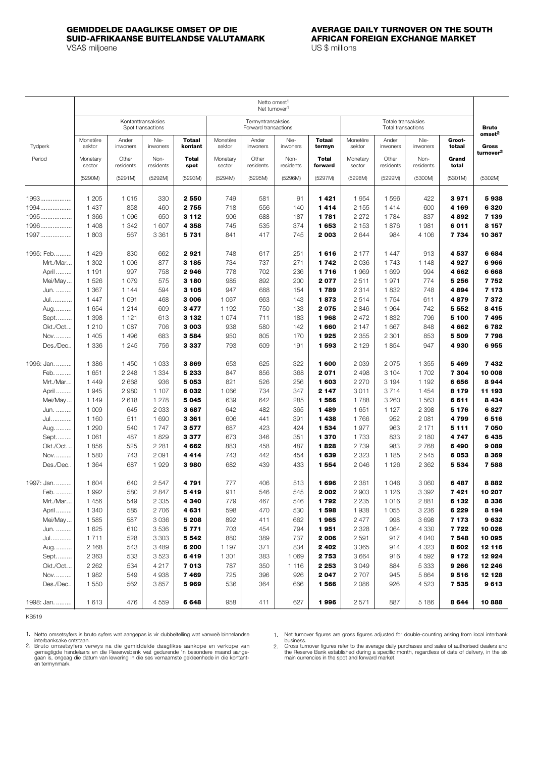**GEMIDDELDE DAAGLIKSE OMSET OP DIE SUID-AFRIKAANSE BUITELANDSE VALUTAMARK**
VSA$ miljoene

**AVERAGE DAILY TURNOVER ON THE SOUTH AFRICAN FOREIGN EXCHANGE MARKET**
US $ millions

| Tydperk / Period | Netto omset[1] / Net turnover[1] | | | | | | | | | | | | Bruto omset[2] / Gross turnover[2] |
|---|---|---|---|---|---|---|---|---|---|---|---|---|---|
| | Kontanttransaksies / Spot transactions | | | | Termyntransaksies / Forward transactions | | | | Totale transaksies / Total transactions | | | | |
| | Monetêre sektor / Monetary sector | Ander inwoners / Other residents | Nie-inwoners / Non-residents | **Totaal kontant / Total spot** | Monetêre sektor / Monetary sector | Ander inwoners / Other residents | Nie-inwoners / Non-residents | **Totaal termyn / Total forward** | Monetêre sektor / Monetary sector | Ander inwoners / Other residents | Nie-inwoners / Non-residents | **Groot-totaal / Grand total** | |
| | (5290M) | (5291M) | (5292M) | (5293M) | (5294M) | (5295M) | (5296M) | (5297M) | (5298M) | (5299M) | (5300M) | (5301M) | (5302M) |
| 1993 | 1 205 | 1 015 | 330 | **2 550** | 749 | 581 | 91 | **1 421** | 1 954 | 1 596 | 422 | **3 971** | **5 938** |
| 1994 | 1 437 | 858 | 460 | **2 755** | 718 | 556 | 140 | **1 414** | 2 155 | 1 414 | 600 | **4 169** | **6 320** |
| 1995 | 1 366 | 1 096 | 650 | **3 112** | 906 | 688 | 187 | **1 781** | 2 272 | 1 784 | 837 | **4 892** | **7 139** |
| 1996 | 1 408 | 1 342 | 1 607 | **4 358** | 745 | 535 | 374 | **1 653** | 2 153 | 1 876 | 1 981 | **6 011** | **8 157** |
| 1997 | 1 803 | 567 | 3 361 | **5 731** | 841 | 417 | 745 | **2 003** | 2 644 | 984 | 4 106 | **7 734** | **10 367** |
| 1995: Feb. | 1 429 | 830 | 662 | **2 921** | 748 | 617 | 251 | **1 616** | 2 177 | 1 447 | 913 | **4 537** | **6 684** |
| Mrt./Mar. | 1 302 | 1 006 | 877 | **3 185** | 734 | 737 | 271 | **1 742** | 2 036 | 1 743 | 1 148 | **4 927** | **6 966** |
| April | 1 191 | 997 | 758 | **2 946** | 778 | 702 | 236 | **1 716** | 1 969 | 1 699 | 994 | **4 662** | **6 668** |
| Mei/May | 1 526 | 1 079 | 575 | **3 180** | 985 | 892 | 200 | **2 077** | 2 511 | 1 971 | 774 | **5 256** | **7 752** |
| Jun. | 1 367 | 1 144 | 594 | **3 105** | 947 | 688 | 154 | **1 789** | 2 314 | 1 832 | 748 | **4 894** | **7 173** |
| Jul. | 1 447 | 1 091 | 468 | **3 006** | 1 067 | 663 | 143 | **1 873** | 2 514 | 1 754 | 611 | **4 879** | **7 372** |
| Aug. | 1 654 | 1 214 | 609 | **3 477** | 1 192 | 750 | 133 | **2 075** | 2 846 | 1 964 | 742 | **5 552** | **8 415** |
| Sept. | 1 398 | 1 121 | 613 | **3 132** | 1 074 | 711 | 183 | **1 968** | 2 472 | 1 832 | 796 | **5 100** | **7 495** |
| Okt./Oct. | 1 210 | 1 087 | 706 | **3 003** | 938 | 580 | 142 | **1 660** | 2 147 | 1 667 | 848 | **4 662** | **6 782** |
| Nov. | 1 405 | 1 496 | 683 | **3 584** | 950 | 805 | 170 | **1 925** | 2 355 | 2 301 | 853 | **5 509** | **7 798** |
| Des./Dec. | 1 336 | 1 245 | 756 | **3 337** | 793 | 609 | 191 | **1 593** | 2 129 | 1 854 | 947 | **4 930** | **6 955** |
| 1996: Jan. | 1 386 | 1 450 | 1 033 | **3 869** | 653 | 625 | 322 | **1 600** | 2 039 | 2 075 | 1 355 | **5 469** | **7 432** |
| Feb. | 1 651 | 2 248 | 1 334 | **5 233** | 847 | 856 | 368 | **2 071** | 2 498 | 3 104 | 1 702 | **7 304** | **10 008** |
| Mrt./Mar. | 1 449 | 2 668 | 936 | **5 053** | 821 | 526 | 256 | **1 603** | 2 270 | 3 194 | 1 192 | **6 656** | **8 944** |
| April | 1 945 | 2 980 | 1 107 | **6 032** | 1 066 | 734 | 347 | **2 147** | 3 011 | 3 714 | 1 454 | **8 179** | **11 193** |
| Mei/May | 1 149 | 2 618 | 1 278 | **5 045** | 639 | 642 | 285 | **1 566** | 1 788 | 3 260 | 1 563 | **6 611** | **8 434** |
| Jun. | 1 009 | 645 | 2 033 | **3 687** | 642 | 482 | 365 | **1 489** | 1 651 | 1 127 | 2 398 | **5 176** | **6 827** |
| Jul. | 1 160 | 511 | 1 690 | **3 361** | 606 | 441 | 391 | **1 438** | 1 766 | 952 | 2 081 | **4 799** | **6 516** |
| Aug. | 1 290 | 540 | 1 747 | **3 577** | 687 | 423 | 424 | **1 534** | 1 977 | 963 | 2 171 | **5 111** | **7 050** |
| Sept. | 1 061 | 487 | 1 829 | **3 377** | 673 | 346 | 351 | **1 370** | 1 733 | 833 | 2 180 | **4 747** | **6 435** |
| Okt./Oct. | 1 856 | 525 | 2 281 | **4 662** | 883 | 458 | 487 | **1 828** | 2 739 | 983 | 2 768 | **6 490** | **9 089** |
| Nov. | 1 580 | 743 | 2 091 | **4 414** | 743 | 442 | 454 | **1 639** | 2 323 | 1 185 | 2 545 | **6 053** | **8 369** |
| Des./Dec. | 1 364 | 687 | 1 929 | **3 980** | 682 | 439 | 433 | **1 554** | 2 046 | 1 126 | 2 362 | **5 534** | **7 588** |
| 1997: Jan. | 1 604 | 640 | 2 547 | **4 791** | 777 | 406 | 513 | **1 696** | 2 381 | 1 046 | 3 060 | **6 487** | **8 882** |
| Feb. | 1 992 | 580 | 2 847 | **5 419** | 911 | 546 | 545 | **2 002** | 2 903 | 1 126 | 3 392 | **7 421** | **10 207** |
| Mrt./Mar. | 1 456 | 549 | 2 335 | **4 340** | 779 | 467 | 546 | **1 792** | 2 235 | 1 016 | 2 881 | **6 132** | **8 336** |
| April | 1 340 | 585 | 2 706 | **4 631** | 598 | 470 | 530 | **1 598** | 1 938 | 1 055 | 3 236 | **6 229** | **8 194** |
| Mei/May | 1 585 | 587 | 3 036 | **5 208** | 892 | 411 | 662 | **1 965** | 2 477 | 998 | 3 698 | **7 173** | **9 632** |
| Jun. | 1 625 | 610 | 3 536 | **5 771** | 703 | 454 | 794 | **1 951** | 2 328 | 1 064 | 4 330 | **7 722** | **10 026** |
| Jul. | 1 711 | 528 | 3 303 | **5 542** | 880 | 389 | 737 | **2 006** | 2 591 | 917 | 4 040 | **7 548** | **10 095** |
| Aug. | 2 168 | 543 | 3 489 | **6 200** | 1 197 | 371 | 834 | **2 402** | 3 365 | 914 | 4 323 | **8 602** | **12 116** |
| Sept. | 2 363 | 533 | 3 523 | **6 419** | 1 301 | 383 | 1 069 | **2 753** | 3 664 | 916 | 4 592 | **9 172** | **12 924** |
| Okt./Oct. | 2 262 | 534 | 4 217 | **7 013** | 787 | 350 | 1 116 | **2 253** | 3 049 | 884 | 5 333 | **9 266** | **12 246** |
| Nov. | 1 982 | 549 | 4 938 | **7 469** | 725 | 396 | 926 | **2 047** | 2 707 | 945 | 5 864 | **9 516** | **12 128** |
| Des./Dec. | 1 550 | 562 | 3 857 | **5 969** | 536 | 364 | 666 | **1 566** | 2 086 | 926 | 4 523 | **7 535** | **9 613** |
| 1998: Jan. | 1 613 | 476 | 4 559 | **6 648** | 958 | 411 | 627 | **1 996** | 2 571 | 887 | 5 186 | **8 644** | **10 888** |

KB519

1. Netto omsetsyfers is bruto syfers wat aangepas is vir dubbeltelling wat vanweë binnelandse interbanksake ontstaan.
2. Bruto omsetsyfers verwys na die gemiddelde daaglikse aankope en verkope van gemagtigde handelaars en die Reserwebank wat gedurende 'n besondere maand aangegaan is, ongeag die datum van lewering in die ses vernaamste geldeenhede in die kontant- en termynmark.

1. Net turnover figures are gross figures adjusted for double-counting arising from local interbank business.
2. Gross turnover figures refer to the average daily purchases and sales of authorised dealers and the Reserve Bank established during a specific month, regardless of date of delivery, in the six main currencies in the spot and forward market.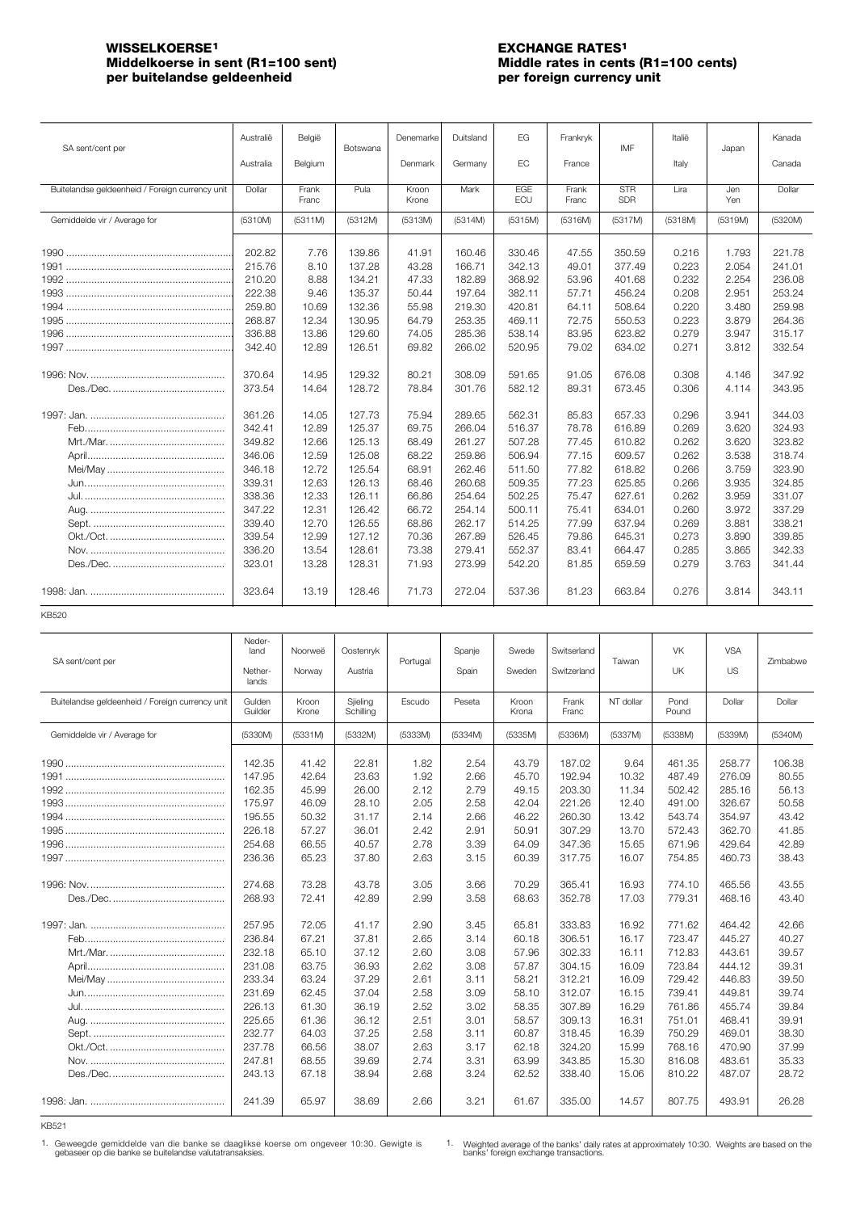**WISSELKOERSE[1]**
**Middelkoerse in sent (R1=100 sent)**
**per buitelandse geldeenheid**

**EXCHANGE RATES[1]**
**Middle rates in cents (R1=100 cents)**
**per foreign currency unit**

| SA sent/cent per | Australië Australia | België Belgium | Botswana | Denemarke Denmark | Duitsland Germany | EG EC | Frankryk France | IMF | Italië Italy | Japan | Kanada Canada |
|---|---|---|---|---|---|---|---|---|---|---|---|
| Buitelandse geldeenheid / Foreign currency unit | Dollar | Frank Franc | Pula | Kroon Krone | Mark | EGE ECU | Frank Franc | STR SDR | Lira | Jen Yen | Dollar |
| Gemiddelde vir / Average for | (5310M) | (5311M) | (5312M) | (5313M) | (5314M) | (5315M) | (5316M) | (5317M) | (5318M) | (5319M) | (5320M) |
| 1990 | 202.82 | 7.76 | 139.86 | 41.91 | 160.46 | 330.46 | 47.55 | 350.59 | 0.216 | 1.793 | 221.78 |
| 1991 | 215.76 | 8.10 | 137.28 | 43.28 | 166.71 | 342.13 | 49.01 | 377.49 | 0.223 | 2.054 | 241.01 |
| 1992 | 210.20 | 8.88 | 134.21 | 47.33 | 182.89 | 368.92 | 53.96 | 401.68 | 0.232 | 2.254 | 236.08 |
| 1993 | 222.38 | 9.46 | 135.37 | 50.44 | 197.64 | 382.11 | 57.71 | 456.24 | 0.208 | 2.951 | 253.24 |
| 1994 | 259.80 | 10.69 | 132.36 | 55.98 | 219.30 | 420.81 | 64.11 | 508.64 | 0.220 | 3.480 | 259.98 |
| 1995 | 268.87 | 12.34 | 130.95 | 64.79 | 253.35 | 469.11 | 72.75 | 550.53 | 0.223 | 3.879 | 264.36 |
| 1996 | 336.88 | 13.86 | 129.60 | 74.05 | 285.36 | 538.14 | 83.95 | 623.82 | 0.279 | 3.947 | 315.17 |
| 1997 | 342.40 | 12.89 | 126.51 | 69.82 | 266.02 | 520.95 | 79.02 | 634.02 | 0.271 | 3.812 | 332.54 |
| 1996: Nov. | 370.64 | 14.95 | 129.32 | 80.21 | 308.09 | 591.65 | 91.05 | 676.08 | 0.308 | 4.146 | 347.92 |
| Des./Dec. | 373.54 | 14.64 | 128.72 | 78.84 | 301.76 | 582.12 | 89.31 | 673.45 | 0.306 | 4.114 | 343.95 |
| 1997: Jan. | 361.26 | 14.05 | 127.73 | 75.94 | 289.65 | 562.31 | 85.83 | 657.33 | 0.296 | 3.941 | 344.03 |
| Feb. | 342.41 | 12.89 | 125.37 | 69.75 | 266.04 | 516.37 | 78.78 | 616.89 | 0.269 | 3.620 | 324.93 |
| Mrt./Mar. | 349.82 | 12.66 | 125.13 | 68.49 | 261.27 | 507.28 | 77.45 | 610.82 | 0.262 | 3.620 | 323.82 |
| April | 346.06 | 12.59 | 125.08 | 68.22 | 259.86 | 506.94 | 77.15 | 609.57 | 0.262 | 3.538 | 318.74 |
| Mei/May | 346.18 | 12.72 | 125.54 | 68.91 | 262.46 | 511.50 | 77.82 | 618.82 | 0.266 | 3.759 | 323.90 |
| Jun. | 339.31 | 12.63 | 126.13 | 68.46 | 260.68 | 509.35 | 77.23 | 625.85 | 0.266 | 3.935 | 324.85 |
| Jul. | 338.36 | 12.33 | 126.11 | 66.86 | 254.64 | 502.25 | 75.47 | 627.61 | 0.262 | 3.959 | 331.07 |
| Aug. | 347.22 | 12.31 | 126.42 | 66.72 | 254.14 | 500.11 | 75.41 | 634.01 | 0.260 | 3.972 | 337.29 |
| Sept. | 339.40 | 12.70 | 126.55 | 68.86 | 262.17 | 514.25 | 77.99 | 637.94 | 0.269 | 3.881 | 338.21 |
| Okt./Oct. | 339.54 | 12.99 | 127.12 | 70.36 | 267.89 | 526.45 | 79.86 | 645.31 | 0.273 | 3.890 | 339.85 |
| Nov. | 336.20 | 13.54 | 128.61 | 73.38 | 279.41 | 552.37 | 83.41 | 664.47 | 0.285 | 3.865 | 342.33 |
| Des./Dec. | 323.01 | 13.28 | 128.31 | 71.93 | 273.99 | 542.20 | 81.85 | 659.59 | 0.279 | 3.763 | 341.44 |
| 1998: Jan. | 323.64 | 13.19 | 128.46 | 71.73 | 272.04 | 537.36 | 81.23 | 663.84 | 0.276 | 3.814 | 343.11 |

KB520

| SA sent/cent per | Nederland Netherlands | Noorweë Norway | Oostenryk Austria | Portugal | Spanje Spain | Swede Sweden | Switserland Switzerland | Taiwan | VK UK | VSA US | Zimbabwe |
|---|---|---|---|---|---|---|---|---|---|---|---|
| Buitelandse geldeenheid / Foreign currency unit | Gulden Guilder | Kroon Krone | Sjieling Schilling | Escudo | Peseta | Kroon Krona | Frank Franc | NT dollar | Pond Pound | Dollar | Dollar |
| Gemiddelde vir / Average for | (5330M) | (5331M) | (5332M) | (5333M) | (5334M) | (5335M) | (5336M) | (5337M) | (5338M) | (5339M) | (5340M) |
| 1990 | 142.35 | 41.42 | 22.81 | 1.82 | 2.54 | 43.79 | 187.02 | 9.64 | 461.35 | 258.77 | 106.38 |
| 1991 | 147.95 | 42.64 | 23.63 | 1.92 | 2.66 | 45.70 | 192.94 | 10.32 | 487.49 | 276.09 | 80.55 |
| 1992 | 162.35 | 45.99 | 26.00 | 2.12 | 2.79 | 49.15 | 203.30 | 11.34 | 502.42 | 285.16 | 56.13 |
| 1993 | 175.97 | 46.09 | 28.10 | 2.05 | 2.58 | 42.04 | 221.26 | 12.40 | 491.00 | 326.67 | 50.58 |
| 1994 | 195.55 | 50.32 | 31.17 | 2.14 | 2.66 | 46.22 | 260.30 | 13.42 | 543.74 | 354.97 | 43.42 |
| 1995 | 226.18 | 57.27 | 36.01 | 2.42 | 2.91 | 50.91 | 307.29 | 13.70 | 572.43 | 362.70 | 41.85 |
| 1996 | 254.68 | 66.55 | 40.57 | 2.78 | 3.39 | 64.09 | 347.36 | 15.65 | 671.96 | 429.64 | 42.89 |
| 1997 | 236.36 | 65.23 | 37.80 | 2.63 | 3.15 | 60.39 | 317.75 | 16.07 | 754.85 | 460.73 | 38.43 |
| 1996: Nov. | 274.68 | 73.28 | 43.78 | 3.05 | 3.66 | 70.29 | 365.41 | 16.93 | 774.10 | 465.56 | 43.55 |
| Des./Dec. | 268.93 | 72.41 | 42.89 | 2.99 | 3.58 | 68.63 | 352.78 | 17.03 | 779.31 | 468.16 | 43.40 |
| 1997: Jan. | 257.95 | 72.05 | 41.17 | 2.90 | 3.45 | 65.81 | 333.83 | 16.92 | 771.62 | 464.42 | 42.66 |
| Feb. | 236.84 | 67.21 | 37.81 | 2.65 | 3.14 | 60.18 | 306.51 | 16.17 | 723.47 | 445.27 | 40.27 |
| Mrt./Mar. | 232.18 | 65.10 | 37.12 | 2.60 | 3.08 | 57.96 | 302.33 | 16.11 | 712.83 | 443.61 | 39.57 |
| April | 231.08 | 63.75 | 36.93 | 2.62 | 3.08 | 57.87 | 304.15 | 16.09 | 723.84 | 444.12 | 39.31 |
| Mei/May | 233.34 | 63.24 | 37.29 | 2.61 | 3.11 | 58.21 | 312.21 | 16.09 | 729.42 | 446.83 | 39.50 |
| Jun. | 231.69 | 62.45 | 37.04 | 2.58 | 3.09 | 58.10 | 312.07 | 16.15 | 739.41 | 449.81 | 39.74 |
| Jul. | 226.13 | 61.30 | 36.19 | 2.52 | 3.02 | 58.35 | 307.89 | 16.29 | 761.86 | 455.74 | 39.84 |
| Aug. | 225.65 | 61.36 | 36.12 | 2.51 | 3.01 | 58.57 | 309.13 | 16.31 | 751.01 | 468.41 | 39.91 |
| Sept. | 232.77 | 64.03 | 37.25 | 2.58 | 3.11 | 60.87 | 318.45 | 16.39 | 750.29 | 469.01 | 38.30 |
| Okt./Oct. | 237.78 | 66.56 | 38.07 | 2.63 | 3.17 | 62.18 | 324.20 | 15.99 | 768.16 | 470.90 | 37.99 |
| Nov. | 247.81 | 68.55 | 39.69 | 2.74 | 3.31 | 63.99 | 343.85 | 15.30 | 816.08 | 483.61 | 35.33 |
| Des./Dec. | 243.13 | 67.18 | 38.94 | 2.68 | 3.24 | 62.52 | 338.40 | 15.06 | 810.22 | 487.07 | 28.72 |
| 1998: Jan. | 241.39 | 65.97 | 38.69 | 2.66 | 3.21 | 61.67 | 335.00 | 14.57 | 807.75 | 493.91 | 26.28 |

KB521

1. Geweegde gemiddelde van die banke se daaglikse koerse om ongeveer 10:30. Gewigte is gebaseer op die banke se buitelandse valutatransaksies.

1. Weighted average of the banks' daily rates at approximately 10:30. Weights are based on the banks' foreign exchange transactions.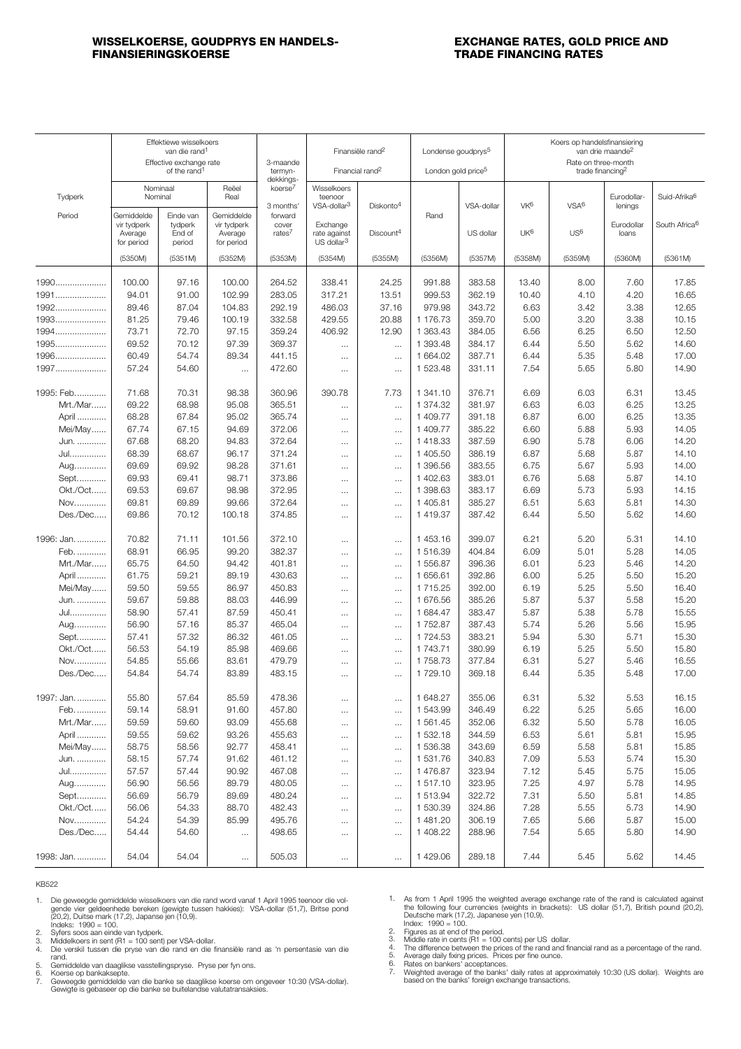## WISSELKOERSE, GOUDPRYS EN HANDELS-FINANSIERINGSKOERSE

## EXCHANGE RATES, GOLD PRICE AND TRADE FINANCING RATES

| Tydperk / Period | Effektiewe wisselkoers van die rand[1] / Effective exchange rate of the rand[1] — Nominaal / Nominal — Gemiddelde vir tydperk / Average for period (5350M) | Nominaal / Nominal — Einde van tydperk / End of period (5351M) | Reëel / Real — Gemiddelde vir tydperk / Average for period (5352M) | 3-maande termyn-dekkingskoerse[7] / 3 months' forward cover rates[7] (5353M) | Finansiële rand[2] / Financial rand[2] — Wisselkoers teenoor VSA-dollar[3] / Exchange rate against US dollar[3] (5354M) | Diskonto[4] / Discount[4] (5355M) | Londense goudprys[5] / London gold price[5] — Rand (5356M) | VSA-dollar / US dollar (5357M) | Koers op handelsfinansiering van drie maande[2] / Rate on three-month trade financing[2] — VK[6] / UK[6] (5358M) | VSA[6] / US[6] (5359M) | Eurodollar-lenings / Eurodollar loans (5360M) | Suid-Afrika[6] / South Africa[6] (5361M) |
|---|---|---|---|---|---|---|---|---|---|---|---|---|
| 1990 | 100.00 | 97.16 | 100.00 | 264.52 | 338.41 | 24.25 | 991.88 | 383.58 | 13.40 | 8.00 | 7.60 | 17.85 |
| 1991 | 94.01 | 91.00 | 102.99 | 283.05 | 317.21 | 13.51 | 999.53 | 362.19 | 10.40 | 4.10 | 4.20 | 16.65 |
| 1992 | 89.46 | 87.04 | 104.83 | 292.19 | 486.03 | 37.16 | 979.98 | 343.72 | 6.63 | 3.42 | 3.38 | 12.65 |
| 1993 | 81.25 | 79.46 | 100.19 | 332.58 | 429.55 | 20.88 | 1 176.73 | 359.70 | 5.00 | 3.20 | 3.38 | 10.15 |
| 1994 | 73.71 | 72.70 | 97.15 | 359.24 | 406.92 | 12.90 | 1 363.43 | 384.05 | 6.56 | 6.25 | 6.50 | 12.50 |
| 1995 | 69.52 | 70.12 | 97.39 | 369.37 | ... | ... | 1 393.48 | 384.17 | 6.44 | 5.50 | 5.62 | 14.60 |
| 1996 | 60.49 | 54.74 | 89.34 | 441.15 | ... | ... | 1 664.02 | 387.71 | 6.44 | 5.35 | 5.48 | 17.00 |
| 1997 | 57.24 | 54.60 | ... | 472.60 | ... | ... | 1 523.48 | 331.11 | 7.54 | 5.65 | 5.80 | 14.90 |
| | | | | | | | | | | | | |
| 1995: Feb. | 71.68 | 70.31 | 98.38 | 360.96 | 390.78 | 7.73 | 1 341.10 | 376.71 | 6.69 | 6.03 | 6.31 | 13.45 |
| Mrt./Mar. | 69.22 | 68.98 | 95.08 | 365.51 | ... | ... | 1 374.32 | 381.97 | 6.63 | 6.03 | 6.25 | 13.25 |
| April | 68.28 | 67.84 | 95.02 | 365.74 | ... | ... | 1 409.77 | 391.18 | 6.87 | 6.00 | 6.25 | 13.35 |
| Mei/May | 67.74 | 67.15 | 94.69 | 372.06 | ... | ... | 1 409.77 | 385.22 | 6.60 | 5.88 | 5.93 | 14.05 |
| Jun. | 67.68 | 68.20 | 94.83 | 372.64 | ... | ... | 1 418.33 | 387.59 | 6.90 | 5.78 | 6.06 | 14.20 |
| Jul. | 68.39 | 68.67 | 96.17 | 371.24 | ... | ... | 1 405.50 | 386.19 | 6.87 | 5.68 | 5.87 | 14.10 |
| Aug. | 69.69 | 69.92 | 98.28 | 371.61 | ... | ... | 1 396.56 | 383.55 | 6.75 | 5.67 | 5.93 | 14.00 |
| Sept. | 69.93 | 69.41 | 98.71 | 373.86 | ... | ... | 1 402.63 | 383.01 | 6.76 | 5.68 | 5.87 | 14.10 |
| Okt./Oct. | 69.53 | 69.67 | 98.98 | 372.95 | ... | ... | 1 398.63 | 383.17 | 6.69 | 5.73 | 5.93 | 14.15 |
| Nov. | 69.81 | 69.89 | 99.66 | 372.64 | ... | ... | 1 405.81 | 385.27 | 6.51 | 5.63 | 5.81 | 14.30 |
| Des./Dec. | 69.86 | 70.12 | 100.18 | 374.85 | ... | ... | 1 419.37 | 387.42 | 6.44 | 5.50 | 5.62 | 14.60 |
| | | | | | | | | | | | | |
| 1996: Jan. | 70.82 | 71.11 | 101.56 | 372.10 | ... | ... | 1 453.16 | 399.07 | 6.21 | 5.20 | 5.31 | 14.10 |
| Feb. | 68.91 | 66.95 | 99.20 | 382.37 | ... | ... | 1 516.39 | 404.84 | 6.09 | 5.01 | 5.28 | 14.05 |
| Mrt./Mar. | 65.75 | 64.50 | 94.42 | 401.81 | ... | ... | 1 556.87 | 396.36 | 6.01 | 5.23 | 5.46 | 14.20 |
| April | 61.75 | 59.21 | 89.19 | 430.63 | ... | ... | 1 656.61 | 392.86 | 6.00 | 5.25 | 5.50 | 15.20 |
| Mei/May | 59.50 | 59.55 | 86.97 | 450.83 | ... | ... | 1 715.25 | 392.00 | 6.19 | 5.25 | 5.50 | 16.40 |
| Jun. | 59.67 | 59.88 | 88.03 | 446.99 | ... | ... | 1 676.56 | 385.26 | 5.87 | 5.37 | 5.58 | 15.20 |
| Jul. | 58.90 | 57.41 | 87.59 | 450.41 | ... | ... | 1 684.47 | 383.47 | 5.87 | 5.38 | 5.78 | 15.55 |
| Aug. | 56.90 | 57.16 | 85.37 | 465.04 | ... | ... | 1 752.87 | 387.43 | 5.74 | 5.26 | 5.56 | 15.95 |
| Sept. | 57.41 | 57.32 | 86.32 | 461.05 | ... | ... | 1 724.53 | 383.21 | 5.94 | 5.30 | 5.71 | 15.30 |
| Okt./Oct. | 56.53 | 54.19 | 85.98 | 469.66 | ... | ... | 1 743.71 | 380.99 | 6.19 | 5.25 | 5.50 | 15.80 |
| Nov. | 54.85 | 55.66 | 83.61 | 479.79 | ... | ... | 1 758.73 | 377.84 | 6.31 | 5.27 | 5.46 | 16.55 |
| Des./Dec. | 54.84 | 54.74 | 83.89 | 483.15 | ... | ... | 1 729.10 | 369.18 | 6.44 | 5.35 | 5.48 | 17.00 |
| | | | | | | | | | | | | |
| 1997: Jan. | 55.80 | 57.64 | 85.59 | 478.36 | ... | ... | 1 648.27 | 355.06 | 6.31 | 5.32 | 5.53 | 16.15 |
| Feb. | 59.14 | 58.91 | 91.60 | 457.80 | ... | ... | 1 543.99 | 346.49 | 6.22 | 5.25 | 5.65 | 16.00 |
| Mrt./Mar. | 59.59 | 59.60 | 93.09 | 455.68 | ... | ... | 1 561.45 | 352.06 | 6.32 | 5.50 | 5.78 | 16.05 |
| April | 59.55 | 59.62 | 93.26 | 455.63 | ... | ... | 1 532.18 | 344.59 | 6.53 | 5.61 | 5.81 | 15.95 |
| Mei/May | 58.75 | 58.56 | 92.77 | 458.41 | ... | ... | 1 536.38 | 343.69 | 6.59 | 5.58 | 5.81 | 15.85 |
| Jun. | 58.15 | 57.74 | 91.62 | 461.12 | ... | ... | 1 531.76 | 340.83 | 7.09 | 5.53 | 5.74 | 15.30 |
| Jul. | 57.57 | 57.44 | 90.92 | 467.08 | ... | ... | 1 476.87 | 323.94 | 7.12 | 5.45 | 5.75 | 15.05 |
| Aug. | 56.90 | 56.56 | 89.79 | 480.05 | ... | ... | 1 517.10 | 323.95 | 7.25 | 4.97 | 5.78 | 14.95 |
| Sept. | 56.69 | 56.79 | 89.69 | 480.24 | ... | ... | 1 513.94 | 322.72 | 7.31 | 5.50 | 5.81 | 14.85 |
| Okt./Oct. | 56.06 | 54.33 | 88.70 | 482.43 | ... | ... | 1 530.39 | 324.86 | 7.28 | 5.55 | 5.73 | 14.90 |
| Nov. | 54.24 | 54.39 | 85.99 | 495.76 | ... | ... | 1 481.20 | 306.19 | 7.65 | 5.66 | 5.87 | 15.00 |
| Des./Dec. | 54.44 | 54.60 | ... | 498.65 | ... | ... | 1 408.22 | 288.96 | 7.54 | 5.65 | 5.80 | 14.90 |
| | | | | | | | | | | | | |
| 1998: Jan. | 54.04 | 54.04 | ... | 505.03 | ... | ... | 1 429.06 | 289.18 | 7.44 | 5.45 | 5.62 | 14.45 |

KB522

1. Die geweegde gemiddelde wisselkoers van die rand word vanaf 1 April 1995 teenoor die volgende vier geldeenhede bereken (gewigte tussen hakkies): VSA-dollar (51,7), Britse pond (20,2), Duitse mark (17,2), Japanse jen (10,9). Indeks: 1990 = 100.
2. Syfers soos aan einde van tydperk.
3. Middelkoers in sent (R1 = 100 sent) per VSA-dollar.
4. Die verskil tussen die pryse van die rand en die finansiële rand as 'n persentasie van die rand.
5. Gemiddelde van daaglikse vasstellingspryse. Pryse per fyn ons.
6. Koerse op bankaksepte.
7. Geweegde gemiddelde van die banke se daaglikse koerse om ongeveer 10:30 (VSA-dollar). Gewigte is gebaseer op die banke se buitelandse valutatransaksies.

1. As from 1 April 1995 the weighted average exchange rate of the rand is calculated against the following four currencies (weights in brackets): US dollar (51,7), British pound (20,2), Deutsche mark (17,2), Japanese yen (10,9). Index: 1990 = 100.
2. Figures as at end of the period.
3. Middle rate in cents (R1 = 100 cents) per US dollar.
4. The difference between the prices of the rand and financial rand as a percentage of the rand.
5. Average daily fixing prices. Prices per fine ounce.
6. Rates on bankers' acceptances.
7. Weighted average of the banks' daily rates at approximately 10:30 (US dollar). Weights are based on the banks' foreign exchange transactions.